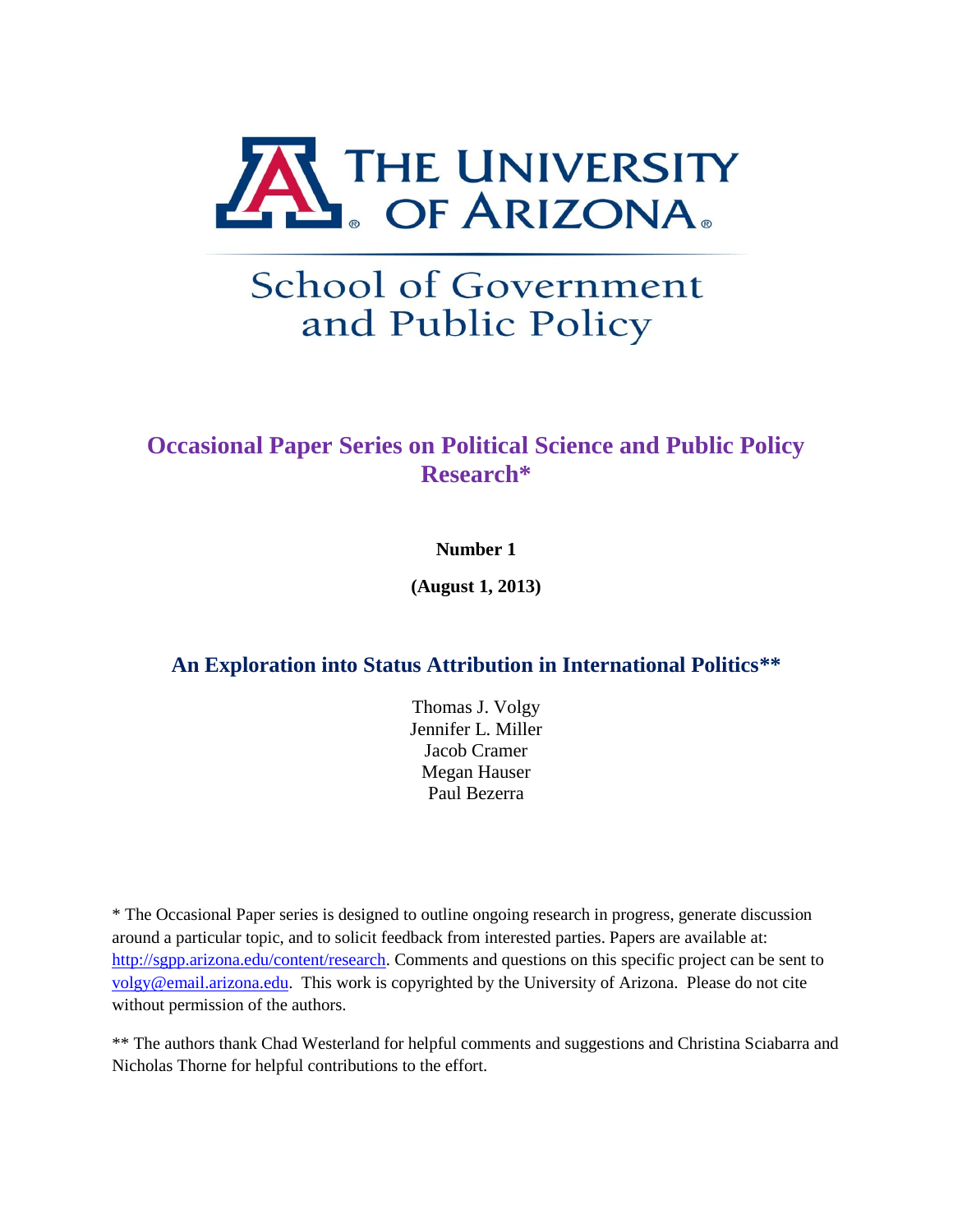THE UNIVERSITY OF ARIZONA

School of Government and Public Policy

# Occasional Paper Series on Political Science and Public Policy Research*

**Number 1**

**(August 1, 2013)**

## An Exploration into Status Attribution in International Politics**

Thomas J. Volgy
Jennifer L. Miller
Jacob Cramer
Megan Hauser
Paul Bezerra

* The Occasional Paper series is designed to outline ongoing research in progress, generate discussion around a particular topic, and to solicit feedback from interested parties. Papers are available at: http://sgpp.arizona.edu/content/research. Comments and questions on this specific project can be sent to volgy@email.arizona.edu. This work is copyrighted by the University of Arizona. Please do not cite without permission of the authors.

** The authors thank Chad Westerland for helpful comments and suggestions and Christina Sciabarra and Nicholas Thorne for helpful contributions to the effort.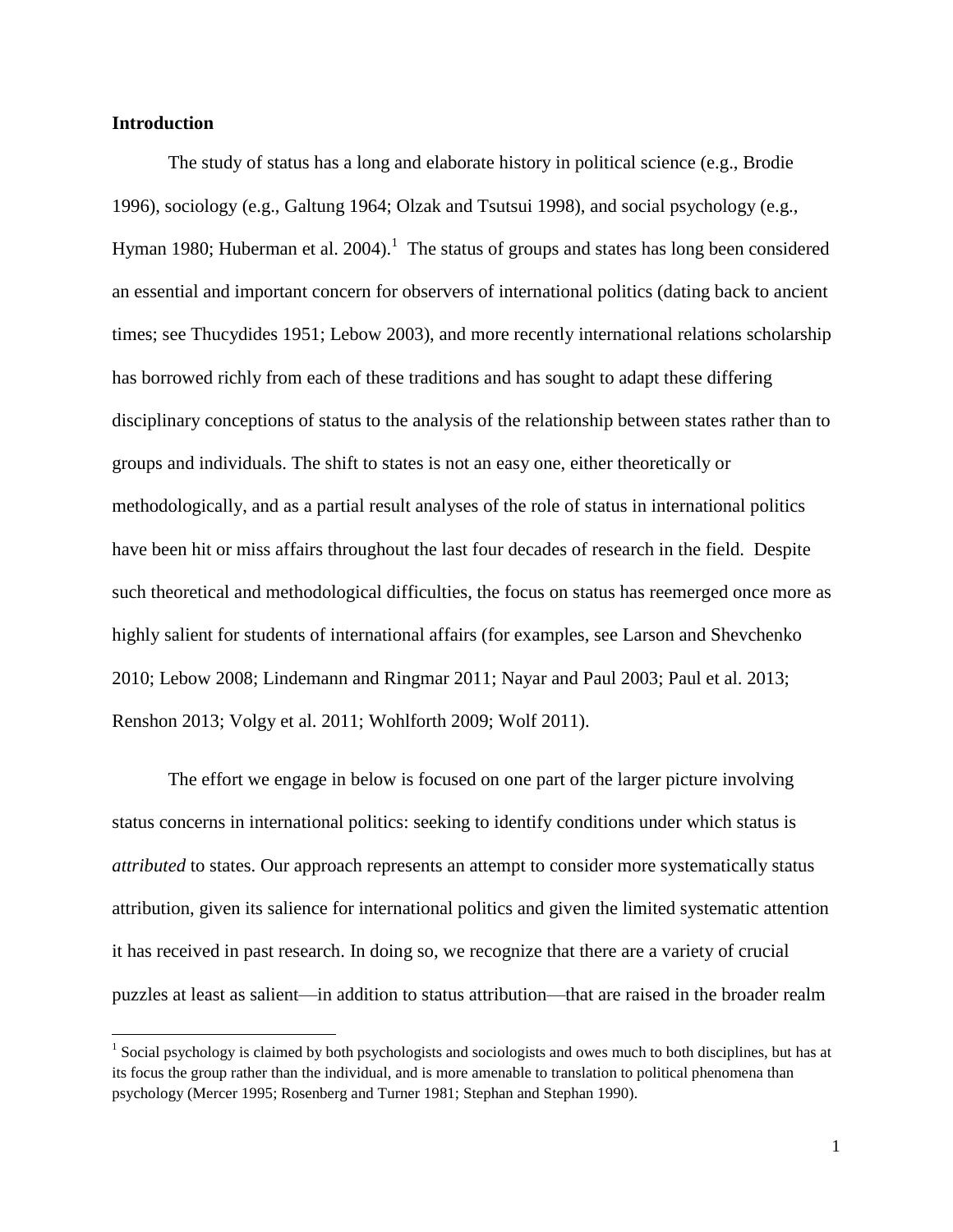## Introduction

The study of status has a long and elaborate history in political science (e.g., Brodie 1996), sociology (e.g., Galtung 1964; Olzak and Tsutsui 1998), and social psychology (e.g., Hyman 1980; Huberman et al. 2004).[1] The status of groups and states has long been considered an essential and important concern for observers of international politics (dating back to ancient times; see Thucydides 1951; Lebow 2003), and more recently international relations scholarship has borrowed richly from each of these traditions and has sought to adapt these differing disciplinary conceptions of status to the analysis of the relationship between states rather than to groups and individuals. The shift to states is not an easy one, either theoretically or methodologically, and as a partial result analyses of the role of status in international politics have been hit or miss affairs throughout the last four decades of research in the field. Despite such theoretical and methodological difficulties, the focus on status has reemerged once more as highly salient for students of international affairs (for examples, see Larson and Shevchenko 2010; Lebow 2008; Lindemann and Ringmar 2011; Nayar and Paul 2003; Paul et al. 2013; Renshon 2013; Volgy et al. 2011; Wohlforth 2009; Wolf 2011).

The effort we engage in below is focused on one part of the larger picture involving status concerns in international politics: seeking to identify conditions under which status is *attributed* to states. Our approach represents an attempt to consider more systematically status attribution, given its salience for international politics and given the limited systematic attention it has received in past research. In doing so, we recognize that there are a variety of crucial puzzles at least as salient—in addition to status attribution—that are raised in the broader realm

[1] Social psychology is claimed by both psychologists and sociologists and owes much to both disciplines, but has at its focus the group rather than the individual, and is more amenable to translation to political phenomena than psychology (Mercer 1995; Rosenberg and Turner 1981; Stephan and Stephan 1990).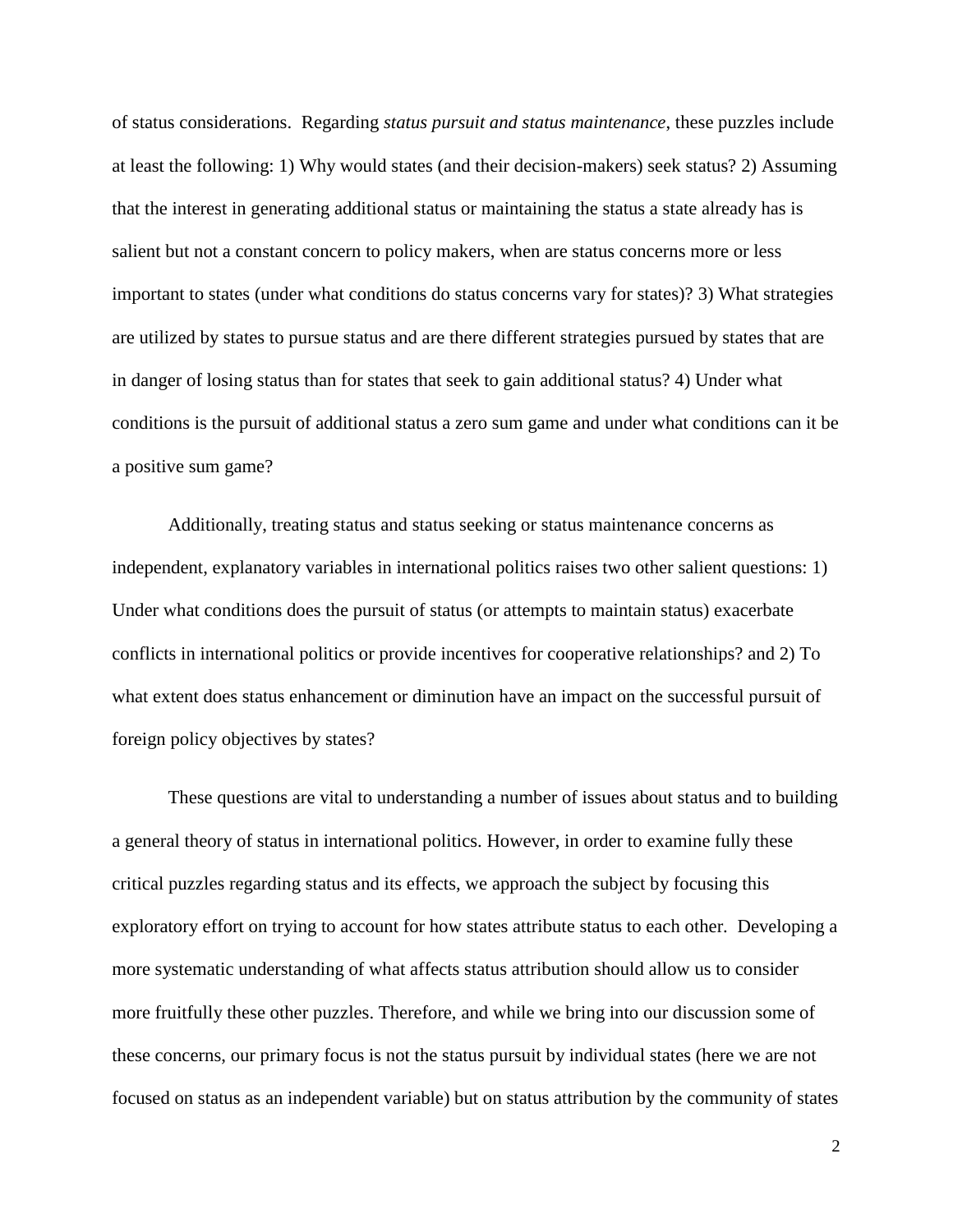of status considerations. Regarding *status pursuit and status maintenance*, these puzzles include at least the following: 1) Why would states (and their decision-makers) seek status? 2) Assuming that the interest in generating additional status or maintaining the status a state already has is salient but not a constant concern to policy makers, when are status concerns more or less important to states (under what conditions do status concerns vary for states)? 3) What strategies are utilized by states to pursue status and are there different strategies pursued by states that are in danger of losing status than for states that seek to gain additional status? 4) Under what conditions is the pursuit of additional status a zero sum game and under what conditions can it be a positive sum game?

Additionally, treating status and status seeking or status maintenance concerns as independent, explanatory variables in international politics raises two other salient questions: 1) Under what conditions does the pursuit of status (or attempts to maintain status) exacerbate conflicts in international politics or provide incentives for cooperative relationships? and 2) To what extent does status enhancement or diminution have an impact on the successful pursuit of foreign policy objectives by states?

These questions are vital to understanding a number of issues about status and to building a general theory of status in international politics. However, in order to examine fully these critical puzzles regarding status and its effects, we approach the subject by focusing this exploratory effort on trying to account for how states attribute status to each other. Developing a more systematic understanding of what affects status attribution should allow us to consider more fruitfully these other puzzles. Therefore, and while we bring into our discussion some of these concerns, our primary focus is not the status pursuit by individual states (here we are not focused on status as an independent variable) but on status attribution by the community of states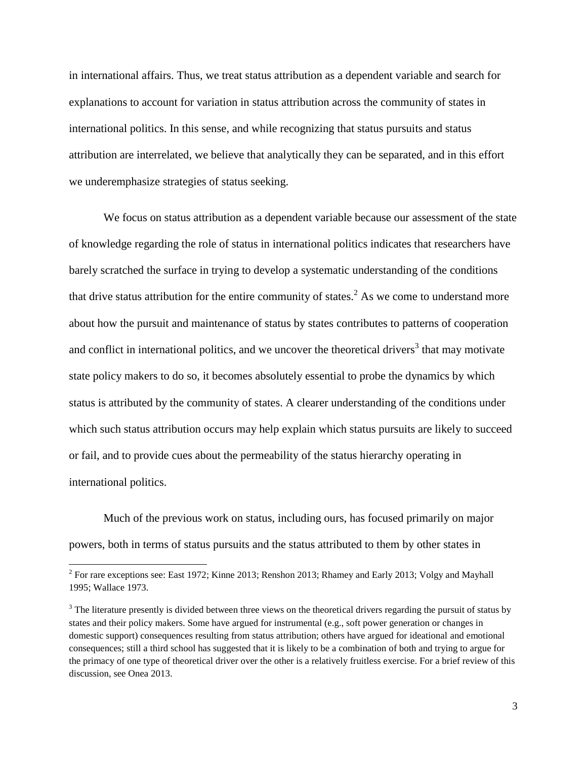in international affairs. Thus, we treat status attribution as a dependent variable and search for explanations to account for variation in status attribution across the community of states in international politics. In this sense, and while recognizing that status pursuits and status attribution are interrelated, we believe that analytically they can be separated, and in this effort we underemphasize strategies of status seeking.

We focus on status attribution as a dependent variable because our assessment of the state of knowledge regarding the role of status in international politics indicates that researchers have barely scratched the surface in trying to develop a systematic understanding of the conditions that drive status attribution for the entire community of states.[2] As we come to understand more about how the pursuit and maintenance of status by states contributes to patterns of cooperation and conflict in international politics, and we uncover the theoretical drivers[3] that may motivate state policy makers to do so, it becomes absolutely essential to probe the dynamics by which status is attributed by the community of states. A clearer understanding of the conditions under which such status attribution occurs may help explain which status pursuits are likely to succeed or fail, and to provide cues about the permeability of the status hierarchy operating in international politics.

Much of the previous work on status, including ours, has focused primarily on major powers, both in terms of status pursuits and the status attributed to them by other states in

---

[2] For rare exceptions see: East 1972; Kinne 2013; Renshon 2013; Rhamey and Early 2013; Volgy and Mayhall 1995; Wallace 1973.

[3] The literature presently is divided between three views on the theoretical drivers regarding the pursuit of status by states and their policy makers. Some have argued for instrumental (e.g., soft power generation or changes in domestic support) consequences resulting from status attribution; others have argued for ideational and emotional consequences; still a third school has suggested that it is likely to be a combination of both and trying to argue for the primacy of one type of theoretical driver over the other is a relatively fruitless exercise. For a brief review of this discussion, see Onea 2013.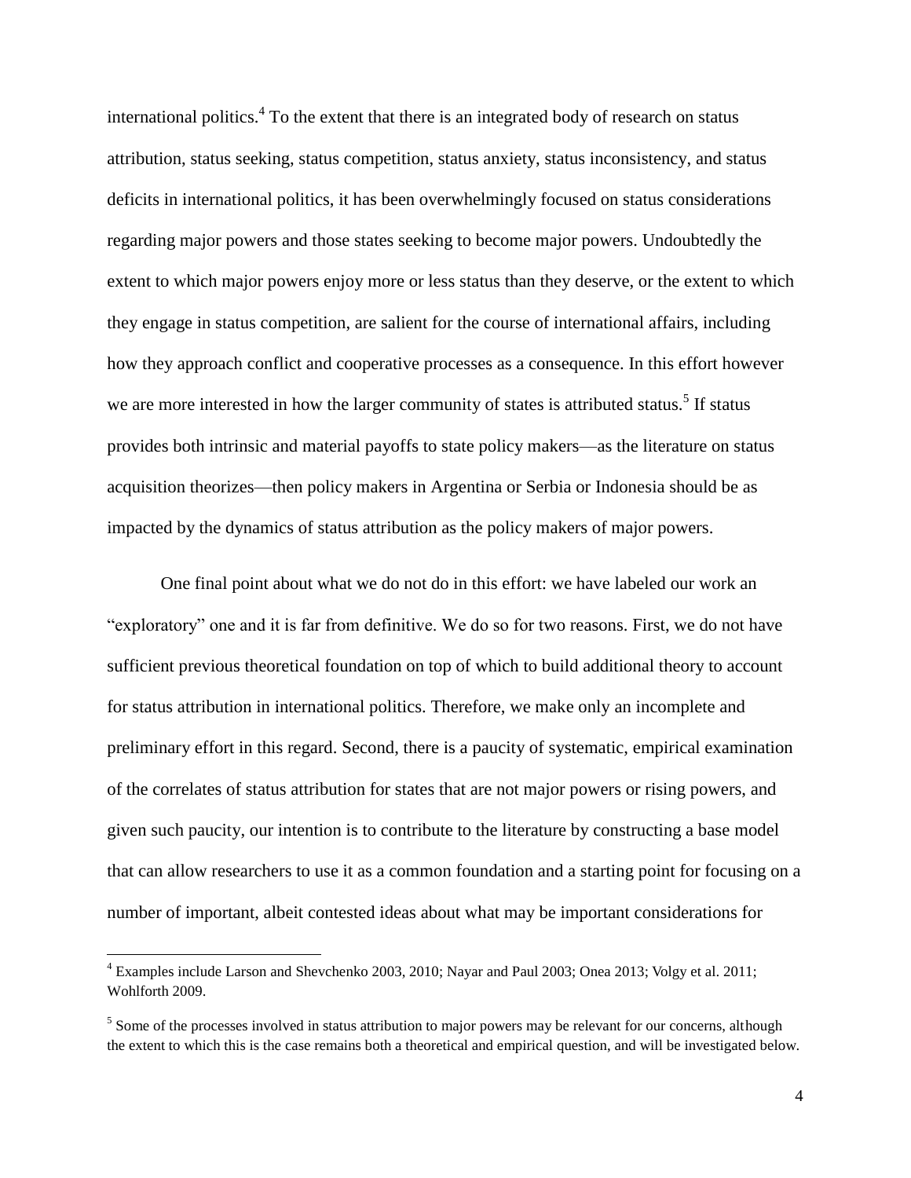international politics.[4] To the extent that there is an integrated body of research on status attribution, status seeking, status competition, status anxiety, status inconsistency, and status deficits in international politics, it has been overwhelmingly focused on status considerations regarding major powers and those states seeking to become major powers. Undoubtedly the extent to which major powers enjoy more or less status than they deserve, or the extent to which they engage in status competition, are salient for the course of international affairs, including how they approach conflict and cooperative processes as a consequence. In this effort however we are more interested in how the larger community of states is attributed status.[5] If status provides both intrinsic and material payoffs to state policy makers—as the literature on status acquisition theorizes—then policy makers in Argentina or Serbia or Indonesia should be as impacted by the dynamics of status attribution as the policy makers of major powers.

One final point about what we do not do in this effort: we have labeled our work an "exploratory" one and it is far from definitive. We do so for two reasons. First, we do not have sufficient previous theoretical foundation on top of which to build additional theory to account for status attribution in international politics. Therefore, we make only an incomplete and preliminary effort in this regard. Second, there is a paucity of systematic, empirical examination of the correlates of status attribution for states that are not major powers or rising powers, and given such paucity, our intention is to contribute to the literature by constructing a base model that can allow researchers to use it as a common foundation and a starting point for focusing on a number of important, albeit contested ideas about what may be important considerations for

[4] Examples include Larson and Shevchenko 2003, 2010; Nayar and Paul 2003; Onea 2013; Volgy et al. 2011; Wohlforth 2009.

[5] Some of the processes involved in status attribution to major powers may be relevant for our concerns, although the extent to which this is the case remains both a theoretical and empirical question, and will be investigated below.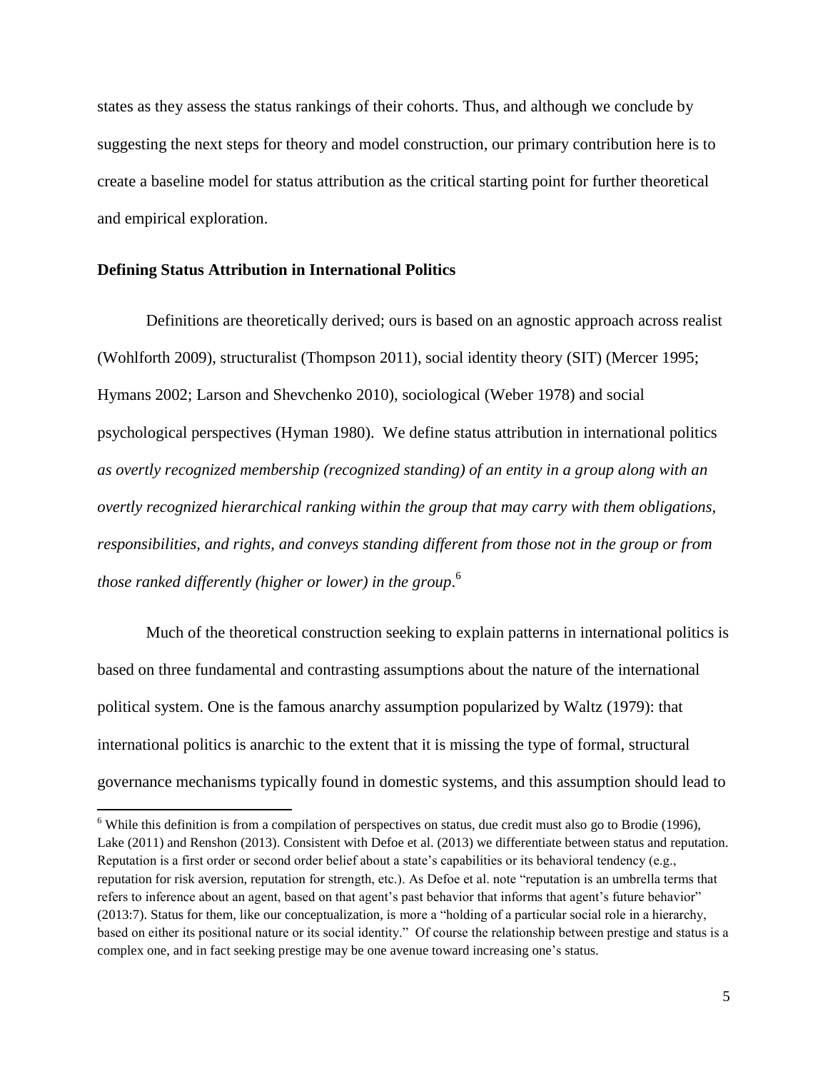states as they assess the status rankings of their cohorts. Thus, and although we conclude by suggesting the next steps for theory and model construction, our primary contribution here is to create a baseline model for status attribution as the critical starting point for further theoretical and empirical exploration.

**Defining Status Attribution in International Politics**

Definitions are theoretically derived; ours is based on an agnostic approach across realist (Wohlforth 2009), structuralist (Thompson 2011), social identity theory (SIT) (Mercer 1995; Hymans 2002; Larson and Shevchenko 2010), sociological (Weber 1978) and social psychological perspectives (Hyman 1980). We define status attribution in international politics *as overtly recognized membership (recognized standing) of an entity in a group along with an overtly recognized hierarchical ranking within the group that may carry with them obligations, responsibilities, and rights, and conveys standing different from those not in the group or from those ranked differently (higher or lower) in the group*.[6]

Much of the theoretical construction seeking to explain patterns in international politics is based on three fundamental and contrasting assumptions about the nature of the international political system. One is the famous anarchy assumption popularized by Waltz (1979): that international politics is anarchic to the extent that it is missing the type of formal, structural governance mechanisms typically found in domestic systems, and this assumption should lead to

[6] While this definition is from a compilation of perspectives on status, due credit must also go to Brodie (1996), Lake (2011) and Renshon (2013). Consistent with Defoe et al. (2013) we differentiate between status and reputation. Reputation is a first order or second order belief about a state's capabilities or its behavioral tendency (e.g., reputation for risk aversion, reputation for strength, etc.). As Defoe et al. note "reputation is an umbrella terms that refers to inference about an agent, based on that agent's past behavior that informs that agent's future behavior" (2013:7). Status for them, like our conceptualization, is more a "holding of a particular social role in a hierarchy, based on either its positional nature or its social identity." Of course the relationship between prestige and status is a complex one, and in fact seeking prestige may be one avenue toward increasing one's status.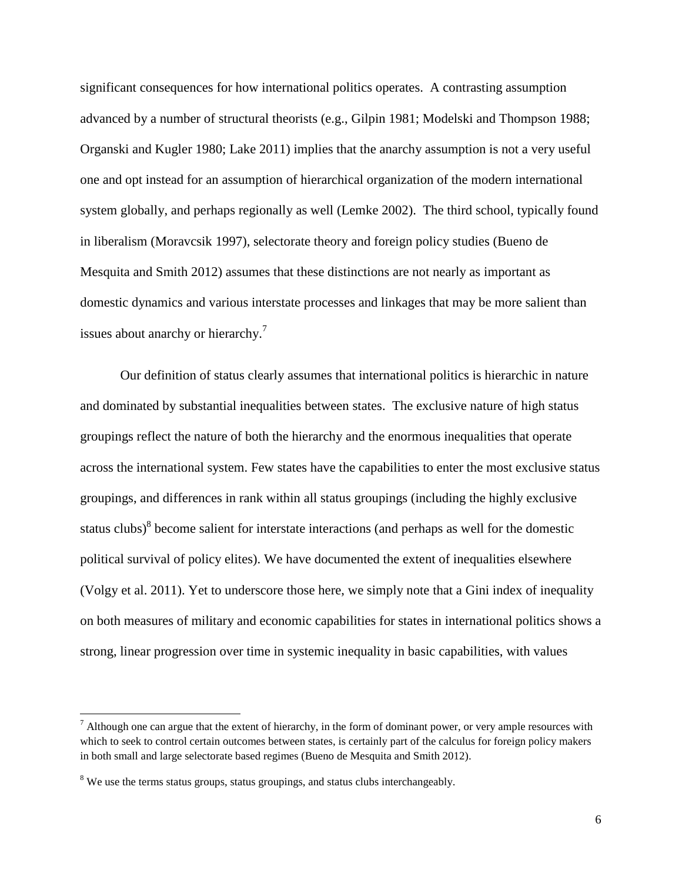significant consequences for how international politics operates. A contrasting assumption advanced by a number of structural theorists (e.g., Gilpin 1981; Modelski and Thompson 1988; Organski and Kugler 1980; Lake 2011) implies that the anarchy assumption is not a very useful one and opt instead for an assumption of hierarchical organization of the modern international system globally, and perhaps regionally as well (Lemke 2002). The third school, typically found in liberalism (Moravcsik 1997), selectorate theory and foreign policy studies (Bueno de Mesquita and Smith 2012) assumes that these distinctions are not nearly as important as domestic dynamics and various interstate processes and linkages that may be more salient than issues about anarchy or hierarchy.[7]

Our definition of status clearly assumes that international politics is hierarchic in nature and dominated by substantial inequalities between states. The exclusive nature of high status groupings reflect the nature of both the hierarchy and the enormous inequalities that operate across the international system. Few states have the capabilities to enter the most exclusive status groupings, and differences in rank within all status groupings (including the highly exclusive status clubs)[8] become salient for interstate interactions (and perhaps as well for the domestic political survival of policy elites). We have documented the extent of inequalities elsewhere (Volgy et al. 2011). Yet to underscore those here, we simply note that a Gini index of inequality on both measures of military and economic capabilities for states in international politics shows a strong, linear progression over time in systemic inequality in basic capabilities, with values

---

[7] Although one can argue that the extent of hierarchy, in the form of dominant power, or very ample resources with which to seek to control certain outcomes between states, is certainly part of the calculus for foreign policy makers in both small and large selectorate based regimes (Bueno de Mesquita and Smith 2012).

[8] We use the terms status groups, status groupings, and status clubs interchangeably.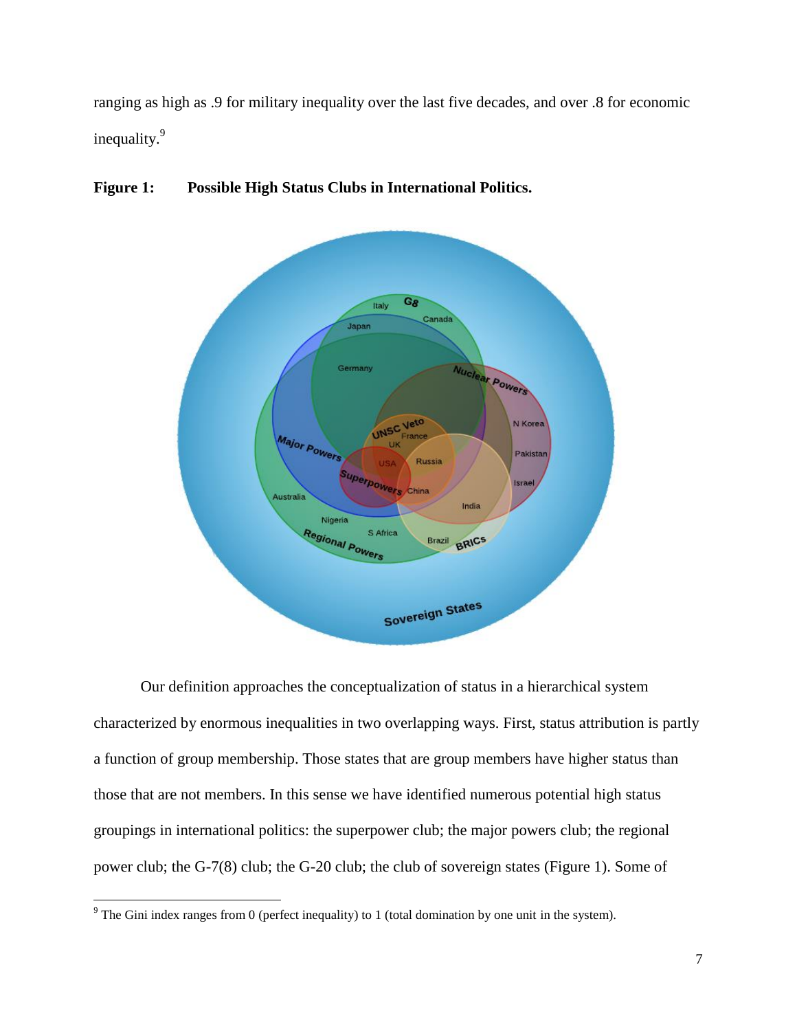ranging as high as .9 for military inequality over the last five decades, and over .8 for economic inequality.[9]

**Figure 1: Possible High Status Clubs in International Politics.**

Our definition approaches the conceptualization of status in a hierarchical system characterized by enormous inequalities in two overlapping ways. First, status attribution is partly a function of group membership. Those states that are group members have higher status than those that are not members. In this sense we have identified numerous potential high status groupings in international politics: the superpower club; the major powers club; the regional power club; the G-7(8) club; the G-20 club; the club of sovereign states (Figure 1). Some of

---

[9] The Gini index ranges from 0 (perfect inequality) to 1 (total domination by one unit in the system).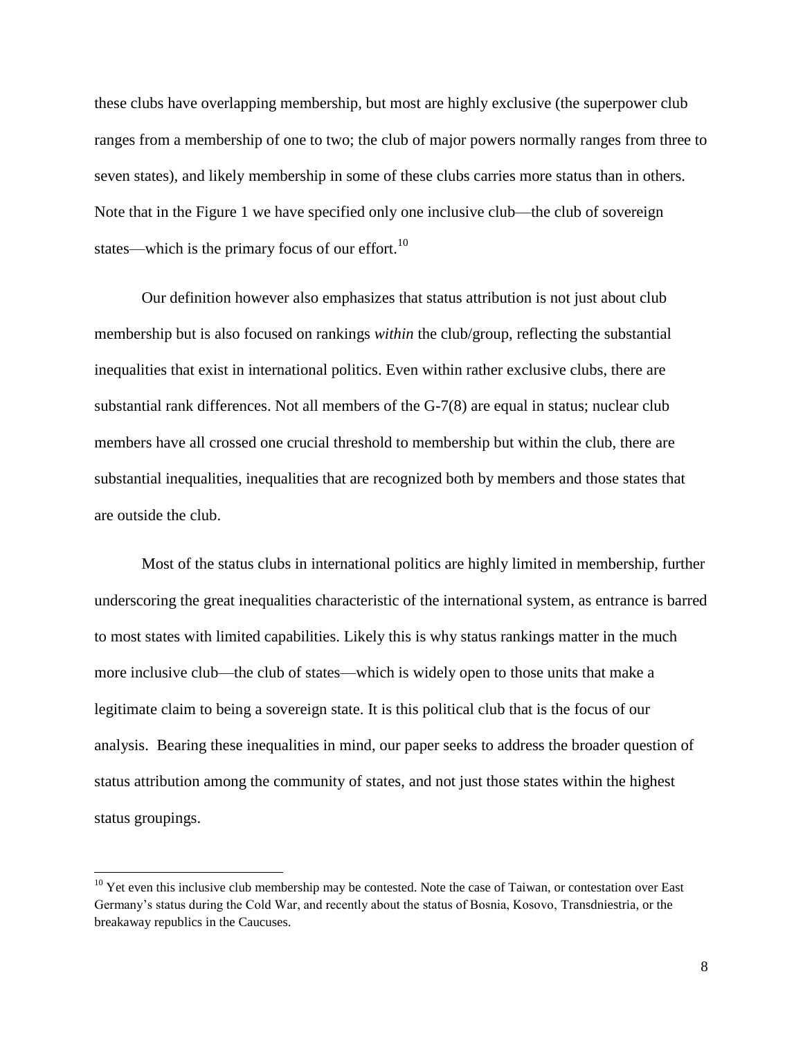these clubs have overlapping membership, but most are highly exclusive (the superpower club ranges from a membership of one to two; the club of major powers normally ranges from three to seven states), and likely membership in some of these clubs carries more status than in others. Note that in the Figure 1 we have specified only one inclusive club—the club of sovereign states—which is the primary focus of our effort.[10]

Our definition however also emphasizes that status attribution is not just about club membership but is also focused on rankings *within* the club/group, reflecting the substantial inequalities that exist in international politics. Even within rather exclusive clubs, there are substantial rank differences. Not all members of the G-7(8) are equal in status; nuclear club members have all crossed one crucial threshold to membership but within the club, there are substantial inequalities, inequalities that are recognized both by members and those states that are outside the club.

Most of the status clubs in international politics are highly limited in membership, further underscoring the great inequalities characteristic of the international system, as entrance is barred to most states with limited capabilities. Likely this is why status rankings matter in the much more inclusive club—the club of states—which is widely open to those units that make a legitimate claim to being a sovereign state. It is this political club that is the focus of our analysis. Bearing these inequalities in mind, our paper seeks to address the broader question of status attribution among the community of states, and not just those states within the highest status groupings.

---

[10] Yet even this inclusive club membership may be contested. Note the case of Taiwan, or contestation over East Germany's status during the Cold War, and recently about the status of Bosnia, Kosovo, Transdniestria, or the breakaway republics in the Caucuses.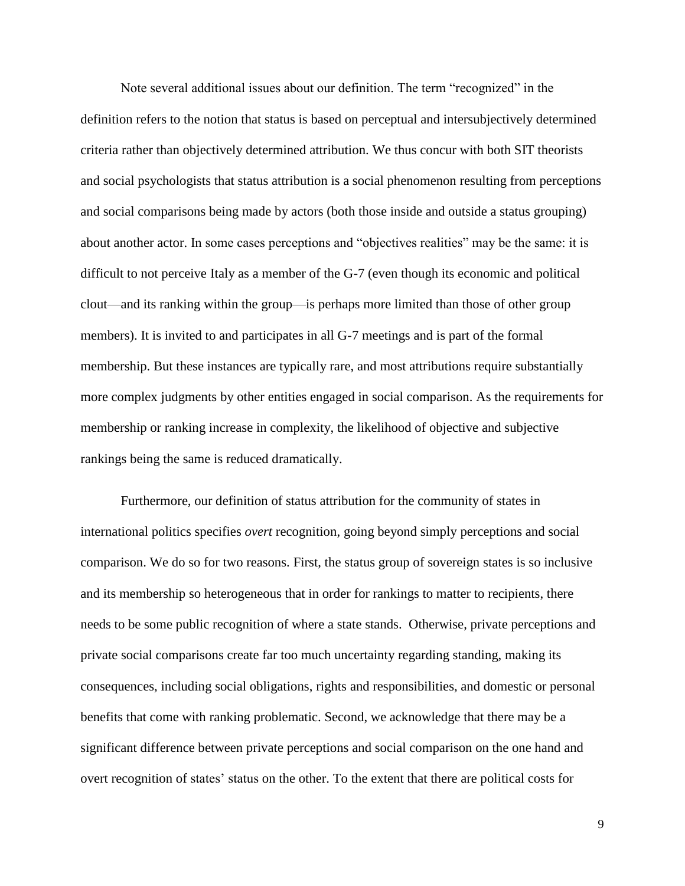Note several additional issues about our definition. The term "recognized" in the definition refers to the notion that status is based on perceptual and intersubjectively determined criteria rather than objectively determined attribution. We thus concur with both SIT theorists and social psychologists that status attribution is a social phenomenon resulting from perceptions and social comparisons being made by actors (both those inside and outside a status grouping) about another actor. In some cases perceptions and "objectives realities" may be the same: it is difficult to not perceive Italy as a member of the G-7 (even though its economic and political clout—and its ranking within the group—is perhaps more limited than those of other group members). It is invited to and participates in all G-7 meetings and is part of the formal membership. But these instances are typically rare, and most attributions require substantially more complex judgments by other entities engaged in social comparison. As the requirements for membership or ranking increase in complexity, the likelihood of objective and subjective rankings being the same is reduced dramatically.

Furthermore, our definition of status attribution for the community of states in international politics specifies *overt* recognition, going beyond simply perceptions and social comparison. We do so for two reasons. First, the status group of sovereign states is so inclusive and its membership so heterogeneous that in order for rankings to matter to recipients, there needs to be some public recognition of where a state stands. Otherwise, private perceptions and private social comparisons create far too much uncertainty regarding standing, making its consequences, including social obligations, rights and responsibilities, and domestic or personal benefits that come with ranking problematic. Second, we acknowledge that there may be a significant difference between private perceptions and social comparison on the one hand and overt recognition of states' status on the other. To the extent that there are political costs for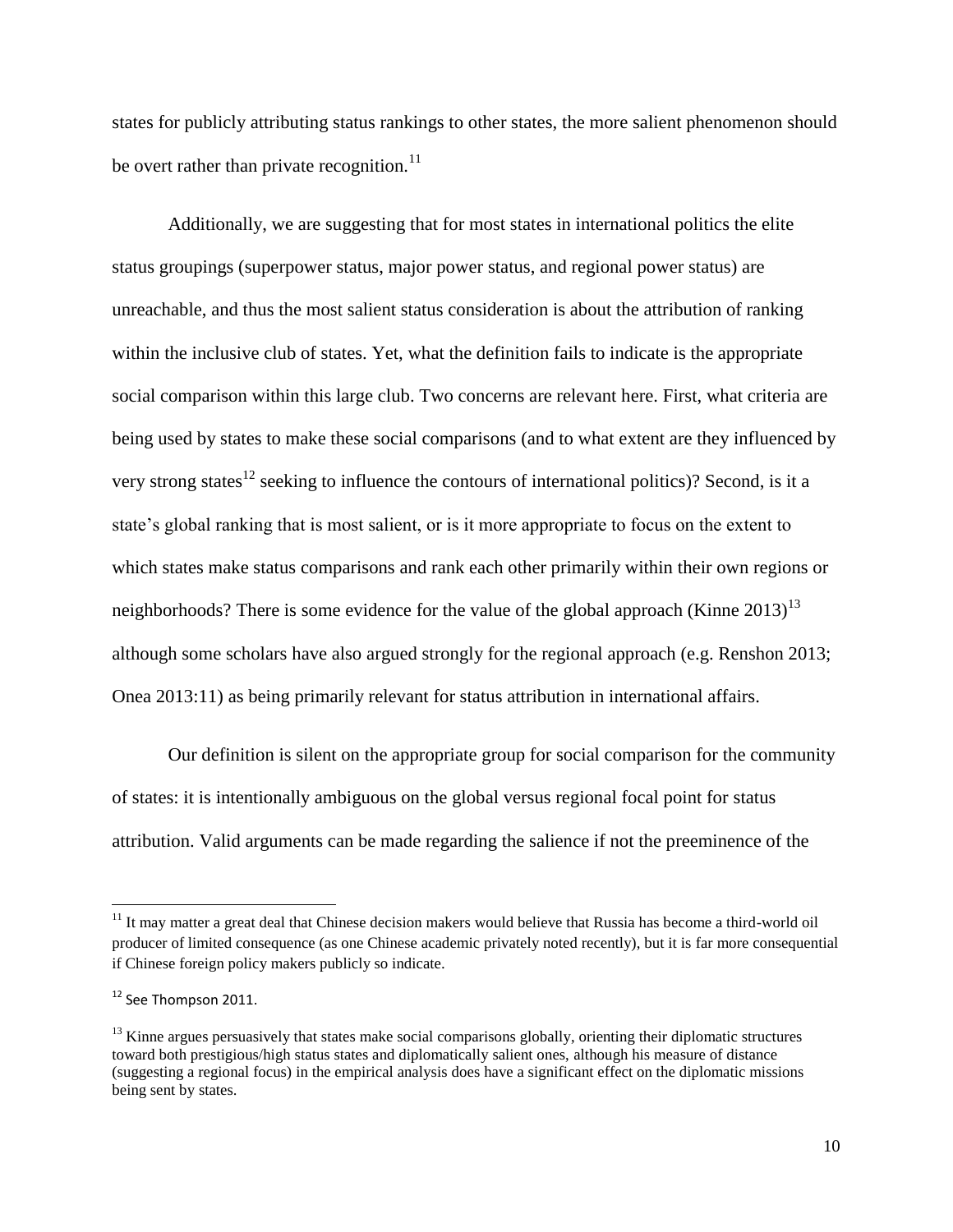states for publicly attributing status rankings to other states, the more salient phenomenon should be overt rather than private recognition.[11]

Additionally, we are suggesting that for most states in international politics the elite status groupings (superpower status, major power status, and regional power status) are unreachable, and thus the most salient status consideration is about the attribution of ranking within the inclusive club of states. Yet, what the definition fails to indicate is the appropriate social comparison within this large club. Two concerns are relevant here. First, what criteria are being used by states to make these social comparisons (and to what extent are they influenced by very strong states[12] seeking to influence the contours of international politics)? Second, is it a state's global ranking that is most salient, or is it more appropriate to focus on the extent to which states make status comparisons and rank each other primarily within their own regions or neighborhoods? There is some evidence for the value of the global approach (Kinne 2013)[13] although some scholars have also argued strongly for the regional approach (e.g. Renshon 2013; Onea 2013:11) as being primarily relevant for status attribution in international affairs.

Our definition is silent on the appropriate group for social comparison for the community of states: it is intentionally ambiguous on the global versus regional focal point for status attribution. Valid arguments can be made regarding the salience if not the preeminence of the

---

[11] It may matter a great deal that Chinese decision makers would believe that Russia has become a third-world oil producer of limited consequence (as one Chinese academic privately noted recently), but it is far more consequential if Chinese foreign policy makers publicly so indicate.

[12] See Thompson 2011.

[13] Kinne argues persuasively that states make social comparisons globally, orienting their diplomatic structures toward both prestigious/high status states and diplomatically salient ones, although his measure of distance (suggesting a regional focus) in the empirical analysis does have a significant effect on the diplomatic missions being sent by states.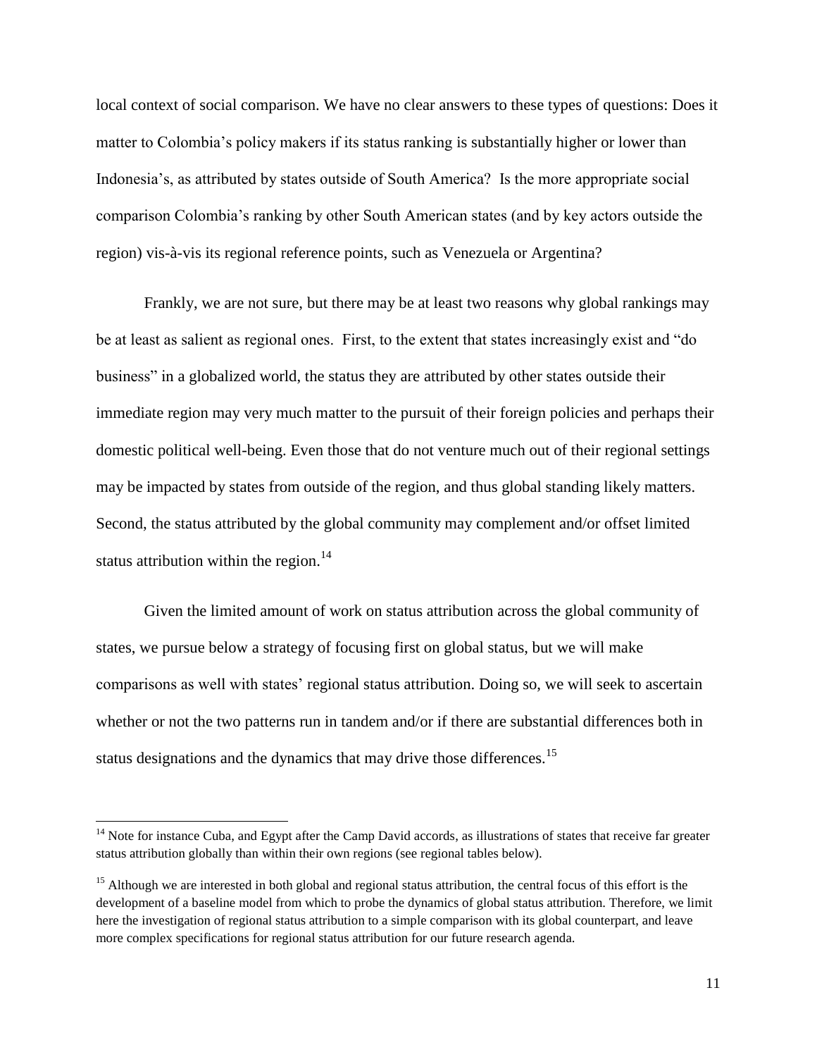local context of social comparison. We have no clear answers to these types of questions: Does it matter to Colombia's policy makers if its status ranking is substantially higher or lower than Indonesia's, as attributed by states outside of South America? Is the more appropriate social comparison Colombia's ranking by other South American states (and by key actors outside the region) vis-à-vis its regional reference points, such as Venezuela or Argentina?

Frankly, we are not sure, but there may be at least two reasons why global rankings may be at least as salient as regional ones. First, to the extent that states increasingly exist and "do business" in a globalized world, the status they are attributed by other states outside their immediate region may very much matter to the pursuit of their foreign policies and perhaps their domestic political well-being. Even those that do not venture much out of their regional settings may be impacted by states from outside of the region, and thus global standing likely matters. Second, the status attributed by the global community may complement and/or offset limited status attribution within the region.[14]

Given the limited amount of work on status attribution across the global community of states, we pursue below a strategy of focusing first on global status, but we will make comparisons as well with states' regional status attribution. Doing so, we will seek to ascertain whether or not the two patterns run in tandem and/or if there are substantial differences both in status designations and the dynamics that may drive those differences.[15]

---

[14] Note for instance Cuba, and Egypt after the Camp David accords, as illustrations of states that receive far greater status attribution globally than within their own regions (see regional tables below).

[15] Although we are interested in both global and regional status attribution, the central focus of this effort is the development of a baseline model from which to probe the dynamics of global status attribution. Therefore, we limit here the investigation of regional status attribution to a simple comparison with its global counterpart, and leave more complex specifications for regional status attribution for our future research agenda.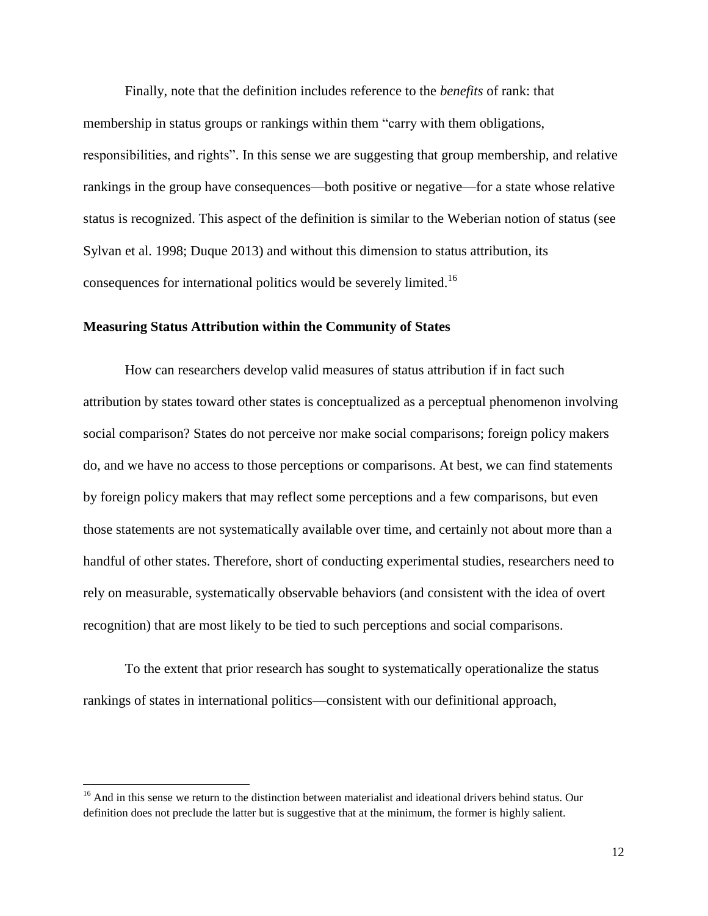Finally, note that the definition includes reference to the *benefits* of rank: that membership in status groups or rankings within them "carry with them obligations, responsibilities, and rights". In this sense we are suggesting that group membership, and relative rankings in the group have consequences—both positive or negative—for a state whose relative status is recognized. This aspect of the definition is similar to the Weberian notion of status (see Sylvan et al. 1998; Duque 2013) and without this dimension to status attribution, its consequences for international politics would be severely limited.[16]

**Measuring Status Attribution within the Community of States**

How can researchers develop valid measures of status attribution if in fact such attribution by states toward other states is conceptualized as a perceptual phenomenon involving social comparison? States do not perceive nor make social comparisons; foreign policy makers do, and we have no access to those perceptions or comparisons. At best, we can find statements by foreign policy makers that may reflect some perceptions and a few comparisons, but even those statements are not systematically available over time, and certainly not about more than a handful of other states. Therefore, short of conducting experimental studies, researchers need to rely on measurable, systematically observable behaviors (and consistent with the idea of overt recognition) that are most likely to be tied to such perceptions and social comparisons.

To the extent that prior research has sought to systematically operationalize the status rankings of states in international politics—consistent with our definitional approach,

[16] And in this sense we return to the distinction between materialist and ideational drivers behind status. Our definition does not preclude the latter but is suggestive that at the minimum, the former is highly salient.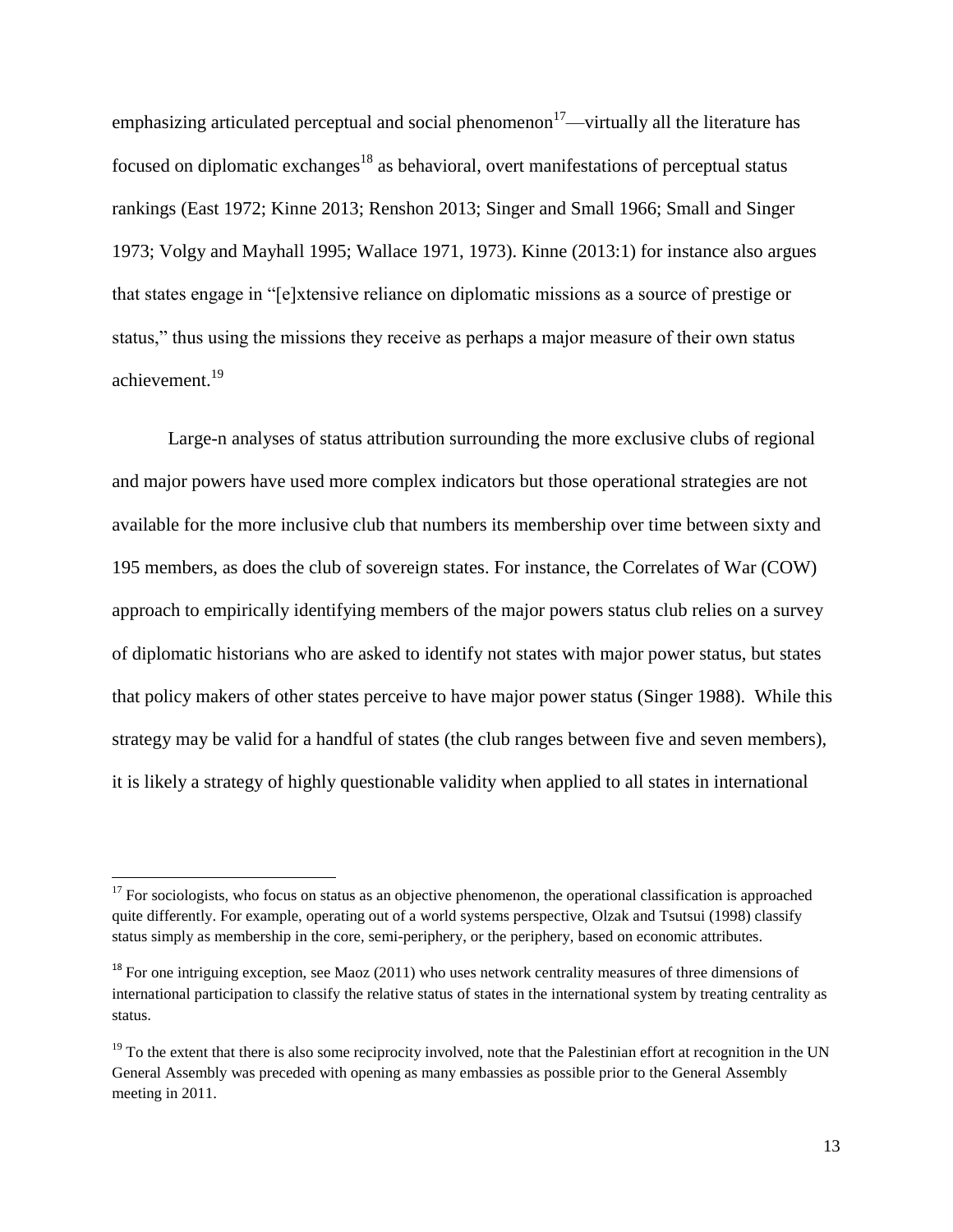emphasizing articulated perceptual and social phenomenon[17]—virtually all the literature has focused on diplomatic exchanges[18] as behavioral, overt manifestations of perceptual status rankings (East 1972; Kinne 2013; Renshon 2013; Singer and Small 1966; Small and Singer 1973; Volgy and Mayhall 1995; Wallace 1971, 1973). Kinne (2013:1) for instance also argues that states engage in "[e]xtensive reliance on diplomatic missions as a source of prestige or status," thus using the missions they receive as perhaps a major measure of their own status achievement.[19]

Large-n analyses of status attribution surrounding the more exclusive clubs of regional and major powers have used more complex indicators but those operational strategies are not available for the more inclusive club that numbers its membership over time between sixty and 195 members, as does the club of sovereign states. For instance, the Correlates of War (COW) approach to empirically identifying members of the major powers status club relies on a survey of diplomatic historians who are asked to identify not states with major power status, but states that policy makers of other states perceive to have major power status (Singer 1988). While this strategy may be valid for a handful of states (the club ranges between five and seven members), it is likely a strategy of highly questionable validity when applied to all states in international

[17] For sociologists, who focus on status as an objective phenomenon, the operational classification is approached quite differently. For example, operating out of a world systems perspective, Olzak and Tsutsui (1998) classify status simply as membership in the core, semi-periphery, or the periphery, based on economic attributes.

[18] For one intriguing exception, see Maoz (2011) who uses network centrality measures of three dimensions of international participation to classify the relative status of states in the international system by treating centrality as status.

[19] To the extent that there is also some reciprocity involved, note that the Palestinian effort at recognition in the UN General Assembly was preceded with opening as many embassies as possible prior to the General Assembly meeting in 2011.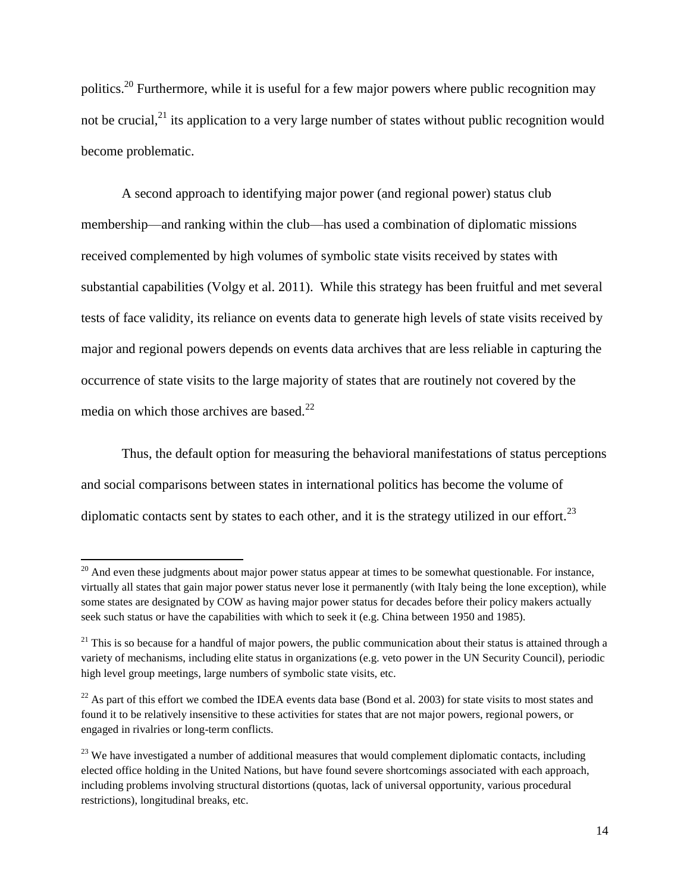politics.[20] Furthermore, while it is useful for a few major powers where public recognition may not be crucial,[21] its application to a very large number of states without public recognition would become problematic.

A second approach to identifying major power (and regional power) status club membership—and ranking within the club—has used a combination of diplomatic missions received complemented by high volumes of symbolic state visits received by states with substantial capabilities (Volgy et al. 2011). While this strategy has been fruitful and met several tests of face validity, its reliance on events data to generate high levels of state visits received by major and regional powers depends on events data archives that are less reliable in capturing the occurrence of state visits to the large majority of states that are routinely not covered by the media on which those archives are based.[22]

Thus, the default option for measuring the behavioral manifestations of status perceptions and social comparisons between states in international politics has become the volume of diplomatic contacts sent by states to each other, and it is the strategy utilized in our effort.[23]

---

[20] And even these judgments about major power status appear at times to be somewhat questionable. For instance, virtually all states that gain major power status never lose it permanently (with Italy being the lone exception), while some states are designated by COW as having major power status for decades before their policy makers actually seek such status or have the capabilities with which to seek it (e.g. China between 1950 and 1985).

[21] This is so because for a handful of major powers, the public communication about their status is attained through a variety of mechanisms, including elite status in organizations (e.g. veto power in the UN Security Council), periodic high level group meetings, large numbers of symbolic state visits, etc.

[22] As part of this effort we combed the IDEA events data base (Bond et al. 2003) for state visits to most states and found it to be relatively insensitive to these activities for states that are not major powers, regional powers, or engaged in rivalries or long-term conflicts.

[23] We have investigated a number of additional measures that would complement diplomatic contacts, including elected office holding in the United Nations, but have found severe shortcomings associated with each approach, including problems involving structural distortions (quotas, lack of universal opportunity, various procedural restrictions), longitudinal breaks, etc.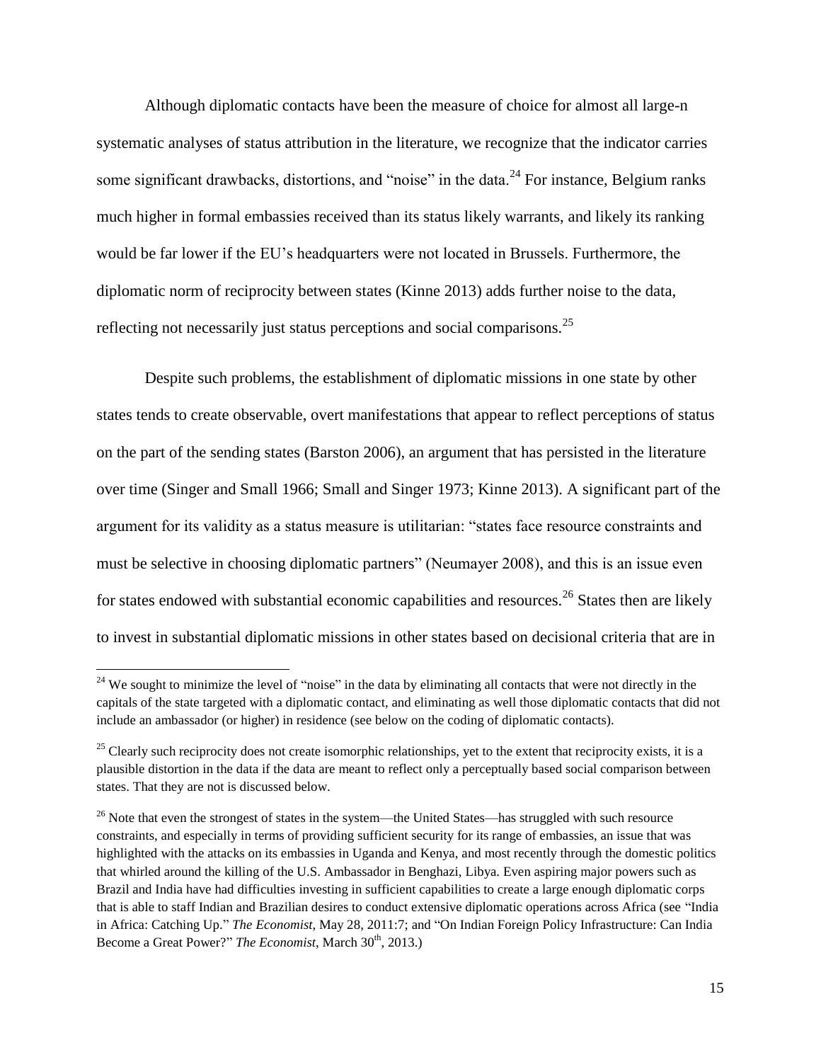Although diplomatic contacts have been the measure of choice for almost all large-n systematic analyses of status attribution in the literature, we recognize that the indicator carries some significant drawbacks, distortions, and "noise" in the data.[24] For instance, Belgium ranks much higher in formal embassies received than its status likely warrants, and likely its ranking would be far lower if the EU's headquarters were not located in Brussels. Furthermore, the diplomatic norm of reciprocity between states (Kinne 2013) adds further noise to the data, reflecting not necessarily just status perceptions and social comparisons.[25]

Despite such problems, the establishment of diplomatic missions in one state by other states tends to create observable, overt manifestations that appear to reflect perceptions of status on the part of the sending states (Barston 2006), an argument that has persisted in the literature over time (Singer and Small 1966; Small and Singer 1973; Kinne 2013). A significant part of the argument for its validity as a status measure is utilitarian: "states face resource constraints and must be selective in choosing diplomatic partners" (Neumayer 2008), and this is an issue even for states endowed with substantial economic capabilities and resources.[26] States then are likely to invest in substantial diplomatic missions in other states based on decisional criteria that are in

---

[24] We sought to minimize the level of "noise" in the data by eliminating all contacts that were not directly in the capitals of the state targeted with a diplomatic contact, and eliminating as well those diplomatic contacts that did not include an ambassador (or higher) in residence (see below on the coding of diplomatic contacts).

[25] Clearly such reciprocity does not create isomorphic relationships, yet to the extent that reciprocity exists, it is a plausible distortion in the data if the data are meant to reflect only a perceptually based social comparison between states. That they are not is discussed below.

[26] Note that even the strongest of states in the system—the United States—has struggled with such resource constraints, and especially in terms of providing sufficient security for its range of embassies, an issue that was highlighted with the attacks on its embassies in Uganda and Kenya, and most recently through the domestic politics that whirled around the killing of the U.S. Ambassador in Benghazi, Libya. Even aspiring major powers such as Brazil and India have had difficulties investing in sufficient capabilities to create a large enough diplomatic corps that is able to staff Indian and Brazilian desires to conduct extensive diplomatic operations across Africa (see "India in Africa: Catching Up." *The Economist*, May 28, 2011:7; and "On Indian Foreign Policy Infrastructure: Can India Become a Great Power?" *The Economist*, March 30th, 2013.)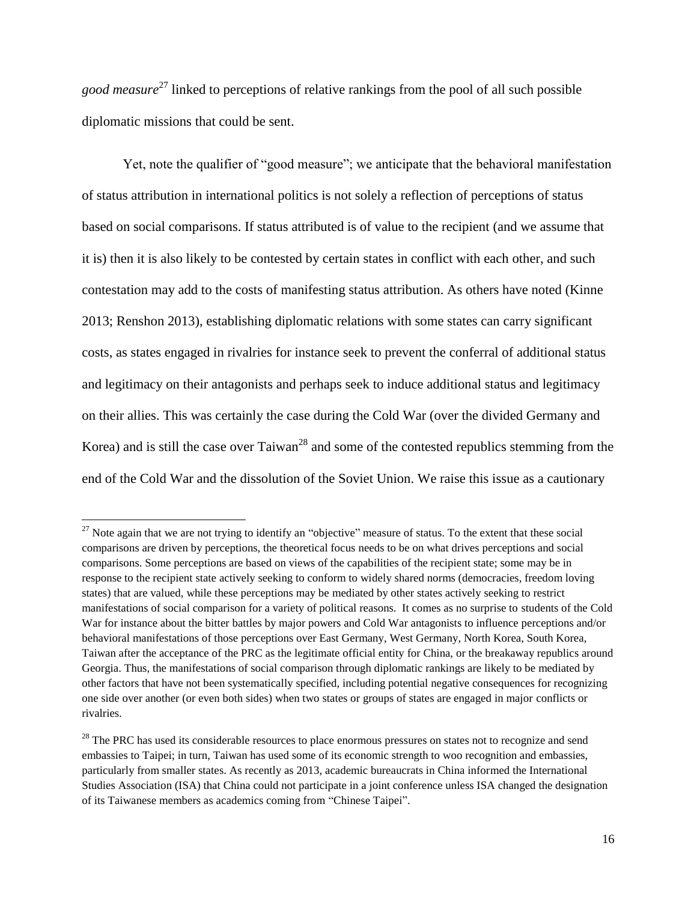*good measure*[27] linked to perceptions of relative rankings from the pool of all such possible diplomatic missions that could be sent.

Yet, note the qualifier of "good measure"; we anticipate that the behavioral manifestation of status attribution in international politics is not solely a reflection of perceptions of status based on social comparisons. If status attributed is of value to the recipient (and we assume that it is) then it is also likely to be contested by certain states in conflict with each other, and such contestation may add to the costs of manifesting status attribution. As others have noted (Kinne 2013; Renshon 2013), establishing diplomatic relations with some states can carry significant costs, as states engaged in rivalries for instance seek to prevent the conferral of additional status and legitimacy on their antagonists and perhaps seek to induce additional status and legitimacy on their allies. This was certainly the case during the Cold War (over the divided Germany and Korea) and is still the case over Taiwan[28] and some of the contested republics stemming from the end of the Cold War and the dissolution of the Soviet Union. We raise this issue as a cautionary

---

[27] Note again that we are not trying to identify an "objective" measure of status. To the extent that these social comparisons are driven by perceptions, the theoretical focus needs to be on what drives perceptions and social comparisons. Some perceptions are based on views of the capabilities of the recipient state; some may be in response to the recipient state actively seeking to conform to widely shared norms (democracies, freedom loving states) that are valued, while these perceptions may be mediated by other states actively seeking to restrict manifestations of social comparison for a variety of political reasons. It comes as no surprise to students of the Cold War for instance about the bitter battles by major powers and Cold War antagonists to influence perceptions and/or behavioral manifestations of those perceptions over East Germany, West Germany, North Korea, South Korea, Taiwan after the acceptance of the PRC as the legitimate official entity for China, or the breakaway republics around Georgia. Thus, the manifestations of social comparison through diplomatic rankings are likely to be mediated by other factors that have not been systematically specified, including potential negative consequences for recognizing one side over another (or even both sides) when two states or groups of states are engaged in major conflicts or rivalries.

[28] The PRC has used its considerable resources to place enormous pressures on states not to recognize and send embassies to Taipei; in turn, Taiwan has used some of its economic strength to woo recognition and embassies, particularly from smaller states. As recently as 2013, academic bureaucrats in China informed the International Studies Association (ISA) that China could not participate in a joint conference unless ISA changed the designation of its Taiwanese members as academics coming from "Chinese Taipei".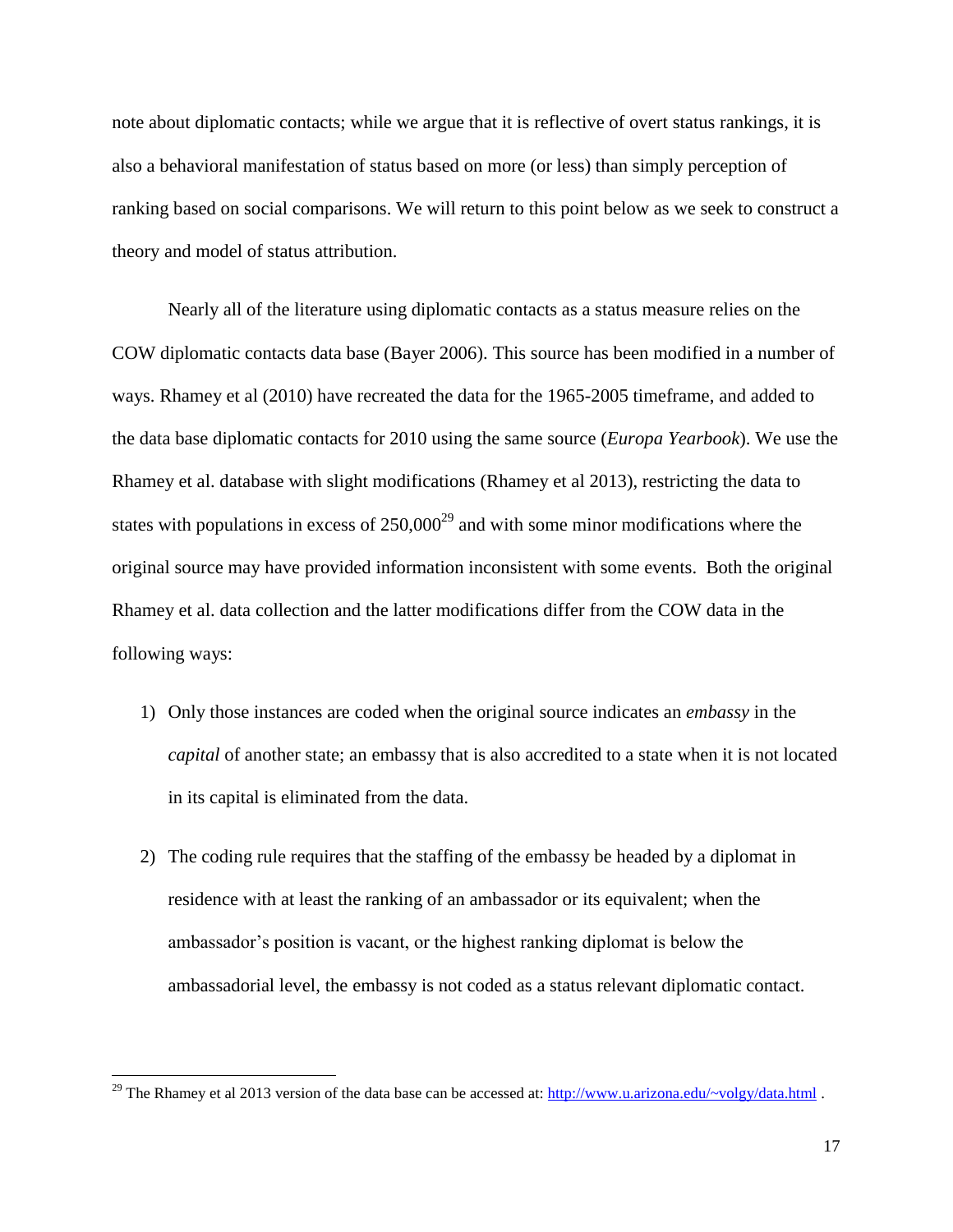note about diplomatic contacts; while we argue that it is reflective of overt status rankings, it is also a behavioral manifestation of status based on more (or less) than simply perception of ranking based on social comparisons. We will return to this point below as we seek to construct a theory and model of status attribution.

Nearly all of the literature using diplomatic contacts as a status measure relies on the COW diplomatic contacts data base (Bayer 2006). This source has been modified in a number of ways. Rhamey et al (2010) have recreated the data for the 1965-2005 timeframe, and added to the data base diplomatic contacts for 2010 using the same source (*Europa Yearbook*). We use the Rhamey et al. database with slight modifications (Rhamey et al 2013), restricting the data to states with populations in excess of 250,000[29] and with some minor modifications where the original source may have provided information inconsistent with some events. Both the original Rhamey et al. data collection and the latter modifications differ from the COW data in the following ways:

1) Only those instances are coded when the original source indicates an *embassy* in the *capital* of another state; an embassy that is also accredited to a state when it is not located in its capital is eliminated from the data.

2) The coding rule requires that the staffing of the embassy be headed by a diplomat in residence with at least the ranking of an ambassador or its equivalent; when the ambassador's position is vacant, or the highest ranking diplomat is below the ambassadorial level, the embassy is not coded as a status relevant diplomatic contact.

---

[29] The Rhamey et al 2013 version of the data base can be accessed at: http://www.u.arizona.edu/~volgy/data.html .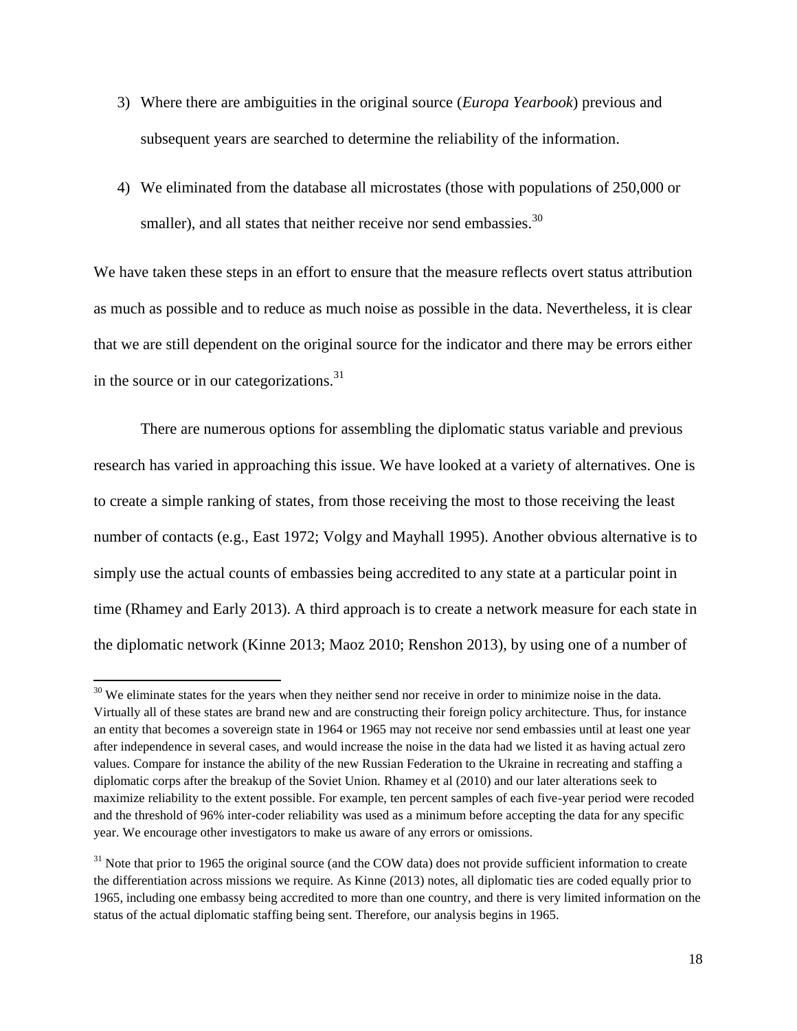3) Where there are ambiguities in the original source (*Europa Yearbook*) previous and subsequent years are searched to determine the reliability of the information.

4) We eliminated from the database all microstates (those with populations of 250,000 or smaller), and all states that neither receive nor send embassies.[30]

We have taken these steps in an effort to ensure that the measure reflects overt status attribution as much as possible and to reduce as much noise as possible in the data. Nevertheless, it is clear that we are still dependent on the original source for the indicator and there may be errors either in the source or in our categorizations.[31]

There are numerous options for assembling the diplomatic status variable and previous research has varied in approaching this issue. We have looked at a variety of alternatives. One is to create a simple ranking of states, from those receiving the most to those receiving the least number of contacts (e.g., East 1972; Volgy and Mayhall 1995). Another obvious alternative is to simply use the actual counts of embassies being accredited to any state at a particular point in time (Rhamey and Early 2013). A third approach is to create a network measure for each state in the diplomatic network (Kinne 2013; Maoz 2010; Renshon 2013), by using one of a number of

---

[30] We eliminate states for the years when they neither send nor receive in order to minimize noise in the data. Virtually all of these states are brand new and are constructing their foreign policy architecture. Thus, for instance an entity that becomes a sovereign state in 1964 or 1965 may not receive nor send embassies until at least one year after independence in several cases, and would increase the noise in the data had we listed it as having actual zero values. Compare for instance the ability of the new Russian Federation to the Ukraine in recreating and staffing a diplomatic corps after the breakup of the Soviet Union. Rhamey et al (2010) and our later alterations seek to maximize reliability to the extent possible. For example, ten percent samples of each five-year period were recoded and the threshold of 96% inter-coder reliability was used as a minimum before accepting the data for any specific year. We encourage other investigators to make us aware of any errors or omissions.

[31] Note that prior to 1965 the original source (and the COW data) does not provide sufficient information to create the differentiation across missions we require. As Kinne (2013) notes, all diplomatic ties are coded equally prior to 1965, including one embassy being accredited to more than one country, and there is very limited information on the status of the actual diplomatic staffing being sent. Therefore, our analysis begins in 1965.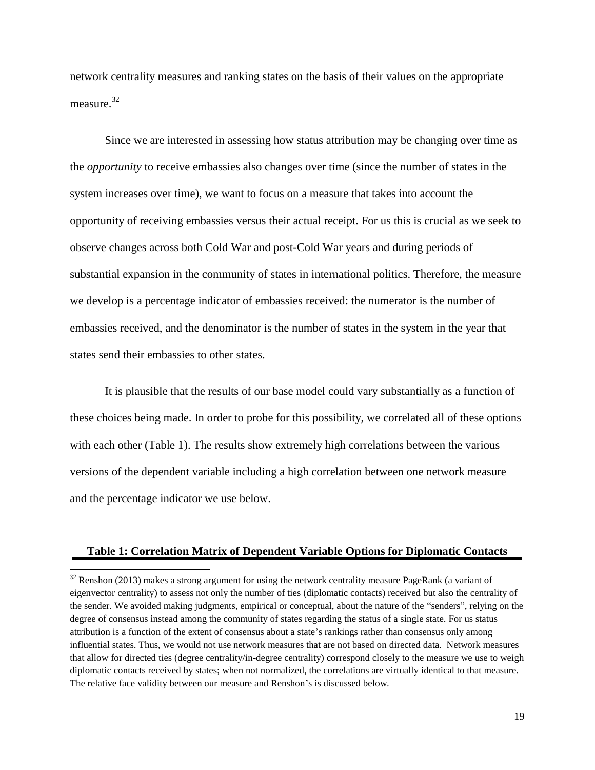network centrality measures and ranking states on the basis of their values on the appropriate measure.[32]

Since we are interested in assessing how status attribution may be changing over time as the *opportunity* to receive embassies also changes over time (since the number of states in the system increases over time), we want to focus on a measure that takes into account the opportunity of receiving embassies versus their actual receipt. For us this is crucial as we seek to observe changes across both Cold War and post-Cold War years and during periods of substantial expansion in the community of states in international politics. Therefore, the measure we develop is a percentage indicator of embassies received: the numerator is the number of embassies received, and the denominator is the number of states in the system in the year that states send their embassies to other states.

It is plausible that the results of our base model could vary substantially as a function of these choices being made. In order to probe for this possibility, we correlated all of these options with each other (Table 1). The results show extremely high correlations between the various versions of the dependent variable including a high correlation between one network measure and the percentage indicator we use below.

**Table 1: Correlation Matrix of Dependent Variable Options for Diplomatic Contacts**

[32] Renshon (2013) makes a strong argument for using the network centrality measure PageRank (a variant of eigenvector centrality) to assess not only the number of ties (diplomatic contacts) received but also the centrality of the sender. We avoided making judgments, empirical or conceptual, about the nature of the "senders", relying on the degree of consensus instead among the community of states regarding the status of a single state. For us status attribution is a function of the extent of consensus about a state's rankings rather than consensus only among influential states. Thus, we would not use network measures that are not based on directed data. Network measures that allow for directed ties (degree centrality/in-degree centrality) correspond closely to the measure we use to weigh diplomatic contacts received by states; when not normalized, the correlations are virtually identical to that measure. The relative face validity between our measure and Renshon's is discussed below.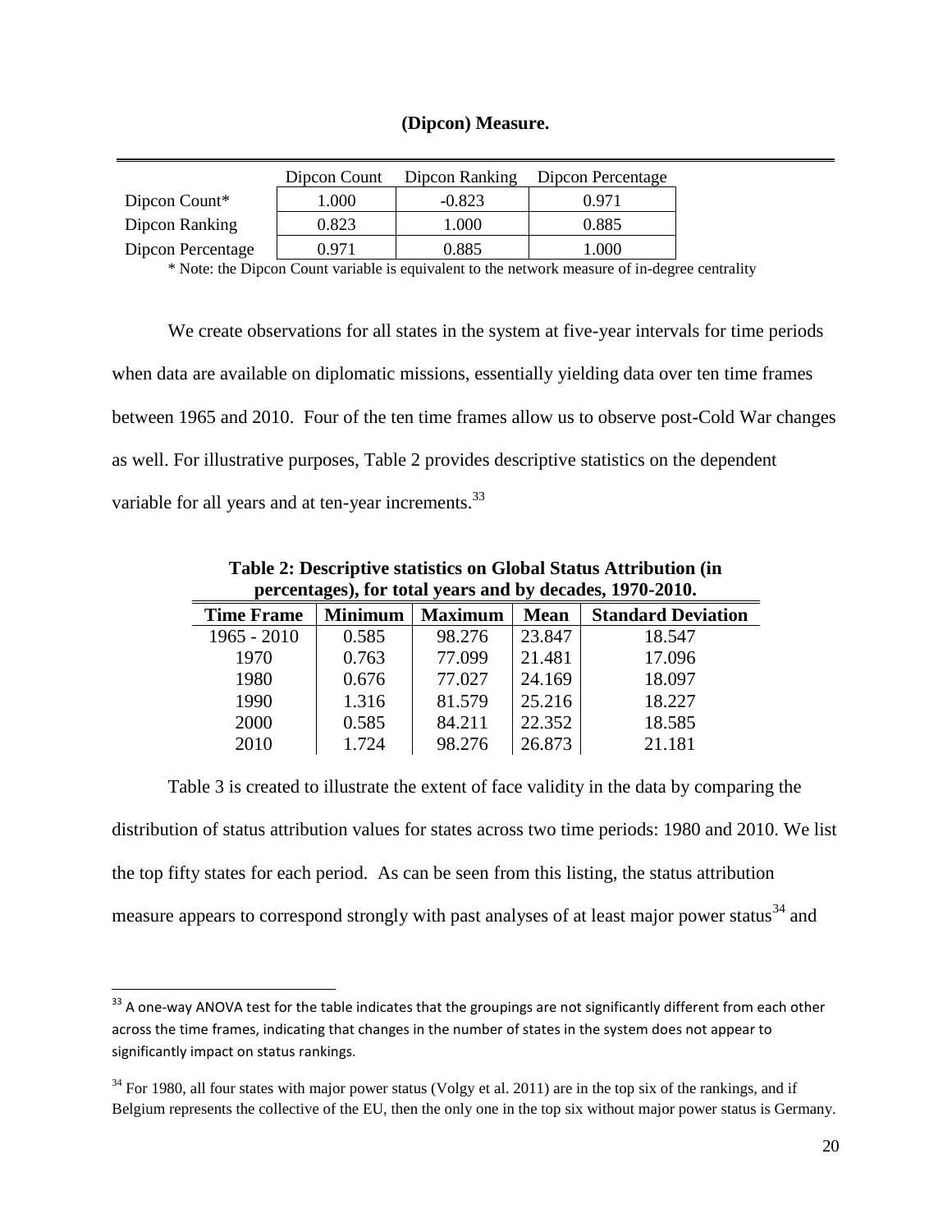**(Dipcon) Measure.**

| | Dipcon Count | Dipcon Ranking | Dipcon Percentage |
|---|---|---|---|
| Dipcon Count* | 1.000 | -0.823 | 0.971 |
| Dipcon Ranking | 0.823 | 1.000 | 0.885 |
| Dipcon Percentage | 0.971 | 0.885 | 1.000 |

* Note: the Dipcon Count variable is equivalent to the network measure of in-degree centrality

We create observations for all states in the system at five-year intervals for time periods when data are available on diplomatic missions, essentially yielding data over ten time frames between 1965 and 2010. Four of the ten time frames allow us to observe post-Cold War changes as well. For illustrative purposes, Table 2 provides descriptive statistics on the dependent variable for all years and at ten-year increments.[33]

**Table 2: Descriptive statistics on Global Status Attribution (in percentages), for total years and by decades, 1970-2010.**

| Time Frame | Minimum | Maximum | Mean | Standard Deviation |
|---|---|---|---|---|
| 1965 - 2010 | 0.585 | 98.276 | 23.847 | 18.547 |
| 1970 | 0.763 | 77.099 | 21.481 | 17.096 |
| 1980 | 0.676 | 77.027 | 24.169 | 18.097 |
| 1990 | 1.316 | 81.579 | 25.216 | 18.227 |
| 2000 | 0.585 | 84.211 | 22.352 | 18.585 |
| 2010 | 1.724 | 98.276 | 26.873 | 21.181 |

Table 3 is created to illustrate the extent of face validity in the data by comparing the distribution of status attribution values for states across two time periods: 1980 and 2010. We list the top fifty states for each period. As can be seen from this listing, the status attribution measure appears to correspond strongly with past analyses of at least major power status[34] and

[33] A one-way ANOVA test for the table indicates that the groupings are not significantly different from each other across the time frames, indicating that changes in the number of states in the system does not appear to significantly impact on status rankings.

[34] For 1980, all four states with major power status (Volgy et al. 2011) are in the top six of the rankings, and if Belgium represents the collective of the EU, then the only one in the top six without major power status is Germany.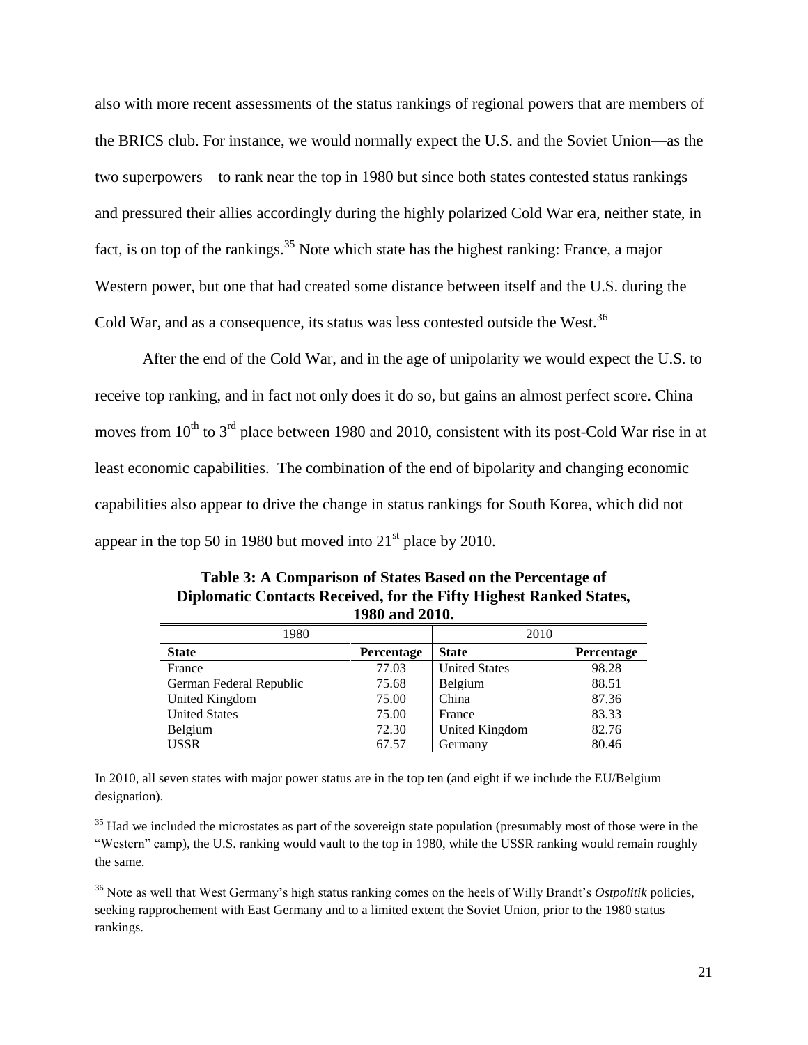also with more recent assessments of the status rankings of regional powers that are members of the BRICS club. For instance, we would normally expect the U.S. and the Soviet Union—as the two superpowers—to rank near the top in 1980 but since both states contested status rankings and pressured their allies accordingly during the highly polarized Cold War era, neither state, in fact, is on top of the rankings.[35] Note which state has the highest ranking: France, a major Western power, but one that had created some distance between itself and the U.S. during the Cold War, and as a consequence, its status was less contested outside the West.[36]

After the end of the Cold War, and in the age of unipolarity we would expect the U.S. to receive top ranking, and in fact not only does it do so, but gains an almost perfect score. China moves from 10th to 3rd place between 1980 and 2010, consistent with its post-Cold War rise in at least economic capabilities. The combination of the end of bipolarity and changing economic capabilities also appear to drive the change in status rankings for South Korea, which did not appear in the top 50 in 1980 but moved into 21st place by 2010.

**Table 3: A Comparison of States Based on the Percentage of Diplomatic Contacts Received, for the Fifty Highest Ranked States, 1980 and 2010.**

| 1980 | | 2010 | |
|---|---|---|---|
| **State** | **Percentage** | **State** | **Percentage** |
| France | 77.03 | United States | 98.28 |
| German Federal Republic | 75.68 | Belgium | 88.51 |
| United Kingdom | 75.00 | China | 87.36 |
| United States | 75.00 | France | 83.33 |
| Belgium | 72.30 | United Kingdom | 82.76 |
| USSR | 67.57 | Germany | 80.46 |

In 2010, all seven states with major power status are in the top ten (and eight if we include the EU/Belgium designation).

[35] Had we included the microstates as part of the sovereign state population (presumably most of those were in the "Western" camp), the U.S. ranking would vault to the top in 1980, while the USSR ranking would remain roughly the same.

[36] Note as well that West Germany's high status ranking comes on the heels of Willy Brandt's *Ostpolitik* policies, seeking rapprochement with East Germany and to a limited extent the Soviet Union, prior to the 1980 status rankings.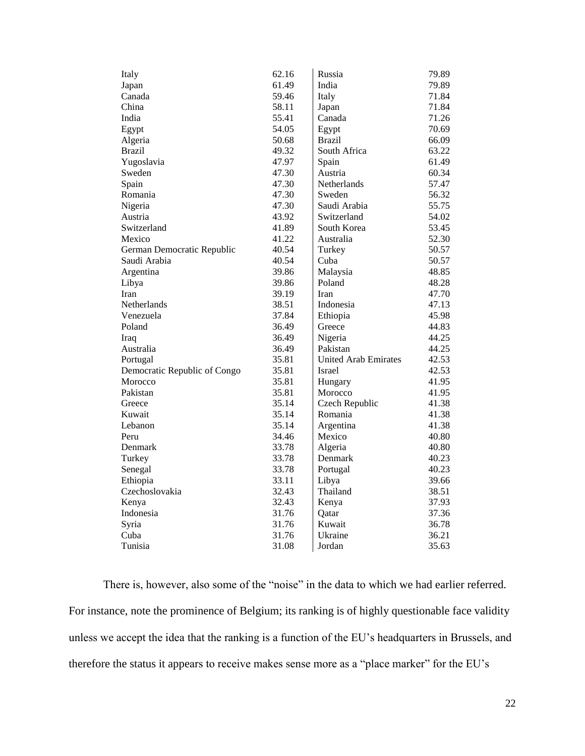| | | | |
|---|---|---|---|
| Italy | 62.16 | Russia | 79.89 |
| Japan | 61.49 | India | 79.89 |
| Canada | 59.46 | Italy | 71.84 |
| China | 58.11 | Japan | 71.84 |
| India | 55.41 | Canada | 71.26 |
| Egypt | 54.05 | Egypt | 70.69 |
| Algeria | 50.68 | Brazil | 66.09 |
| Brazil | 49.32 | South Africa | 63.22 |
| Yugoslavia | 47.97 | Spain | 61.49 |
| Sweden | 47.30 | Austria | 60.34 |
| Spain | 47.30 | Netherlands | 57.47 |
| Romania | 47.30 | Sweden | 56.32 |
| Nigeria | 47.30 | Saudi Arabia | 55.75 |
| Austria | 43.92 | Switzerland | 54.02 |
| Switzerland | 41.89 | South Korea | 53.45 |
| Mexico | 41.22 | Australia | 52.30 |
| German Democratic Republic | 40.54 | Turkey | 50.57 |
| Saudi Arabia | 40.54 | Cuba | 50.57 |
| Argentina | 39.86 | Malaysia | 48.85 |
| Libya | 39.86 | Poland | 48.28 |
| Iran | 39.19 | Iran | 47.70 |
| Netherlands | 38.51 | Indonesia | 47.13 |
| Venezuela | 37.84 | Ethiopia | 45.98 |
| Poland | 36.49 | Greece | 44.83 |
| Iraq | 36.49 | Nigeria | 44.25 |
| Australia | 36.49 | Pakistan | 44.25 |
| Portugal | 35.81 | United Arab Emirates | 42.53 |
| Democratic Republic of Congo | 35.81 | Israel | 42.53 |
| Morocco | 35.81 | Hungary | 41.95 |
| Pakistan | 35.81 | Morocco | 41.95 |
| Greece | 35.14 | Czech Republic | 41.38 |
| Kuwait | 35.14 | Romania | 41.38 |
| Lebanon | 35.14 | Argentina | 41.38 |
| Peru | 34.46 | Mexico | 40.80 |
| Denmark | 33.78 | Algeria | 40.80 |
| Turkey | 33.78 | Denmark | 40.23 |
| Senegal | 33.78 | Portugal | 40.23 |
| Ethiopia | 33.11 | Libya | 39.66 |
| Czechoslovakia | 32.43 | Thailand | 38.51 |
| Kenya | 32.43 | Kenya | 37.93 |
| Indonesia | 31.76 | Qatar | 37.36 |
| Syria | 31.76 | Kuwait | 36.78 |
| Cuba | 31.76 | Ukraine | 36.21 |
| Tunisia | 31.08 | Jordan | 35.63 |

There is, however, also some of the "noise" in the data to which we had earlier referred. For instance, note the prominence of Belgium; its ranking is of highly questionable face validity unless we accept the idea that the ranking is a function of the EU's headquarters in Brussels, and therefore the status it appears to receive makes sense more as a "place marker" for the EU's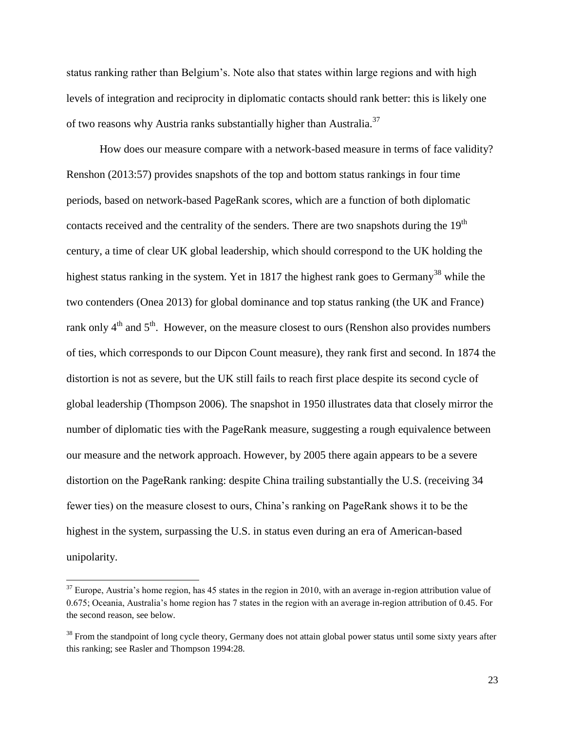status ranking rather than Belgium's. Note also that states within large regions and with high levels of integration and reciprocity in diplomatic contacts should rank better: this is likely one of two reasons why Austria ranks substantially higher than Australia.[37]

How does our measure compare with a network-based measure in terms of face validity? Renshon (2013:57) provides snapshots of the top and bottom status rankings in four time periods, based on network-based PageRank scores, which are a function of both diplomatic contacts received and the centrality of the senders. There are two snapshots during the 19th century, a time of clear UK global leadership, which should correspond to the UK holding the highest status ranking in the system. Yet in 1817 the highest rank goes to Germany[38] while the two contenders (Onea 2013) for global dominance and top status ranking (the UK and France) rank only 4th and 5th. However, on the measure closest to ours (Renshon also provides numbers of ties, which corresponds to our Dipcon Count measure), they rank first and second. In 1874 the distortion is not as severe, but the UK still fails to reach first place despite its second cycle of global leadership (Thompson 2006). The snapshot in 1950 illustrates data that closely mirror the number of diplomatic ties with the PageRank measure, suggesting a rough equivalence between our measure and the network approach. However, by 2005 there again appears to be a severe distortion on the PageRank ranking: despite China trailing substantially the U.S. (receiving 34 fewer ties) on the measure closest to ours, China's ranking on PageRank shows it to be the highest in the system, surpassing the U.S. in status even during an era of American-based unipolarity.

[37] Europe, Austria's home region, has 45 states in the region in 2010, with an average in-region attribution value of 0.675; Oceania, Australia's home region has 7 states in the region with an average in-region attribution of 0.45. For the second reason, see below.

[38] From the standpoint of long cycle theory, Germany does not attain global power status until some sixty years after this ranking; see Rasler and Thompson 1994:28.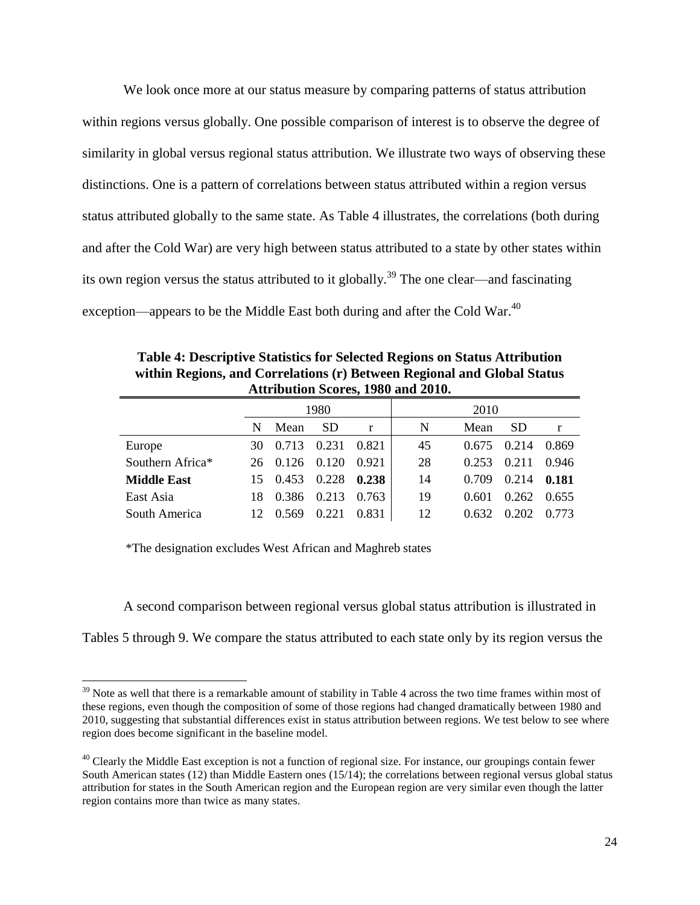We look once more at our status measure by comparing patterns of status attribution within regions versus globally. One possible comparison of interest is to observe the degree of similarity in global versus regional status attribution. We illustrate two ways of observing these distinctions. One is a pattern of correlations between status attributed within a region versus status attributed globally to the same state. As Table 4 illustrates, the correlations (both during and after the Cold War) are very high between status attributed to a state by other states within its own region versus the status attributed to it globally.[39] The one clear—and fascinating exception—appears to be the Middle East both during and after the Cold War.[40]

**Table 4: Descriptive Statistics for Selected Regions on Status Attribution within Regions, and Correlations (r) Between Regional and Global Status Attribution Scores, 1980 and 2010.**

| | 1980 | | | | 2010 | | | |
|---|---|---|---|---|---|---|---|---|
| | N | Mean | SD | r | N | Mean | SD | r |
| Europe | 30 | 0.713 | 0.231 | 0.821 | 45 | 0.675 | 0.214 | 0.869 |
| Southern Africa* | 26 | 0.126 | 0.120 | 0.921 | 28 | 0.253 | 0.211 | 0.946 |
| **Middle East** | 15 | 0.453 | 0.228 | **0.238** | 14 | 0.709 | 0.214 | **0.181** |
| East Asia | 18 | 0.386 | 0.213 | 0.763 | 19 | 0.601 | 0.262 | 0.655 |
| South America | 12 | 0.569 | 0.221 | 0.831 | 12 | 0.632 | 0.202 | 0.773 |

*The designation excludes West African and Maghreb states

A second comparison between regional versus global status attribution is illustrated in Tables 5 through 9. We compare the status attributed to each state only by its region versus the

[39] Note as well that there is a remarkable amount of stability in Table 4 across the two time frames within most of these regions, even though the composition of some of those regions had changed dramatically between 1980 and 2010, suggesting that substantial differences exist in status attribution between regions. We test below to see where region does become significant in the baseline model.

[40] Clearly the Middle East exception is not a function of regional size. For instance, our groupings contain fewer South American states (12) than Middle Eastern ones (15/14); the correlations between regional versus global status attribution for states in the South American region and the European region are very similar even though the latter region contains more than twice as many states.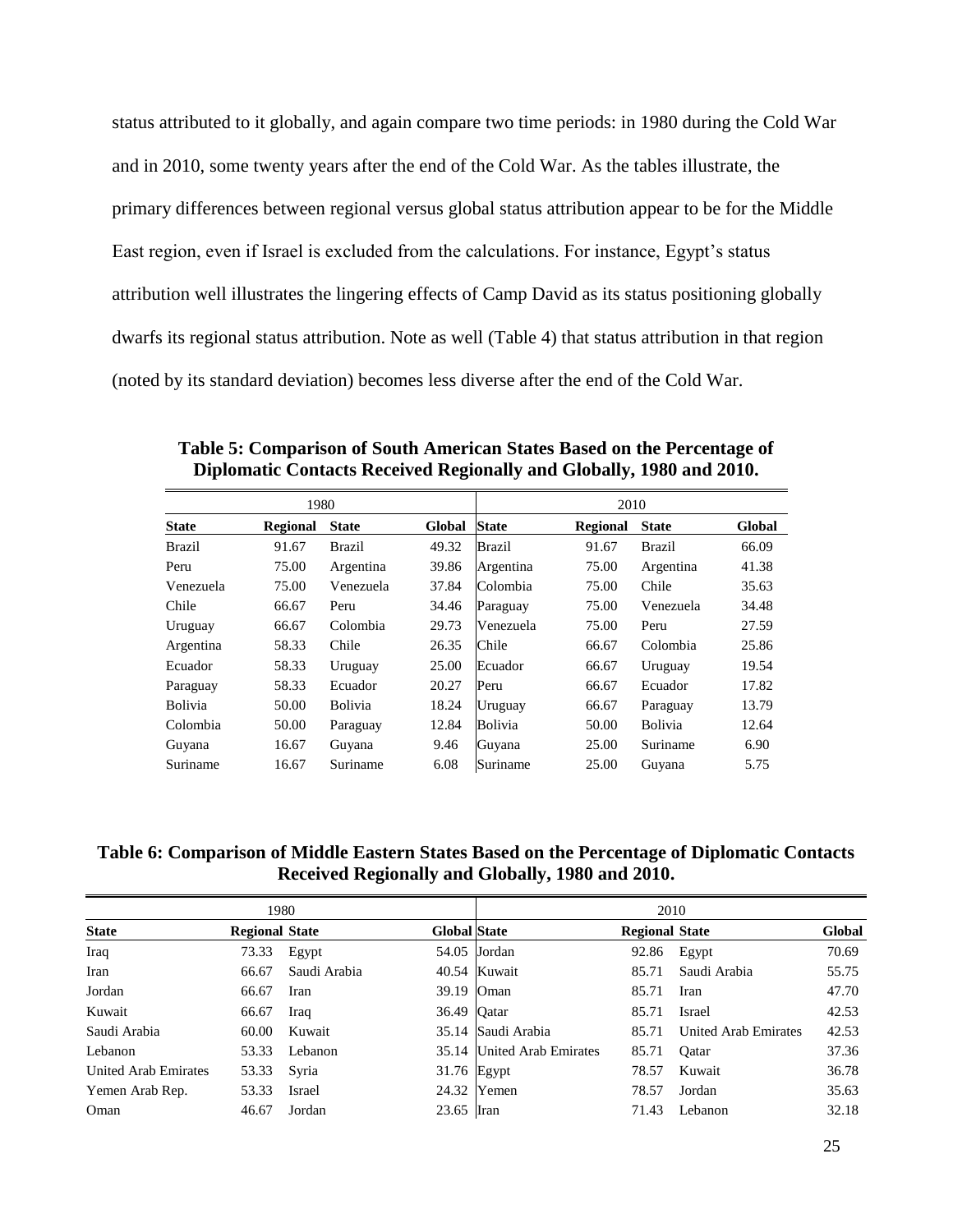status attributed to it globally, and again compare two time periods: in 1980 during the Cold War and in 2010, some twenty years after the end of the Cold War. As the tables illustrate, the primary differences between regional versus global status attribution appear to be for the Middle East region, even if Israel is excluded from the calculations. For instance, Egypt's status attribution well illustrates the lingering effects of Camp David as its status positioning globally dwarfs its regional status attribution. Note as well (Table 4) that status attribution in that region (noted by its standard deviation) becomes less diverse after the end of the Cold War.

**Table 5: Comparison of South American States Based on the Percentage of Diplomatic Contacts Received Regionally and Globally, 1980 and 2010.**

| 1980 | | | | 2010 | | | |
|---|---|---|---|---|---|---|---|
| **State** | **Regional** | **State** | **Global** | **State** | **Regional** | **State** | **Global** |
| Brazil | 91.67 | Brazil | 49.32 | Brazil | 91.67 | Brazil | 66.09 |
| Peru | 75.00 | Argentina | 39.86 | Argentina | 75.00 | Argentina | 41.38 |
| Venezuela | 75.00 | Venezuela | 37.84 | Colombia | 75.00 | Chile | 35.63 |
| Chile | 66.67 | Peru | 34.46 | Paraguay | 75.00 | Venezuela | 34.48 |
| Uruguay | 66.67 | Colombia | 29.73 | Venezuela | 75.00 | Peru | 27.59 |
| Argentina | 58.33 | Chile | 26.35 | Chile | 66.67 | Colombia | 25.86 |
| Ecuador | 58.33 | Uruguay | 25.00 | Ecuador | 66.67 | Uruguay | 19.54 |
| Paraguay | 58.33 | Ecuador | 20.27 | Peru | 66.67 | Ecuador | 17.82 |
| Bolivia | 50.00 | Bolivia | 18.24 | Uruguay | 66.67 | Paraguay | 13.79 |
| Colombia | 50.00 | Paraguay | 12.84 | Bolivia | 50.00 | Bolivia | 12.64 |
| Guyana | 16.67 | Guyana | 9.46 | Guyana | 25.00 | Suriname | 6.90 |
| Suriname | 16.67 | Suriname | 6.08 | Suriname | 25.00 | Guyana | 5.75 |

**Table 6: Comparison of Middle Eastern States Based on the Percentage of Diplomatic Contacts Received Regionally and Globally, 1980 and 2010.**

| 1980 | | | | 2010 | | | |
|---|---|---|---|---|---|---|---|
| **State** | **Regional** | **State** | **Global** | **State** | **Regional** | **State** | **Global** |
| Iraq | 73.33 | Egypt | 54.05 | Jordan | 92.86 | Egypt | 70.69 |
| Iran | 66.67 | Saudi Arabia | 40.54 | Kuwait | 85.71 | Saudi Arabia | 55.75 |
| Jordan | 66.67 | Iran | 39.19 | Oman | 85.71 | Iran | 47.70 |
| Kuwait | 66.67 | Iraq | 36.49 | Qatar | 85.71 | Israel | 42.53 |
| Saudi Arabia | 60.00 | Kuwait | 35.14 | Saudi Arabia | 85.71 | United Arab Emirates | 42.53 |
| Lebanon | 53.33 | Lebanon | 35.14 | United Arab Emirates | 85.71 | Qatar | 37.36 |
| United Arab Emirates | 53.33 | Syria | 31.76 | Egypt | 78.57 | Kuwait | 36.78 |
| Yemen Arab Rep. | 53.33 | Israel | 24.32 | Yemen | 78.57 | Jordan | 35.63 |
| Oman | 46.67 | Jordan | 23.65 | Iran | 71.43 | Lebanon | 32.18 |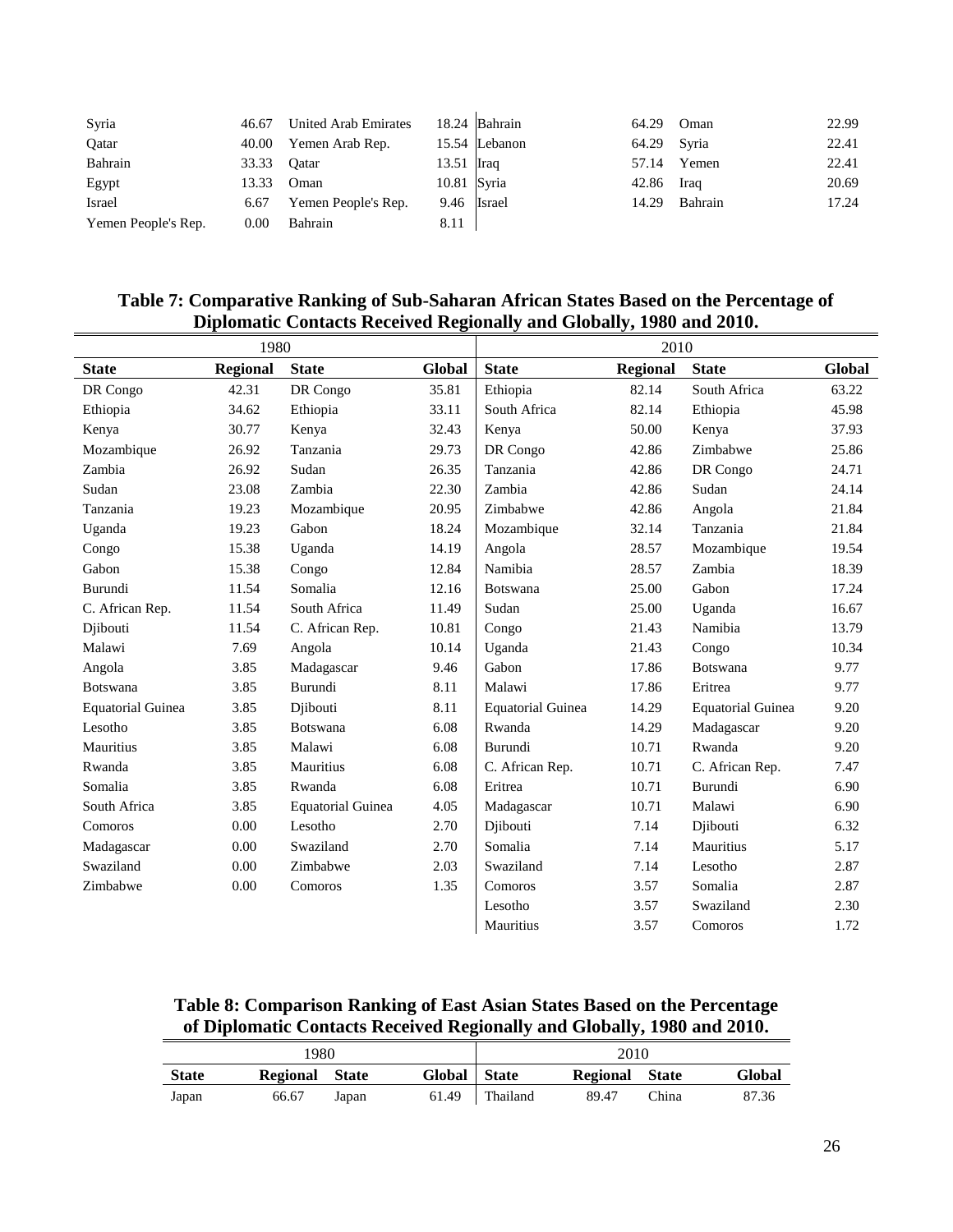| Syria | 46.67 | United Arab Emirates | 18.24 | Bahrain | 64.29 | Oman | 22.99 |
|---|---|---|---|---|---|---|---|
| Qatar | 40.00 | Yemen Arab Rep. | 15.54 | Lebanon | 64.29 | Syria | 22.41 |
| Bahrain | 33.33 | Qatar | 13.51 | Iraq | 57.14 | Yemen | 22.41 |
| Egypt | 13.33 | Oman | 10.81 | Syria | 42.86 | Iraq | 20.69 |
| Israel | 6.67 | Yemen People's Rep. | 9.46 | Israel | 14.29 | Bahrain | 17.24 |
| Yemen People's Rep. | 0.00 | Bahrain | 8.11 | | | | |

**Table 7: Comparative Ranking of Sub-Saharan African States Based on the Percentage of Diplomatic Contacts Received Regionally and Globally, 1980 and 2010.**

| 1980 | | | | 2010 | | | |
|---|---|---|---|---|---|---|---|
| **State** | **Regional** | **State** | **Global** | **State** | **Regional** | **State** | **Global** |
| DR Congo | 42.31 | DR Congo | 35.81 | Ethiopia | 82.14 | South Africa | 63.22 |
| Ethiopia | 34.62 | Ethiopia | 33.11 | South Africa | 82.14 | Ethiopia | 45.98 |
| Kenya | 30.77 | Kenya | 32.43 | Kenya | 50.00 | Kenya | 37.93 |
| Mozambique | 26.92 | Tanzania | 29.73 | DR Congo | 42.86 | Zimbabwe | 25.86 |
| Zambia | 26.92 | Sudan | 26.35 | Tanzania | 42.86 | DR Congo | 24.71 |
| Sudan | 23.08 | Zambia | 22.30 | Zambia | 42.86 | Sudan | 24.14 |
| Tanzania | 19.23 | Mozambique | 20.95 | Zimbabwe | 42.86 | Angola | 21.84 |
| Uganda | 19.23 | Gabon | 18.24 | Mozambique | 32.14 | Tanzania | 21.84 |
| Congo | 15.38 | Uganda | 14.19 | Angola | 28.57 | Mozambique | 19.54 |
| Gabon | 15.38 | Congo | 12.84 | Namibia | 28.57 | Zambia | 18.39 |
| Burundi | 11.54 | Somalia | 12.16 | Botswana | 25.00 | Gabon | 17.24 |
| C. African Rep. | 11.54 | South Africa | 11.49 | Sudan | 25.00 | Uganda | 16.67 |
| Djibouti | 11.54 | C. African Rep. | 10.81 | Congo | 21.43 | Namibia | 13.79 |
| Malawi | 7.69 | Angola | 10.14 | Uganda | 21.43 | Congo | 10.34 |
| Angola | 3.85 | Madagascar | 9.46 | Gabon | 17.86 | Botswana | 9.77 |
| Botswana | 3.85 | Burundi | 8.11 | Malawi | 17.86 | Eritrea | 9.77 |
| Equatorial Guinea | 3.85 | Djibouti | 8.11 | Equatorial Guinea | 14.29 | Equatorial Guinea | 9.20 |
| Lesotho | 3.85 | Botswana | 6.08 | Rwanda | 14.29 | Madagascar | 9.20 |
| Mauritius | 3.85 | Malawi | 6.08 | Burundi | 10.71 | Rwanda | 9.20 |
| Rwanda | 3.85 | Mauritius | 6.08 | C. African Rep. | 10.71 | C. African Rep. | 7.47 |
| Somalia | 3.85 | Rwanda | 6.08 | Eritrea | 10.71 | Burundi | 6.90 |
| South Africa | 3.85 | Equatorial Guinea | 4.05 | Madagascar | 10.71 | Malawi | 6.90 |
| Comoros | 0.00 | Lesotho | 2.70 | Djibouti | 7.14 | Djibouti | 6.32 |
| Madagascar | 0.00 | Swaziland | 2.70 | Somalia | 7.14 | Mauritius | 5.17 |
| Swaziland | 0.00 | Zimbabwe | 2.03 | Swaziland | 7.14 | Lesotho | 2.87 |
| Zimbabwe | 0.00 | Comoros | 1.35 | Comoros | 3.57 | Somalia | 2.87 |
| | | | | Lesotho | 3.57 | Swaziland | 2.30 |
| | | | | Mauritius | 3.57 | Comoros | 1.72 |

**Table 8: Comparison Ranking of East Asian States Based on the Percentage of Diplomatic Contacts Received Regionally and Globally, 1980 and 2010.**

| 1980 | | | | 2010 | | | |
|---|---|---|---|---|---|---|---|
| **State** | **Regional** | **State** | **Global** | **State** | **Regional** | **State** | **Global** |
| Japan | 66.67 | Japan | 61.49 | Thailand | 89.47 | China | 87.36 |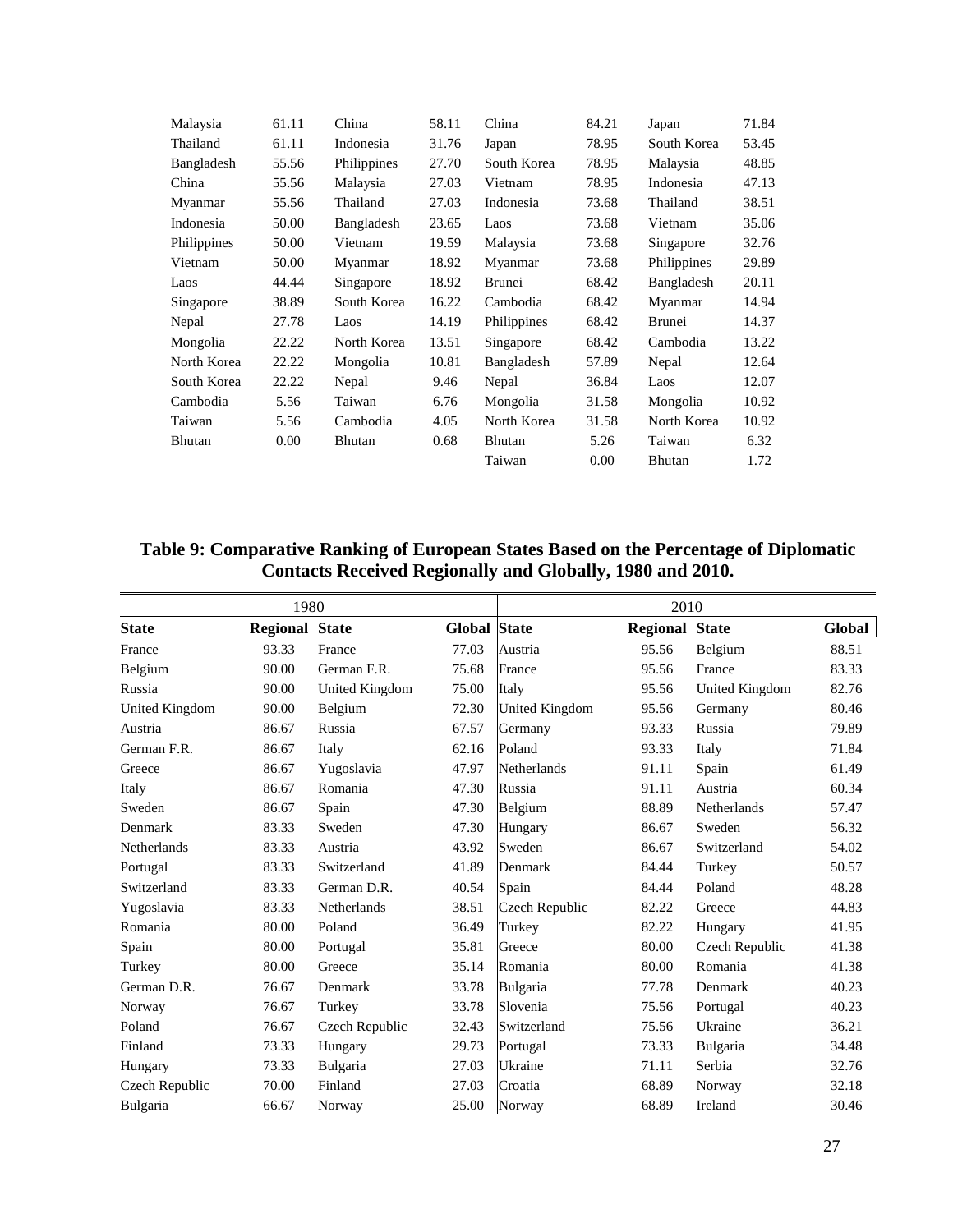| | | | | | | | |
|---|---|---|---|---|---|---|---|
| Malaysia | 61.11 | China | 58.11 | China | 84.21 | Japan | 71.84 |
| Thailand | 61.11 | Indonesia | 31.76 | Japan | 78.95 | South Korea | 53.45 |
| Bangladesh | 55.56 | Philippines | 27.70 | South Korea | 78.95 | Malaysia | 48.85 |
| China | 55.56 | Malaysia | 27.03 | Vietnam | 78.95 | Indonesia | 47.13 |
| Myanmar | 55.56 | Thailand | 27.03 | Indonesia | 73.68 | Thailand | 38.51 |
| Indonesia | 50.00 | Bangladesh | 23.65 | Laos | 73.68 | Vietnam | 35.06 |
| Philippines | 50.00 | Vietnam | 19.59 | Malaysia | 73.68 | Singapore | 32.76 |
| Vietnam | 50.00 | Myanmar | 18.92 | Myanmar | 73.68 | Philippines | 29.89 |
| Laos | 44.44 | Singapore | 18.92 | Brunei | 68.42 | Bangladesh | 20.11 |
| Singapore | 38.89 | South Korea | 16.22 | Cambodia | 68.42 | Myanmar | 14.94 |
| Nepal | 27.78 | Laos | 14.19 | Philippines | 68.42 | Brunei | 14.37 |
| Mongolia | 22.22 | North Korea | 13.51 | Singapore | 68.42 | Cambodia | 13.22 |
| North Korea | 22.22 | Mongolia | 10.81 | Bangladesh | 57.89 | Nepal | 12.64 |
| South Korea | 22.22 | Nepal | 9.46 | Nepal | 36.84 | Laos | 12.07 |
| Cambodia | 5.56 | Taiwan | 6.76 | Mongolia | 31.58 | Mongolia | 10.92 |
| Taiwan | 5.56 | Cambodia | 4.05 | North Korea | 31.58 | North Korea | 10.92 |
| Bhutan | 0.00 | Bhutan | 0.68 | Bhutan | 5.26 | Taiwan | 6.32 |
| | | | | Taiwan | 0.00 | Bhutan | 1.72 |

**Table 9: Comparative Ranking of European States Based on the Percentage of Diplomatic Contacts Received Regionally and Globally, 1980 and 2010.**

| 1980 | | | | 2010 | | | |
|---|---|---|---|---|---|---|---|
| **State** | **Regional** | **State** | **Global** | **State** | **Regional** | **State** | **Global** |
| France | 93.33 | France | 77.03 | Austria | 95.56 | Belgium | 88.51 |
| Belgium | 90.00 | German F.R. | 75.68 | France | 95.56 | France | 83.33 |
| Russia | 90.00 | United Kingdom | 75.00 | Italy | 95.56 | United Kingdom | 82.76 |
| United Kingdom | 90.00 | Belgium | 72.30 | United Kingdom | 95.56 | Germany | 80.46 |
| Austria | 86.67 | Russia | 67.57 | Germany | 93.33 | Russia | 79.89 |
| German F.R. | 86.67 | Italy | 62.16 | Poland | 93.33 | Italy | 71.84 |
| Greece | 86.67 | Yugoslavia | 47.97 | Netherlands | 91.11 | Spain | 61.49 |
| Italy | 86.67 | Romania | 47.30 | Russia | 91.11 | Austria | 60.34 |
| Sweden | 86.67 | Spain | 47.30 | Belgium | 88.89 | Netherlands | 57.47 |
| Denmark | 83.33 | Sweden | 47.30 | Hungary | 86.67 | Sweden | 56.32 |
| Netherlands | 83.33 | Austria | 43.92 | Sweden | 86.67 | Switzerland | 54.02 |
| Portugal | 83.33 | Switzerland | 41.89 | Denmark | 84.44 | Turkey | 50.57 |
| Switzerland | 83.33 | German D.R. | 40.54 | Spain | 84.44 | Poland | 48.28 |
| Yugoslavia | 83.33 | Netherlands | 38.51 | Czech Republic | 82.22 | Greece | 44.83 |
| Romania | 80.00 | Poland | 36.49 | Turkey | 82.22 | Hungary | 41.95 |
| Spain | 80.00 | Portugal | 35.81 | Greece | 80.00 | Czech Republic | 41.38 |
| Turkey | 80.00 | Greece | 35.14 | Romania | 80.00 | Romania | 41.38 |
| German D.R. | 76.67 | Denmark | 33.78 | Bulgaria | 77.78 | Denmark | 40.23 |
| Norway | 76.67 | Turkey | 33.78 | Slovenia | 75.56 | Portugal | 40.23 |
| Poland | 76.67 | Czech Republic | 32.43 | Switzerland | 75.56 | Ukraine | 36.21 |
| Finland | 73.33 | Hungary | 29.73 | Portugal | 73.33 | Bulgaria | 34.48 |
| Hungary | 73.33 | Bulgaria | 27.03 | Ukraine | 71.11 | Serbia | 32.76 |
| Czech Republic | 70.00 | Finland | 27.03 | Croatia | 68.89 | Norway | 32.18 |
| Bulgaria | 66.67 | Norway | 25.00 | Norway | 68.89 | Ireland | 30.46 |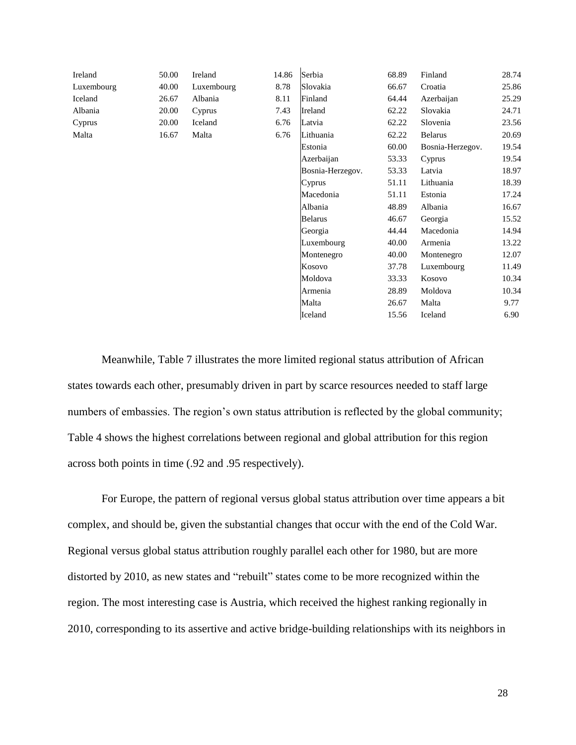| | | | | | | | |
|---|---|---|---|---|---|---|---|
| Ireland | 50.00 | Ireland | 14.86 | Serbia | 68.89 | Finland | 28.74 |
| Luxembourg | 40.00 | Luxembourg | 8.78 | Slovakia | 66.67 | Croatia | 25.86 |
| Iceland | 26.67 | Albania | 8.11 | Finland | 64.44 | Azerbaijan | 25.29 |
| Albania | 20.00 | Cyprus | 7.43 | Ireland | 62.22 | Slovakia | 24.71 |
| Cyprus | 20.00 | Iceland | 6.76 | Latvia | 62.22 | Slovenia | 23.56 |
| Malta | 16.67 | Malta | 6.76 | Lithuania | 62.22 | Belarus | 20.69 |
| | | | | Estonia | 60.00 | Bosnia-Herzegov. | 19.54 |
| | | | | Azerbaijan | 53.33 | Cyprus | 19.54 |
| | | | | Bosnia-Herzegov. | 53.33 | Latvia | 18.97 |
| | | | | Cyprus | 51.11 | Lithuania | 18.39 |
| | | | | Macedonia | 51.11 | Estonia | 17.24 |
| | | | | Albania | 48.89 | Albania | 16.67 |
| | | | | Belarus | 46.67 | Georgia | 15.52 |
| | | | | Georgia | 44.44 | Macedonia | 14.94 |
| | | | | Luxembourg | 40.00 | Armenia | 13.22 |
| | | | | Montenegro | 40.00 | Montenegro | 12.07 |
| | | | | Kosovo | 37.78 | Luxembourg | 11.49 |
| | | | | Moldova | 33.33 | Kosovo | 10.34 |
| | | | | Armenia | 28.89 | Moldova | 10.34 |
| | | | | Malta | 26.67 | Malta | 9.77 |
| | | | | Iceland | 15.56 | Iceland | 6.90 |

Meanwhile, Table 7 illustrates the more limited regional status attribution of African states towards each other, presumably driven in part by scarce resources needed to staff large numbers of embassies. The region's own status attribution is reflected by the global community; Table 4 shows the highest correlations between regional and global attribution for this region across both points in time (.92 and .95 respectively).

For Europe, the pattern of regional versus global status attribution over time appears a bit complex, and should be, given the substantial changes that occur with the end of the Cold War. Regional versus global status attribution roughly parallel each other for 1980, but are more distorted by 2010, as new states and "rebuilt" states come to be more recognized within the region. The most interesting case is Austria, which received the highest ranking regionally in 2010, corresponding to its assertive and active bridge-building relationships with its neighbors in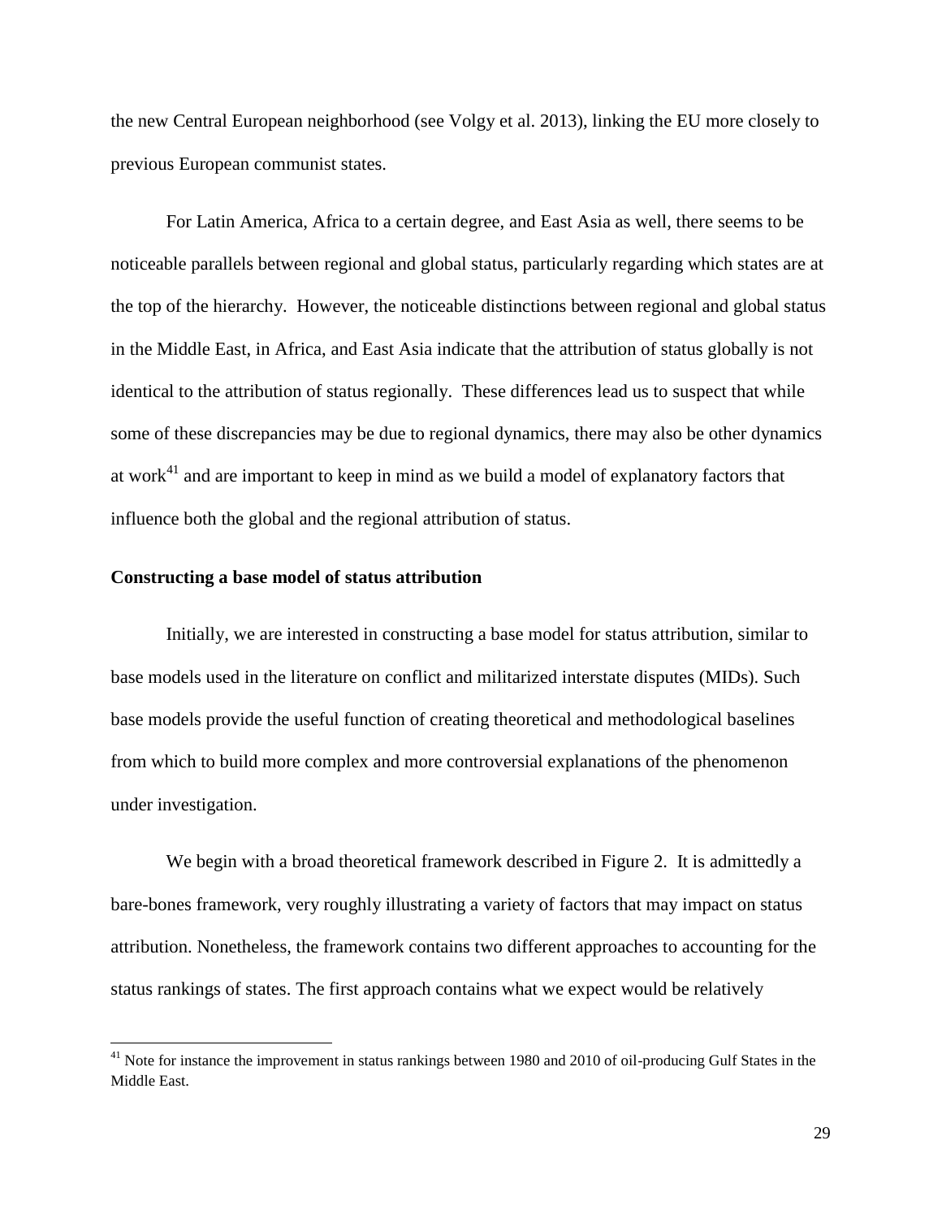the new Central European neighborhood (see Volgy et al. 2013), linking the EU more closely to previous European communist states.

For Latin America, Africa to a certain degree, and East Asia as well, there seems to be noticeable parallels between regional and global status, particularly regarding which states are at the top of the hierarchy. However, the noticeable distinctions between regional and global status in the Middle East, in Africa, and East Asia indicate that the attribution of status globally is not identical to the attribution of status regionally. These differences lead us to suspect that while some of these discrepancies may be due to regional dynamics, there may also be other dynamics at work[41] and are important to keep in mind as we build a model of explanatory factors that influence both the global and the regional attribution of status.

**Constructing a base model of status attribution**

Initially, we are interested in constructing a base model for status attribution, similar to base models used in the literature on conflict and militarized interstate disputes (MIDs). Such base models provide the useful function of creating theoretical and methodological baselines from which to build more complex and more controversial explanations of the phenomenon under investigation.

We begin with a broad theoretical framework described in Figure 2. It is admittedly a bare-bones framework, very roughly illustrating a variety of factors that may impact on status attribution. Nonetheless, the framework contains two different approaches to accounting for the status rankings of states. The first approach contains what we expect would be relatively

[41] Note for instance the improvement in status rankings between 1980 and 2010 of oil-producing Gulf States in the Middle East.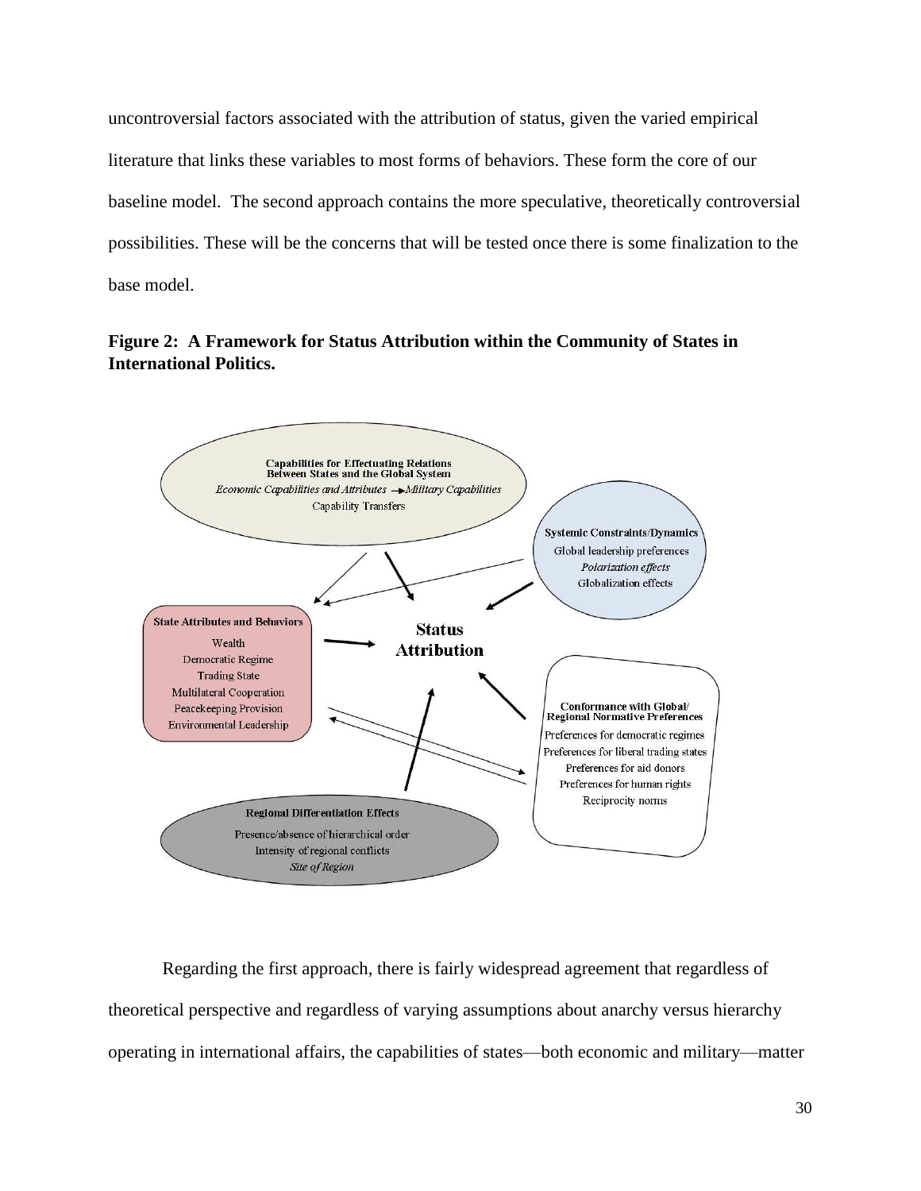uncontroversial factors associated with the attribution of status, given the varied empirical literature that links these variables to most forms of behaviors. These form the core of our baseline model. The second approach contains the more speculative, theoretically controversial possibilities. These will be the concerns that will be tested once there is some finalization to the base model.

**Figure 2: A Framework for Status Attribution within the Community of States in International Politics.**

**Capabilities for Effectuating Relations Between States and the Global System**
*Economic Capabilities and Attributes* → *Military Capabilities*
Capability Transfers

**Systemic Constraints/Dynamics**
Global leadership preferences
*Polarization effects*
Globalization effects

**State Attributes and Behaviors**
Wealth
Democratic Regime
Trading State
Multilateral Cooperation
Peacekeeping Provision
Environmental Leadership

**Status Attribution**

**Conformance with Global/ Regional Normative Preferences**
Preferences for democratic regimes
Preferences for liberal trading states
Preferences for aid donors
Preferences for human rights
Reciprocity norms

**Regional Differentiation Effects**
Presence/absence of hierarchical order
Intensity of regional conflicts
*Site of Region*

Regarding the first approach, there is fairly widespread agreement that regardless of theoretical perspective and regardless of varying assumptions about anarchy versus hierarchy operating in international affairs, the capabilities of states—both economic and military—matter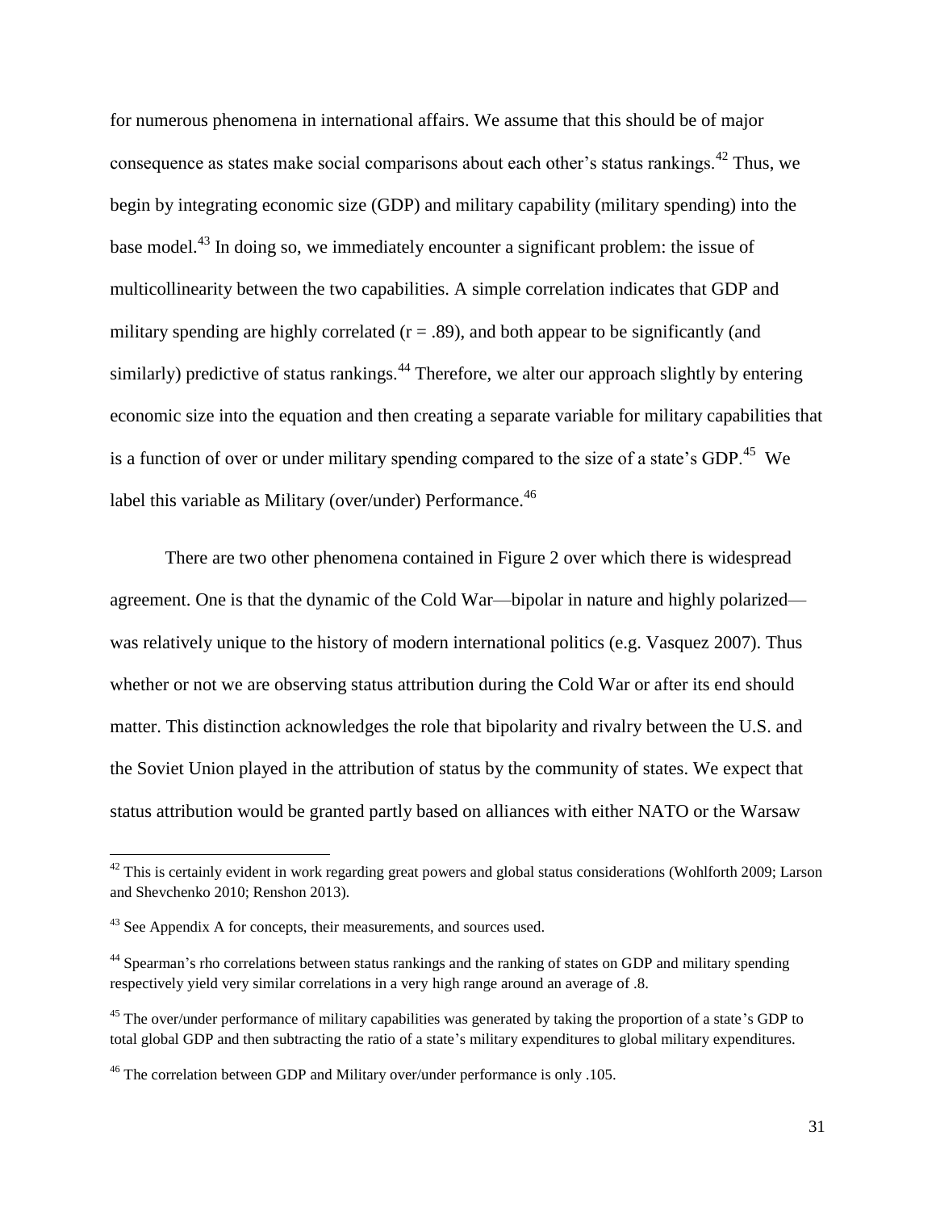for numerous phenomena in international affairs. We assume that this should be of major consequence as states make social comparisons about each other's status rankings.[42] Thus, we begin by integrating economic size (GDP) and military capability (military spending) into the base model.[43] In doing so, we immediately encounter a significant problem: the issue of multicollinearity between the two capabilities. A simple correlation indicates that GDP and military spending are highly correlated ($r = .89$), and both appear to be significantly (and similarly) predictive of status rankings.[44] Therefore, we alter our approach slightly by entering economic size into the equation and then creating a separate variable for military capabilities that is a function of over or under military spending compared to the size of a state's GDP.[45] We label this variable as Military (over/under) Performance.[46]

There are two other phenomena contained in Figure 2 over which there is widespread agreement. One is that the dynamic of the Cold War—bipolar in nature and highly polarized—was relatively unique to the history of modern international politics (e.g. Vasquez 2007). Thus whether or not we are observing status attribution during the Cold War or after its end should matter. This distinction acknowledges the role that bipolarity and rivalry between the U.S. and the Soviet Union played in the attribution of status by the community of states. We expect that status attribution would be granted partly based on alliances with either NATO or the Warsaw

---

[42] This is certainly evident in work regarding great powers and global status considerations (Wohlforth 2009; Larson and Shevchenko 2010; Renshon 2013).

[43] See Appendix A for concepts, their measurements, and sources used.

[44] Spearman's rho correlations between status rankings and the ranking of states on GDP and military spending respectively yield very similar correlations in a very high range around an average of .8.

[45] The over/under performance of military capabilities was generated by taking the proportion of a state's GDP to total global GDP and then subtracting the ratio of a state's military expenditures to global military expenditures.

[46] The correlation between GDP and Military over/under performance is only .105.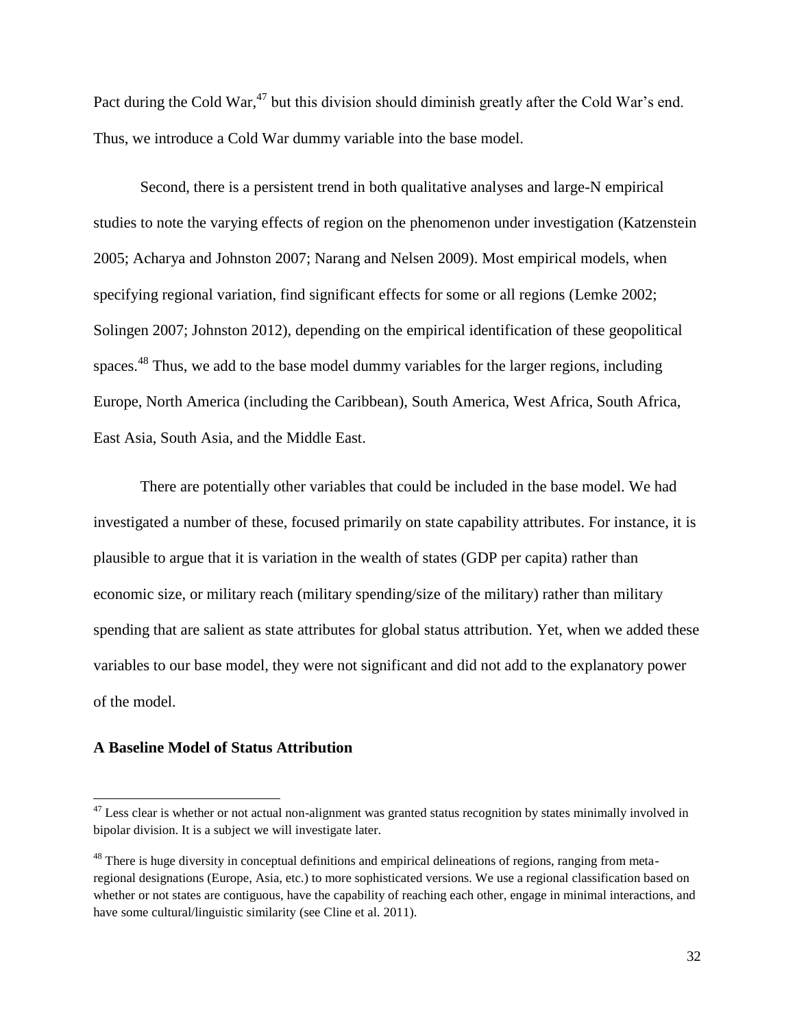Pact during the Cold War,[47] but this division should diminish greatly after the Cold War's end. Thus, we introduce a Cold War dummy variable into the base model.

Second, there is a persistent trend in both qualitative analyses and large-N empirical studies to note the varying effects of region on the phenomenon under investigation (Katzenstein 2005; Acharya and Johnston 2007; Narang and Nelsen 2009). Most empirical models, when specifying regional variation, find significant effects for some or all regions (Lemke 2002; Solingen 2007; Johnston 2012), depending on the empirical identification of these geopolitical spaces.[48] Thus, we add to the base model dummy variables for the larger regions, including Europe, North America (including the Caribbean), South America, West Africa, South Africa, East Asia, South Asia, and the Middle East.

There are potentially other variables that could be included in the base model. We had investigated a number of these, focused primarily on state capability attributes. For instance, it is plausible to argue that it is variation in the wealth of states (GDP per capita) rather than economic size, or military reach (military spending/size of the military) rather than military spending that are salient as state attributes for global status attribution. Yet, when we added these variables to our base model, they were not significant and did not add to the explanatory power of the model.

**A Baseline Model of Status Attribution**

---

[47] Less clear is whether or not actual non-alignment was granted status recognition by states minimally involved in bipolar division. It is a subject we will investigate later.

[48] There is huge diversity in conceptual definitions and empirical delineations of regions, ranging from meta-regional designations (Europe, Asia, etc.) to more sophisticated versions. We use a regional classification based on whether or not states are contiguous, have the capability of reaching each other, engage in minimal interactions, and have some cultural/linguistic similarity (see Cline et al. 2011).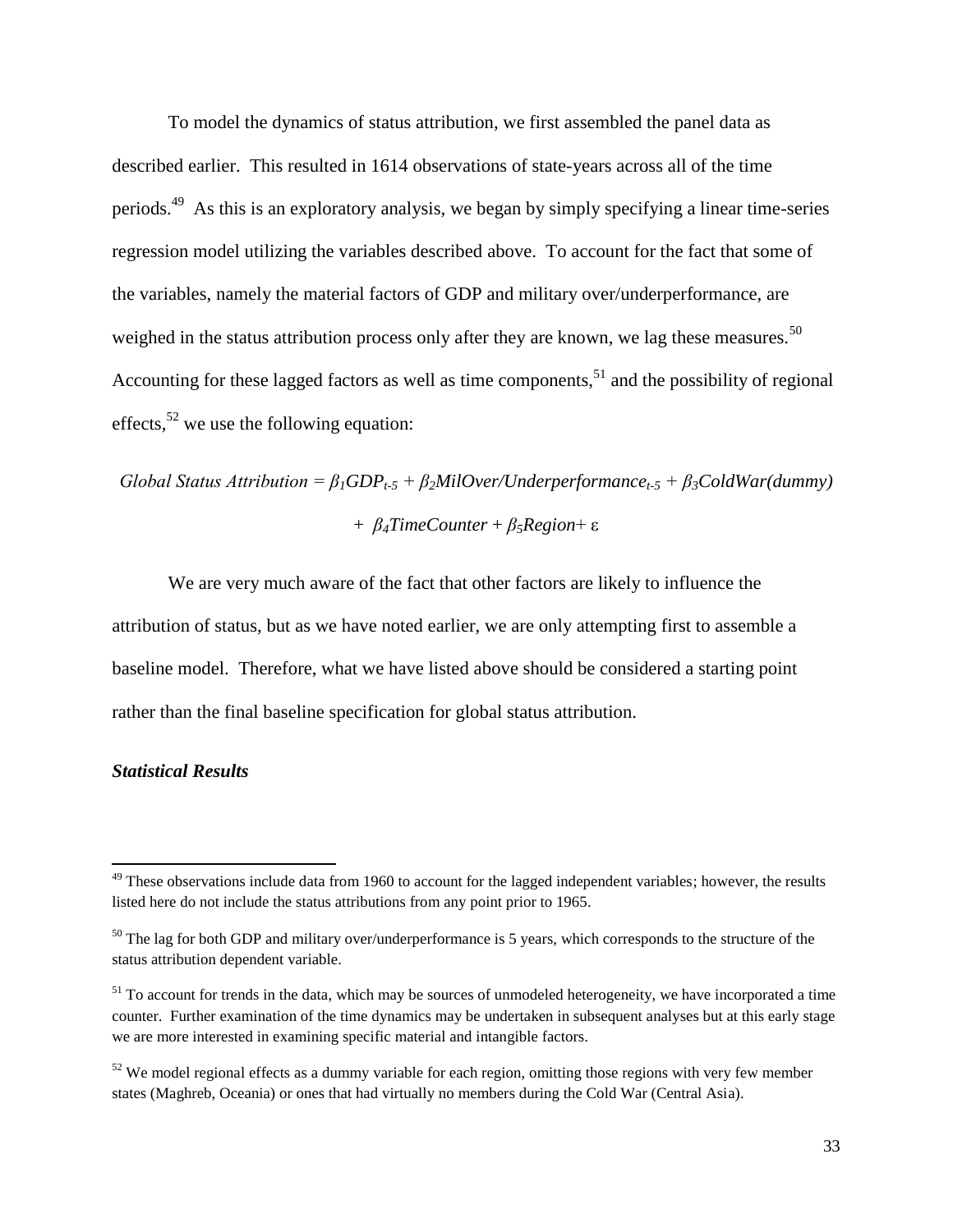To model the dynamics of status attribution, we first assembled the panel data as described earlier. This resulted in 1614 observations of state-years across all of the time periods.[49] As this is an exploratory analysis, we began by simply specifying a linear time-series regression model utilizing the variables described above. To account for the fact that some of the variables, namely the material factors of GDP and military over/underperformance, are weighed in the status attribution process only after they are known, we lag these measures.[50] Accounting for these lagged factors as well as time components,[51] and the possibility of regional effects,[52] we use the following equation:

$$Global\ Status\ Attribution = \beta_1 GDP_{t\text{-}5} + \beta_2 MilOver/Underperformance_{t\text{-}5} + \beta_3 ColdWar(dummy) + \beta_4 TimeCounter + \beta_5 Region + \varepsilon$$

We are very much aware of the fact that other factors are likely to influence the attribution of status, but as we have noted earlier, we are only attempting first to assemble a baseline model. Therefore, what we have listed above should be considered a starting point rather than the final baseline specification for global status attribution.

### *Statistical Results*

---

[49] These observations include data from 1960 to account for the lagged independent variables; however, the results listed here do not include the status attributions from any point prior to 1965.

[50] The lag for both GDP and military over/underperformance is 5 years, which corresponds to the structure of the status attribution dependent variable.

[51] To account for trends in the data, which may be sources of unmodeled heterogeneity, we have incorporated a time counter. Further examination of the time dynamics may be undertaken in subsequent analyses but at this early stage we are more interested in examining specific material and intangible factors.

[52] We model regional effects as a dummy variable for each region, omitting those regions with very few member states (Maghreb, Oceania) or ones that had virtually no members during the Cold War (Central Asia).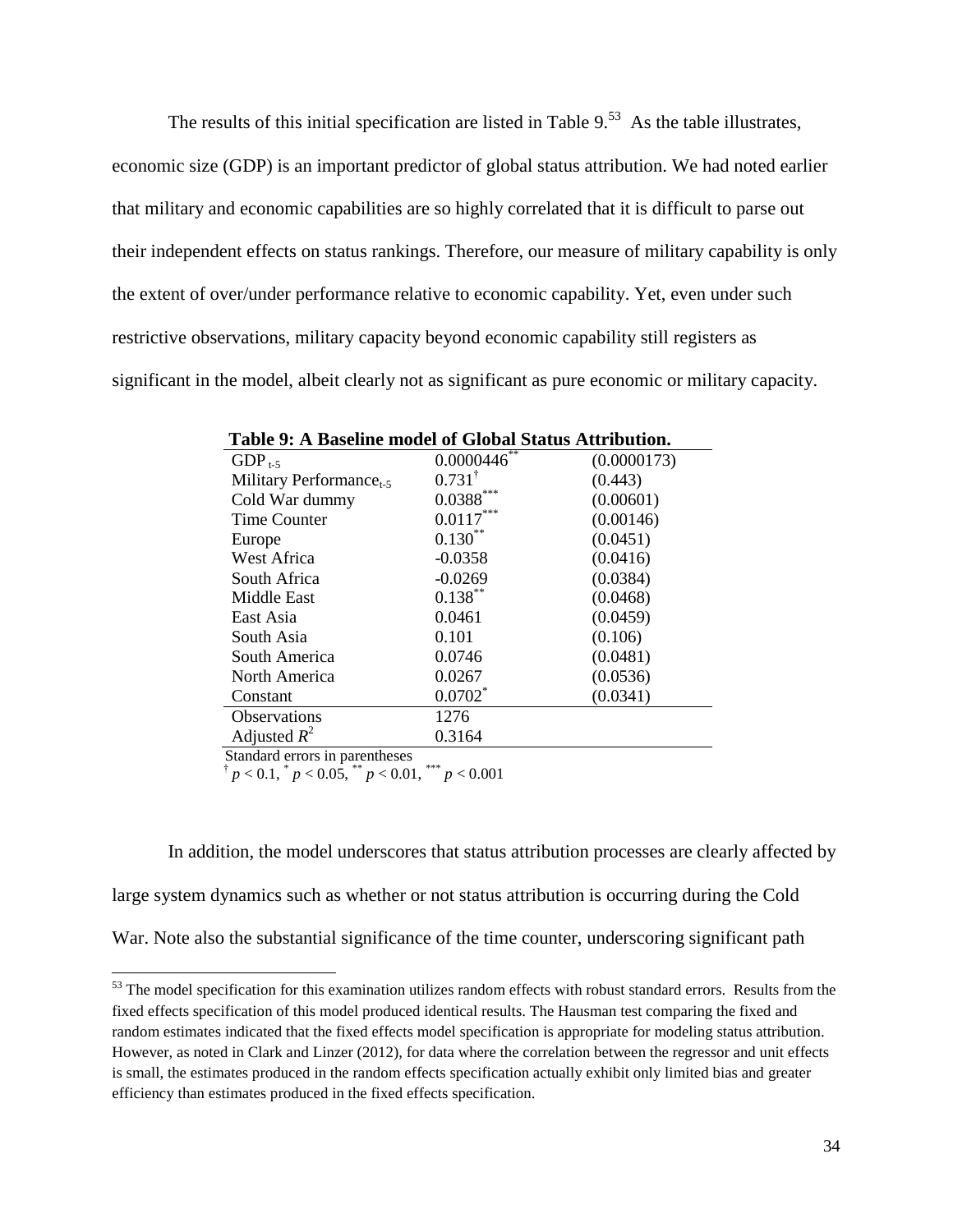The results of this initial specification are listed in Table 9.[53] As the table illustrates, economic size (GDP) is an important predictor of global status attribution. We had noted earlier that military and economic capabilities are so highly correlated that it is difficult to parse out their independent effects on status rankings. Therefore, our measure of military capability is only the extent of over/under performance relative to economic capability. Yet, even under such restrictive observations, military capacity beyond economic capability still registers as significant in the model, albeit clearly not as significant as pure economic or military capacity.

**Table 9: A Baseline model of Global Status Attribution.**

| | | |
|---|---|---|
| $GDP_{t-5}$ | $0.0000446^{**}$ | (0.0000173) |
| Military $Performance_{t-5}$ | $0.731^{\dagger}$ | (0.443) |
| Cold War dummy | $0.0388^{***}$ | (0.00601) |
| Time Counter | $0.0117^{***}$ | (0.00146) |
| Europe | $0.130^{**}$ | (0.0451) |
| West Africa | -0.0358 | (0.0416) |
| South Africa | -0.0269 | (0.0384) |
| Middle East | $0.138^{**}$ | (0.0468) |
| East Asia | 0.0461 | (0.0459) |
| South Asia | 0.101 | (0.106) |
| South America | 0.0746 | (0.0481) |
| North America | 0.0267 | (0.0536) |
| Constant | $0.0702^{*}$ | (0.0341) |
| Observations | 1276 | |
| Adjusted $R^2$ | 0.3164 | |

Standard errors in parentheses
$^{\dagger}$ $p < 0.1$, $^{*}$ $p < 0.05$, $^{**}$ $p < 0.01$, $^{***}$ $p < 0.001$

In addition, the model underscores that status attribution processes are clearly affected by large system dynamics such as whether or not status attribution is occurring during the Cold War. Note also the substantial significance of the time counter, underscoring significant path

[53] The model specification for this examination utilizes random effects with robust standard errors. Results from the fixed effects specification of this model produced identical results. The Hausman test comparing the fixed and random estimates indicated that the fixed effects model specification is appropriate for modeling status attribution. However, as noted in Clark and Linzer (2012), for data where the correlation between the regressor and unit effects is small, the estimates produced in the random effects specification actually exhibit only limited bias and greater efficiency than estimates produced in the fixed effects specification.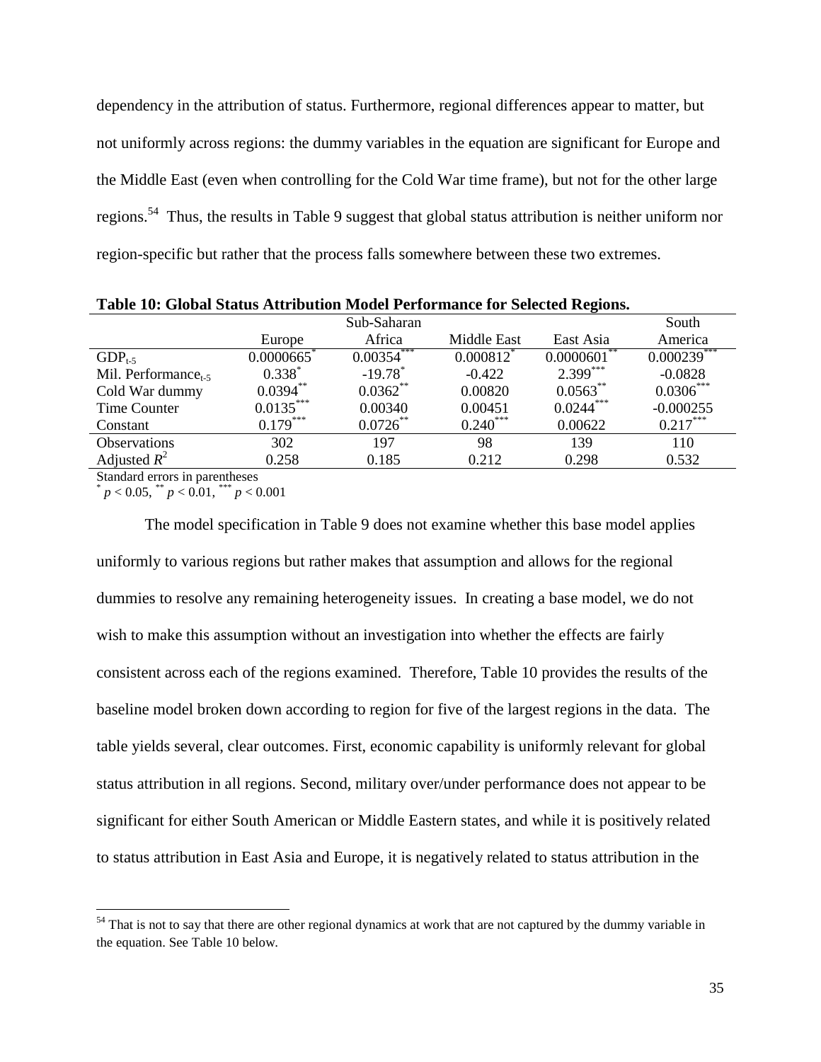dependency in the attribution of status. Furthermore, regional differences appear to matter, but not uniformly across regions: the dummy variables in the equation are significant for Europe and the Middle East (even when controlling for the Cold War time frame), but not for the other large regions.[54] Thus, the results in Table 9 suggest that global status attribution is neither uniform nor region-specific but rather that the process falls somewhere between these two extremes.

**Table 10: Global Status Attribution Model Performance for Selected Regions.**

| | Europe | Sub-Saharan Africa | Middle East | East Asia | South America |
|---|---|---|---|---|---|
| $GDP_{t-5}$ | $0.0000665^{*}$ | $0.00354^{***}$ | $0.000812^{*}$ | $0.0000601^{**}$ | $0.000239^{***}$ |
| Mil. $Performance_{t-5}$ | $0.338^{*}$ | $-19.78^{*}$ | -0.422 | $2.399^{***}$ | -0.0828 |
| Cold War dummy | $0.0394^{**}$ | $0.0362^{**}$ | 0.00820 | $0.0563^{**}$ | $0.0306^{***}$ |
| Time Counter | $0.0135^{***}$ | 0.00340 | 0.00451 | $0.0244^{***}$ | -0.000255 |
| Constant | $0.179^{***}$ | $0.0726^{**}$ | $0.240^{***}$ | 0.00622 | $0.217^{***}$ |
| Observations | 302 | 197 | 98 | 139 | 110 |
| Adjusted $R^2$ | 0.258 | 0.185 | 0.212 | 0.298 | 0.532 |

Standard errors in parentheses
$^{*}$ $p < 0.05$, $^{**}$ $p < 0.01$, $^{***}$ $p < 0.001$

The model specification in Table 9 does not examine whether this base model applies uniformly to various regions but rather makes that assumption and allows for the regional dummies to resolve any remaining heterogeneity issues. In creating a base model, we do not wish to make this assumption without an investigation into whether the effects are fairly consistent across each of the regions examined. Therefore, Table 10 provides the results of the baseline model broken down according to region for five of the largest regions in the data. The table yields several, clear outcomes. First, economic capability is uniformly relevant for global status attribution in all regions. Second, military over/under performance does not appear to be significant for either South American or Middle Eastern states, and while it is positively related to status attribution in East Asia and Europe, it is negatively related to status attribution in the

[54] That is not to say that there are other regional dynamics at work that are not captured by the dummy variable in the equation. See Table 10 below.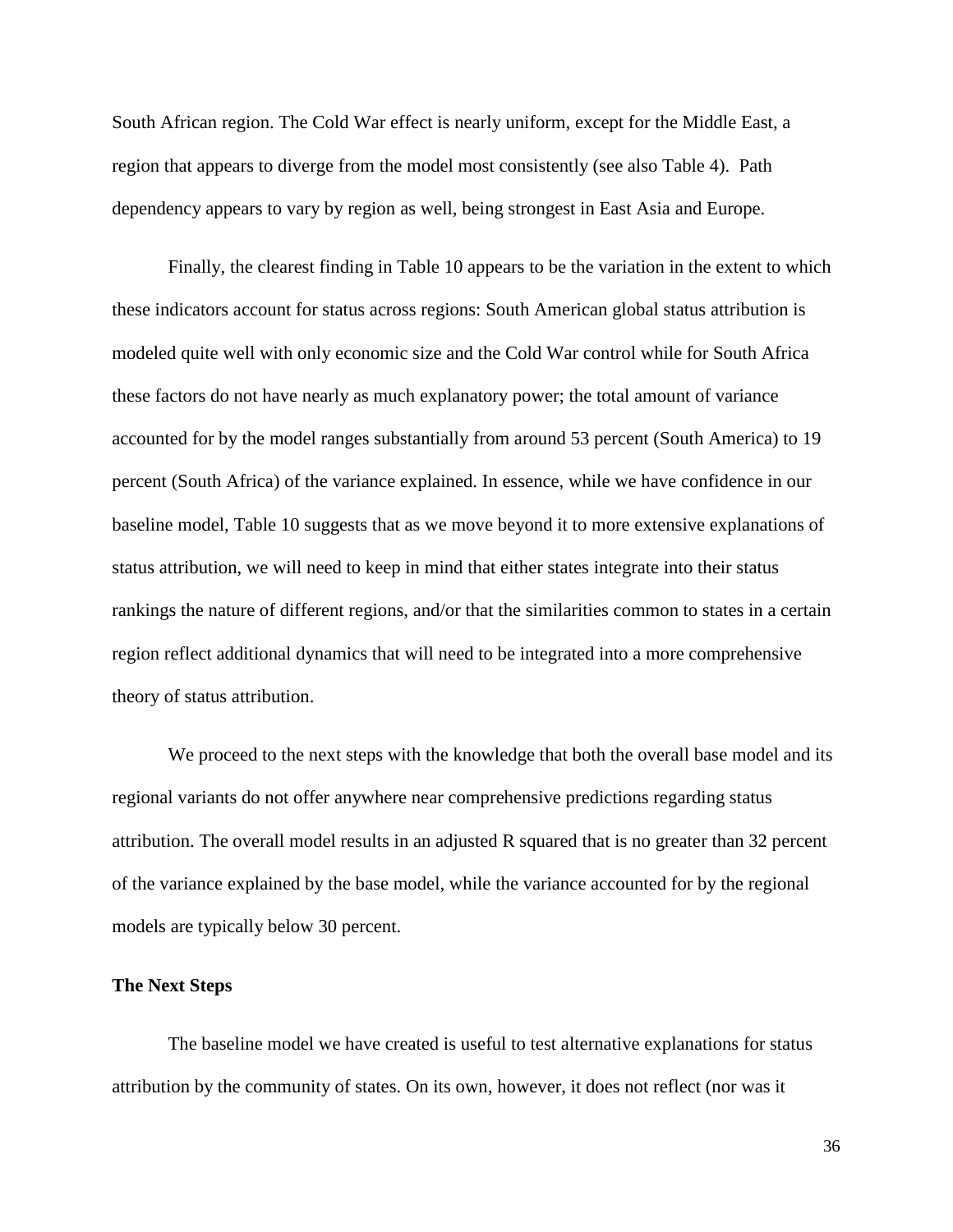South African region. The Cold War effect is nearly uniform, except for the Middle East, a region that appears to diverge from the model most consistently (see also Table 4). Path dependency appears to vary by region as well, being strongest in East Asia and Europe.

Finally, the clearest finding in Table 10 appears to be the variation in the extent to which these indicators account for status across regions: South American global status attribution is modeled quite well with only economic size and the Cold War control while for South Africa these factors do not have nearly as much explanatory power; the total amount of variance accounted for by the model ranges substantially from around 53 percent (South America) to 19 percent (South Africa) of the variance explained. In essence, while we have confidence in our baseline model, Table 10 suggests that as we move beyond it to more extensive explanations of status attribution, we will need to keep in mind that either states integrate into their status rankings the nature of different regions, and/or that the similarities common to states in a certain region reflect additional dynamics that will need to be integrated into a more comprehensive theory of status attribution.

We proceed to the next steps with the knowledge that both the overall base model and its regional variants do not offer anywhere near comprehensive predictions regarding status attribution. The overall model results in an adjusted R squared that is no greater than 32 percent of the variance explained by the base model, while the variance accounted for by the regional models are typically below 30 percent.

**The Next Steps**

The baseline model we have created is useful to test alternative explanations for status attribution by the community of states. On its own, however, it does not reflect (nor was it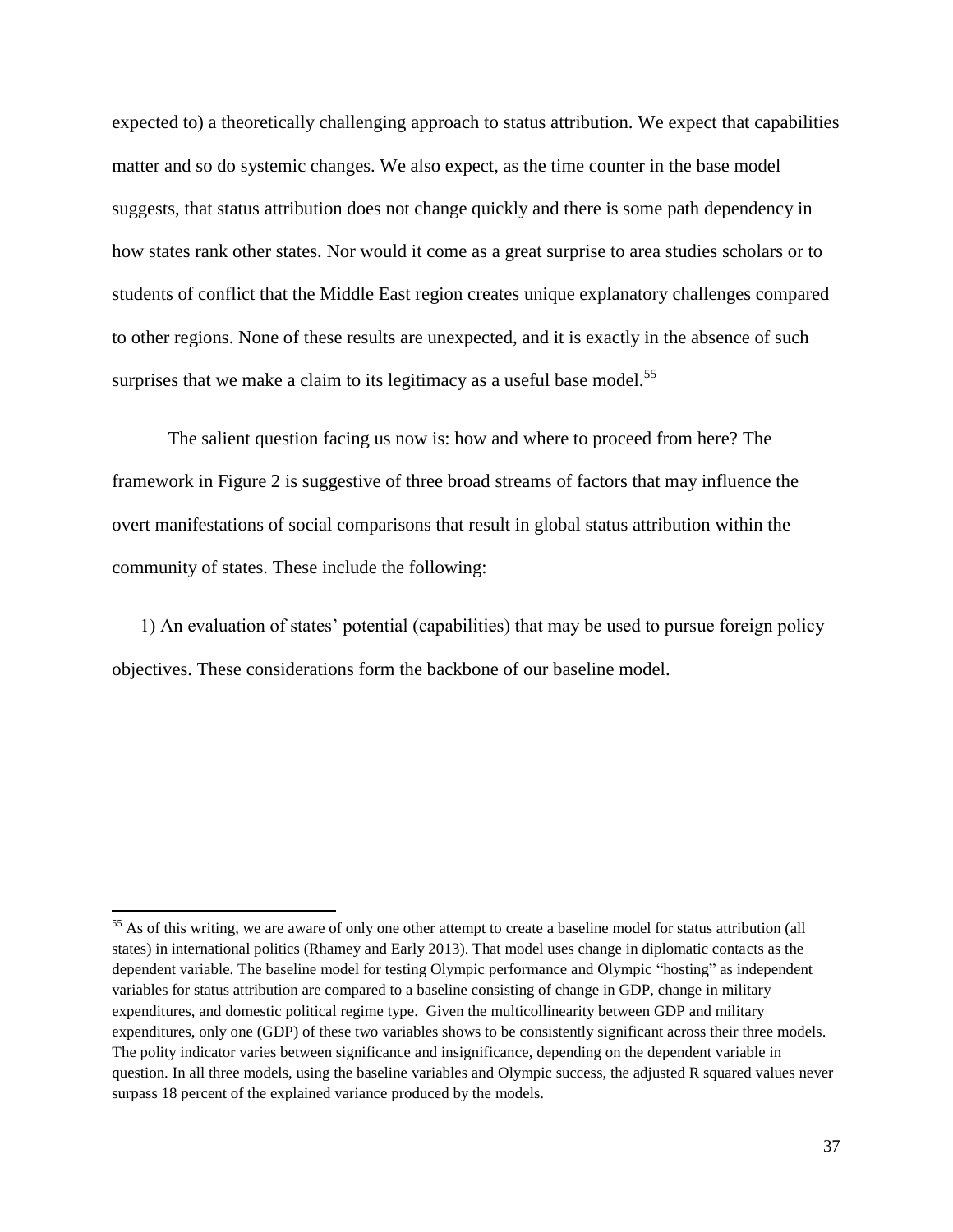expected to) a theoretically challenging approach to status attribution. We expect that capabilities matter and so do systemic changes. We also expect, as the time counter in the base model suggests, that status attribution does not change quickly and there is some path dependency in how states rank other states. Nor would it come as a great surprise to area studies scholars or to students of conflict that the Middle East region creates unique explanatory challenges compared to other regions. None of these results are unexpected, and it is exactly in the absence of such surprises that we make a claim to its legitimacy as a useful base model.[55]

The salient question facing us now is: how and where to proceed from here? The framework in Figure 2 is suggestive of three broad streams of factors that may influence the overt manifestations of social comparisons that result in global status attribution within the community of states. These include the following:

1) An evaluation of states' potential (capabilities) that may be used to pursue foreign policy objectives. These considerations form the backbone of our baseline model.

---

[55] As of this writing, we are aware of only one other attempt to create a baseline model for status attribution (all states) in international politics (Rhamey and Early 2013). That model uses change in diplomatic contacts as the dependent variable. The baseline model for testing Olympic performance and Olympic "hosting" as independent variables for status attribution are compared to a baseline consisting of change in GDP, change in military expenditures, and domestic political regime type. Given the multicollinearity between GDP and military expenditures, only one (GDP) of these two variables shows to be consistently significant across their three models. The polity indicator varies between significance and insignificance, depending on the dependent variable in question. In all three models, using the baseline variables and Olympic success, the adjusted R squared values never surpass 18 percent of the explained variance produced by the models.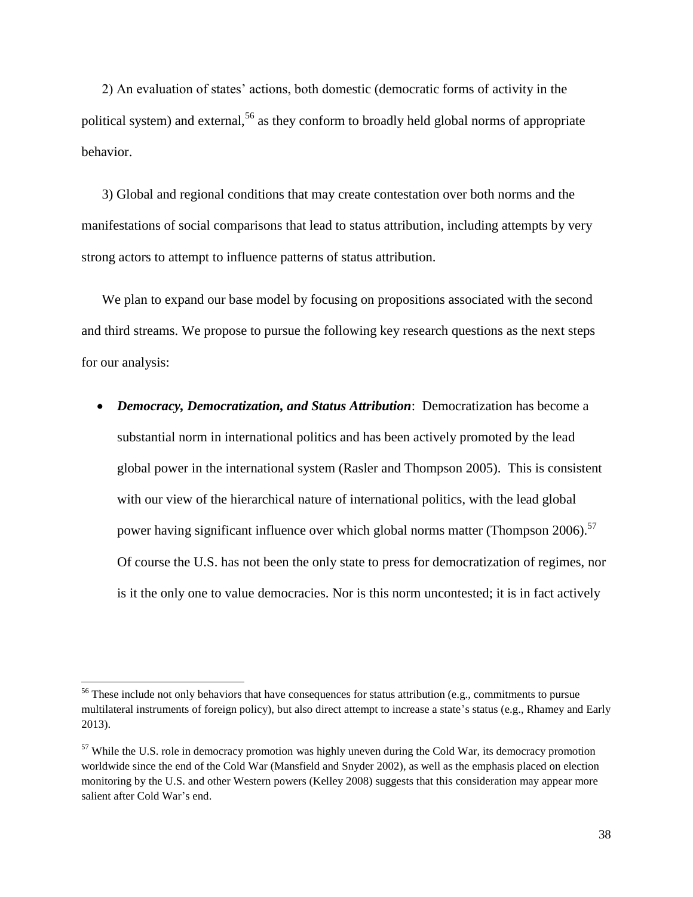2) An evaluation of states' actions, both domestic (democratic forms of activity in the political system) and external,[56] as they conform to broadly held global norms of appropriate behavior.

3) Global and regional conditions that may create contestation over both norms and the manifestations of social comparisons that lead to status attribution, including attempts by very strong actors to attempt to influence patterns of status attribution.

We plan to expand our base model by focusing on propositions associated with the second and third streams. We propose to pursue the following key research questions as the next steps for our analysis:

- ***Democracy, Democratization, and Status Attribution***: Democratization has become a substantial norm in international politics and has been actively promoted by the lead global power in the international system (Rasler and Thompson 2005). This is consistent with our view of the hierarchical nature of international politics, with the lead global power having significant influence over which global norms matter (Thompson 2006).[57] Of course the U.S. has not been the only state to press for democratization of regimes, nor is it the only one to value democracies. Nor is this norm uncontested; it is in fact actively

[56] These include not only behaviors that have consequences for status attribution (e.g., commitments to pursue multilateral instruments of foreign policy), but also direct attempt to increase a state's status (e.g., Rhamey and Early 2013).

[57] While the U.S. role in democracy promotion was highly uneven during the Cold War, its democracy promotion worldwide since the end of the Cold War (Mansfield and Snyder 2002), as well as the emphasis placed on election monitoring by the U.S. and other Western powers (Kelley 2008) suggests that this consideration may appear more salient after Cold War's end.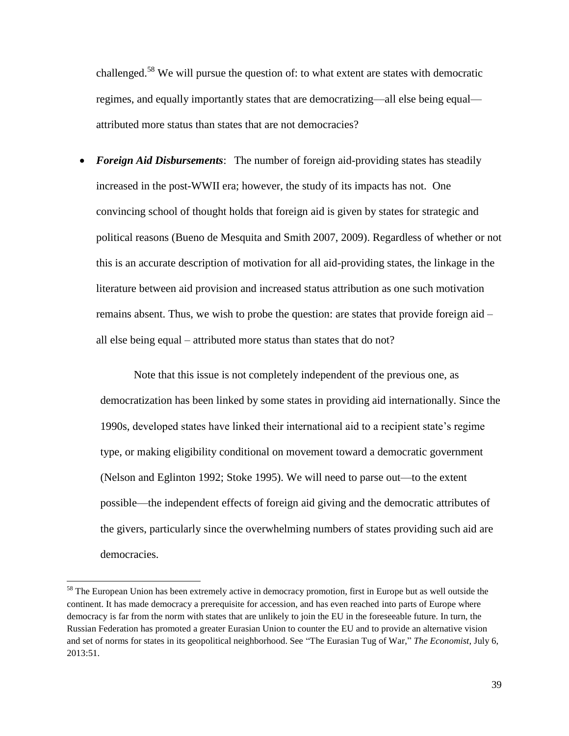challenged.[58] We will pursue the question of: to what extent are states with democratic regimes, and equally importantly states that are democratizing—all else being equal—attributed more status than states that are not democracies?

- ***Foreign Aid Disbursements***: The number of foreign aid-providing states has steadily increased in the post-WWII era; however, the study of its impacts has not. One convincing school of thought holds that foreign aid is given by states for strategic and political reasons (Bueno de Mesquita and Smith 2007, 2009). Regardless of whether or not this is an accurate description of motivation for all aid-providing states, the linkage in the literature between aid provision and increased status attribution as one such motivation remains absent. Thus, we wish to probe the question: are states that provide foreign aid – all else being equal – attributed more status than states that do not?

  Note that this issue is not completely independent of the previous one, as democratization has been linked by some states in providing aid internationally. Since the 1990s, developed states have linked their international aid to a recipient state's regime type, or making eligibility conditional on movement toward a democratic government (Nelson and Eglinton 1992; Stoke 1995). We will need to parse out—to the extent possible—the independent effects of foreign aid giving and the democratic attributes of the givers, particularly since the overwhelming numbers of states providing such aid are democracies.

[58] The European Union has been extremely active in democracy promotion, first in Europe but as well outside the continent. It has made democracy a prerequisite for accession, and has even reached into parts of Europe where democracy is far from the norm with states that are unlikely to join the EU in the foreseeable future. In turn, the Russian Federation has promoted a greater Eurasian Union to counter the EU and to provide an alternative vision and set of norms for states in its geopolitical neighborhood. See "The Eurasian Tug of War," *The Economist*, July 6, 2013:51.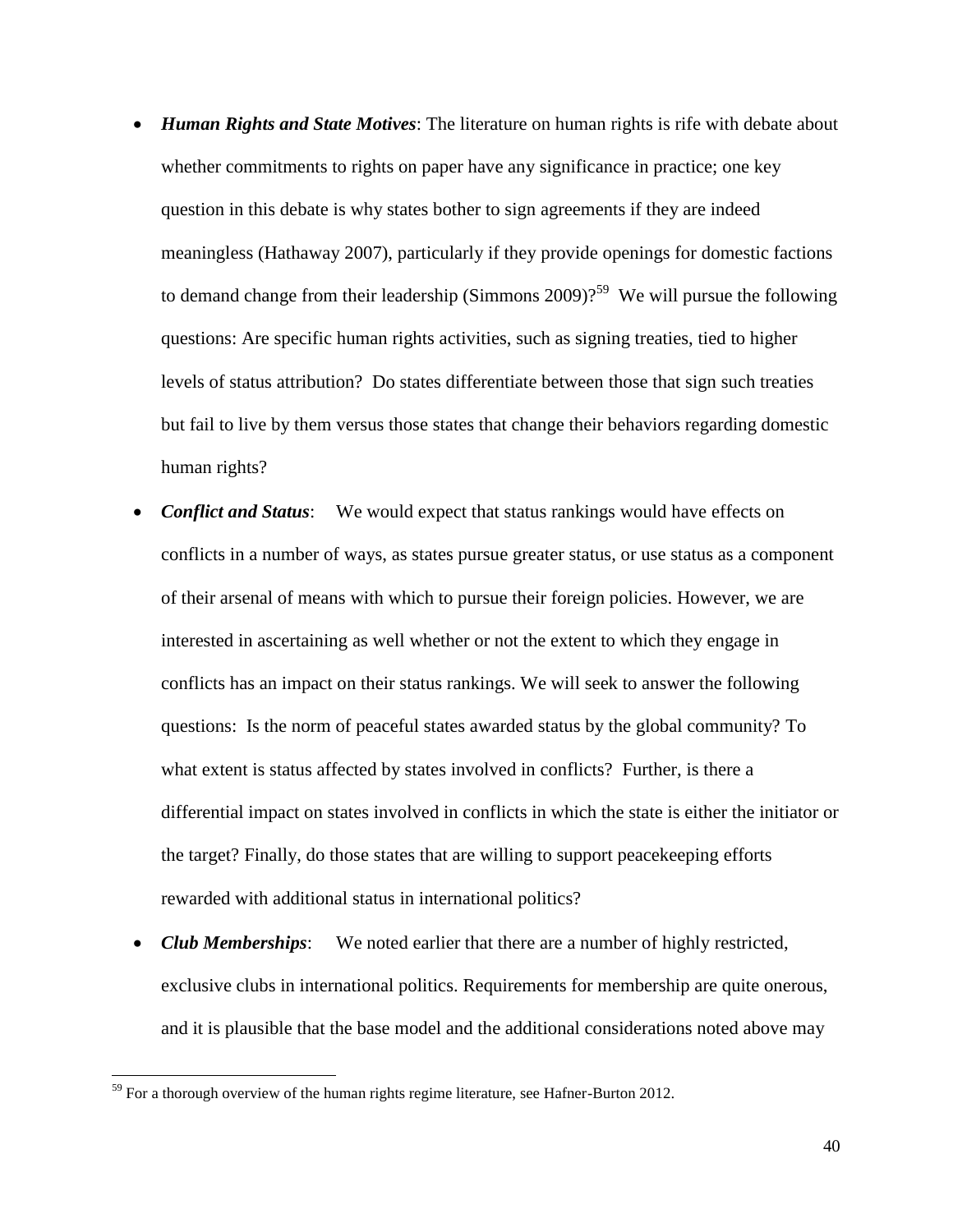- ***Human Rights and State Motives***: The literature on human rights is rife with debate about whether commitments to rights on paper have any significance in practice; one key question in this debate is why states bother to sign agreements if they are indeed meaningless (Hathaway 2007), particularly if they provide openings for domestic factions to demand change from their leadership (Simmons 2009)?[59] We will pursue the following questions: Are specific human rights activities, such as signing treaties, tied to higher levels of status attribution? Do states differentiate between those that sign such treaties but fail to live by them versus those states that change their behaviors regarding domestic human rights?

- ***Conflict and Status***: We would expect that status rankings would have effects on conflicts in a number of ways, as states pursue greater status, or use status as a component of their arsenal of means with which to pursue their foreign policies. However, we are interested in ascertaining as well whether or not the extent to which they engage in conflicts has an impact on their status rankings. We will seek to answer the following questions: Is the norm of peaceful states awarded status by the global community? To what extent is status affected by states involved in conflicts? Further, is there a differential impact on states involved in conflicts in which the state is either the initiator or the target? Finally, do those states that are willing to support peacekeeping efforts rewarded with additional status in international politics?

- ***Club Memberships***: We noted earlier that there are a number of highly restricted, exclusive clubs in international politics. Requirements for membership are quite onerous, and it is plausible that the base model and the additional considerations noted above may

[59] For a thorough overview of the human rights regime literature, see Hafner-Burton 2012.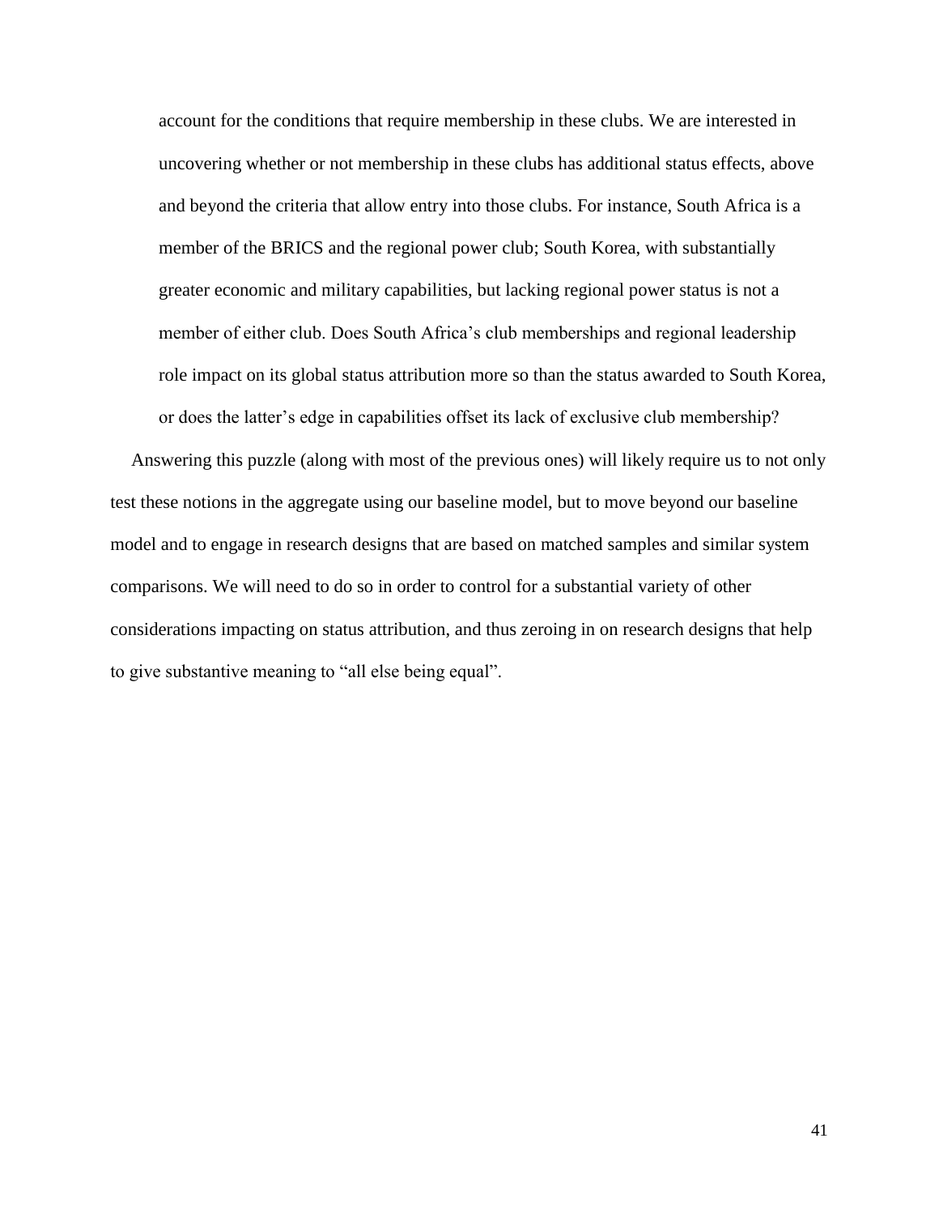account for the conditions that require membership in these clubs. We are interested in uncovering whether or not membership in these clubs has additional status effects, above and beyond the criteria that allow entry into those clubs. For instance, South Africa is a member of the BRICS and the regional power club; South Korea, with substantially greater economic and military capabilities, but lacking regional power status is not a member of either club. Does South Africa's club memberships and regional leadership role impact on its global status attribution more so than the status awarded to South Korea, or does the latter's edge in capabilities offset its lack of exclusive club membership?

Answering this puzzle (along with most of the previous ones) will likely require us to not only test these notions in the aggregate using our baseline model, but to move beyond our baseline model and to engage in research designs that are based on matched samples and similar system comparisons. We will need to do so in order to control for a substantial variety of other considerations impacting on status attribution, and thus zeroing in on research designs that help to give substantive meaning to "all else being equal".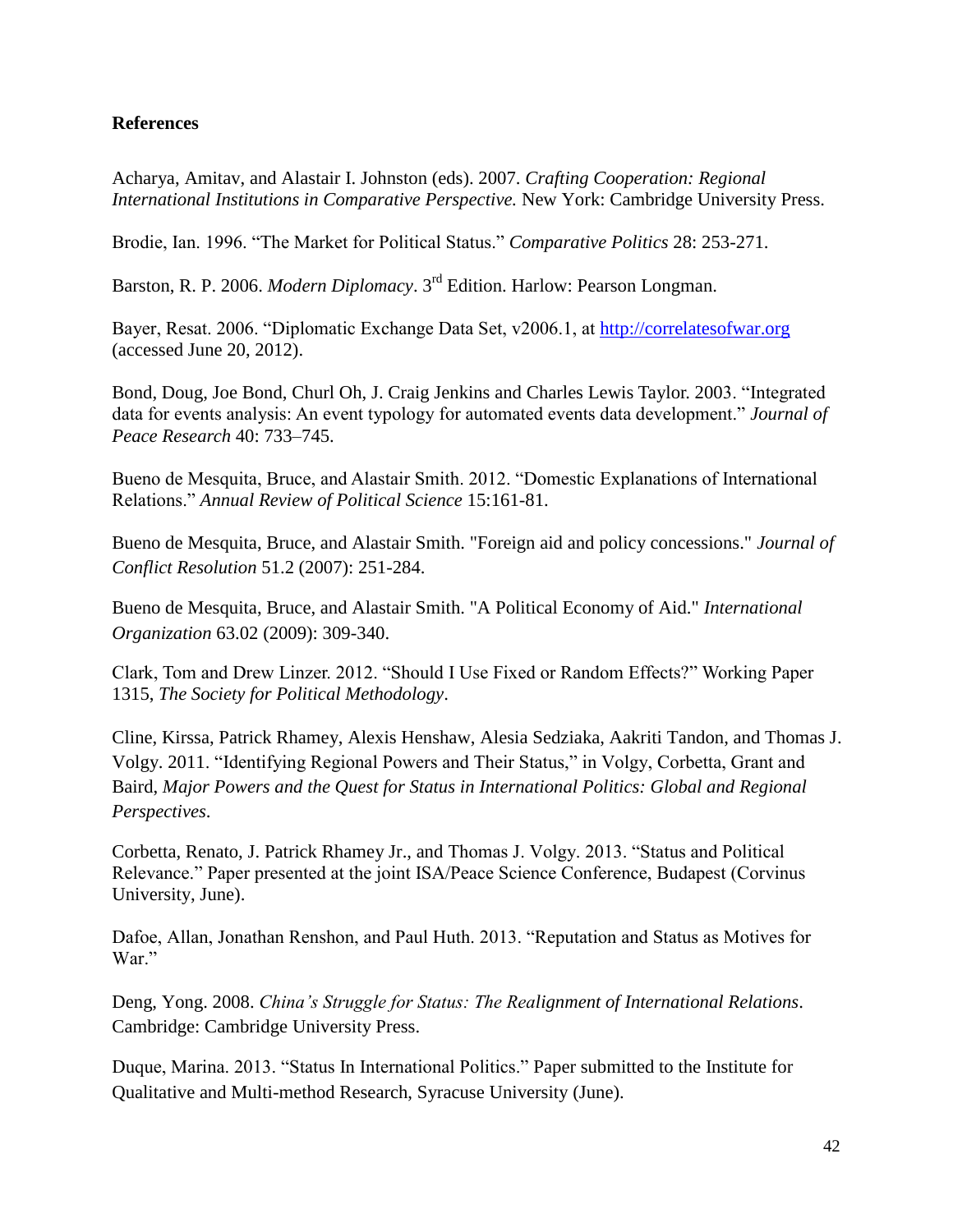**References**

Acharya, Amitav, and Alastair I. Johnston (eds). 2007. *Crafting Cooperation: Regional International Institutions in Comparative Perspective.* New York: Cambridge University Press.

Brodie, Ian. 1996. “The Market for Political Status.” *Comparative Politics* 28: 253-271.

Barston, R. P. 2006. *Modern Diplomacy*. 3rd Edition. Harlow: Pearson Longman.

Bayer, Resat. 2006. “Diplomatic Exchange Data Set, v2006.1, at http://correlatesofwar.org (accessed June 20, 2012).

Bond, Doug, Joe Bond, Churl Oh, J. Craig Jenkins and Charles Lewis Taylor. 2003. “Integrated data for events analysis: An event typology for automated events data development.” *Journal of Peace Research* 40: 733–745.

Bueno de Mesquita, Bruce, and Alastair Smith. 2012. “Domestic Explanations of International Relations.” *Annual Review of Political Science* 15:161-81.

Bueno de Mesquita, Bruce, and Alastair Smith. "Foreign aid and policy concessions." *Journal of Conflict Resolution* 51.2 (2007): 251-284.

Bueno de Mesquita, Bruce, and Alastair Smith. "A Political Economy of Aid." *International Organization* 63.02 (2009): 309-340.

Clark, Tom and Drew Linzer. 2012. “Should I Use Fixed or Random Effects?” Working Paper 1315, *The Society for Political Methodology*.

Cline, Kirssa, Patrick Rhamey, Alexis Henshaw, Alesia Sedziaka, Aakriti Tandon, and Thomas J. Volgy. 2011. “Identifying Regional Powers and Their Status,” in Volgy, Corbetta, Grant and Baird, *Major Powers and the Quest for Status in International Politics: Global and Regional Perspectives*.

Corbetta, Renato, J. Patrick Rhamey Jr., and Thomas J. Volgy. 2013. “Status and Political Relevance.” Paper presented at the joint ISA/Peace Science Conference, Budapest (Corvinus University, June).

Dafoe, Allan, Jonathan Renshon, and Paul Huth. 2013. “Reputation and Status as Motives for War.”

Deng, Yong. 2008. *China’s Struggle for Status: The Realignment of International Relations*. Cambridge: Cambridge University Press.

Duque, Marina. 2013. “Status In International Politics.” Paper submitted to the Institute for Qualitative and Multi-method Research, Syracuse University (June).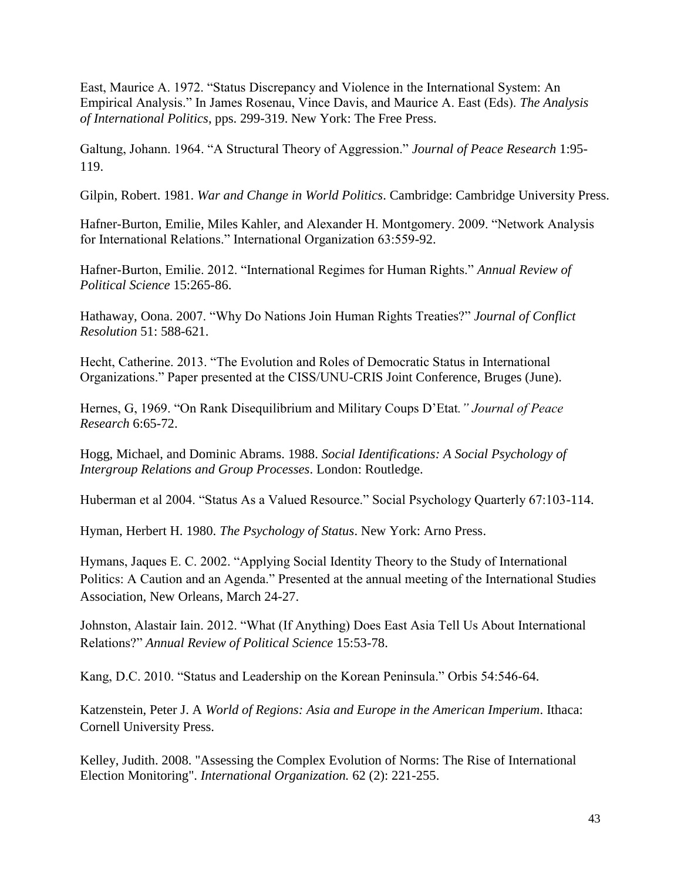East, Maurice A. 1972. "Status Discrepancy and Violence in the International System: An Empirical Analysis." In James Rosenau, Vince Davis, and Maurice A. East (Eds). *The Analysis of International Politics*, pps. 299-319. New York: The Free Press.

Galtung, Johann. 1964. "A Structural Theory of Aggression." *Journal of Peace Research* 1:95-119.

Gilpin, Robert. 1981. *War and Change in World Politics*. Cambridge: Cambridge University Press.

Hafner-Burton, Emilie, Miles Kahler, and Alexander H. Montgomery. 2009. "Network Analysis for International Relations." International Organization 63:559-92.

Hafner-Burton, Emilie. 2012. "International Regimes for Human Rights." *Annual Review of Political Science* 15:265-86.

Hathaway, Oona. 2007. "Why Do Nations Join Human Rights Treaties?" *Journal of Conflict Resolution* 51: 588-621.

Hecht, Catherine. 2013. "The Evolution and Roles of Democratic Status in International Organizations." Paper presented at the CISS/UNU-CRIS Joint Conference, Bruges (June).

Hernes, G, 1969. "On Rank Disequilibrium and Military Coups D'Etat*." Journal of Peace Research* 6:65-72.

Hogg, Michael, and Dominic Abrams. 1988. *Social Identifications: A Social Psychology of Intergroup Relations and Group Processes*. London: Routledge.

Huberman et al 2004. "Status As a Valued Resource." Social Psychology Quarterly 67:103-114.

Hyman, Herbert H. 1980. *The Psychology of Status*. New York: Arno Press.

Hymans, Jaques E. C. 2002. "Applying Social Identity Theory to the Study of International Politics: A Caution and an Agenda." Presented at the annual meeting of the International Studies Association, New Orleans, March 24-27.

Johnston, Alastair Iain. 2012. "What (If Anything) Does East Asia Tell Us About International Relations?" *Annual Review of Political Science* 15:53-78.

Kang, D.C. 2010. "Status and Leadership on the Korean Peninsula." Orbis 54:546-64.

Katzenstein, Peter J. A *World of Regions: Asia and Europe in the American Imperium*. Ithaca: Cornell University Press.

Kelley, Judith. 2008. "Assessing the Complex Evolution of Norms: The Rise of International Election Monitoring". *International Organization.* 62 (2): 221-255.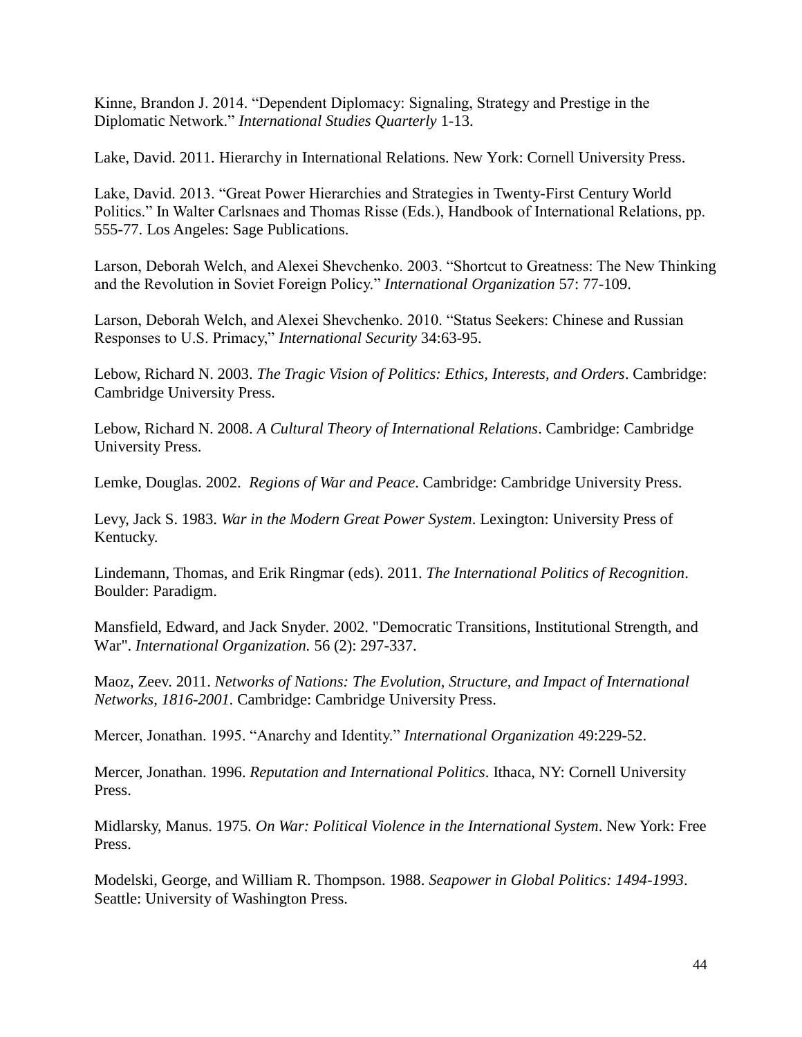Kinne, Brandon J. 2014. "Dependent Diplomacy: Signaling, Strategy and Prestige in the Diplomatic Network." *International Studies Quarterly* 1-13.

Lake, David. 2011. Hierarchy in International Relations. New York: Cornell University Press.

Lake, David. 2013. "Great Power Hierarchies and Strategies in Twenty-First Century World Politics." In Walter Carlsnaes and Thomas Risse (Eds.), Handbook of International Relations, pp. 555-77. Los Angeles: Sage Publications.

Larson, Deborah Welch, and Alexei Shevchenko. 2003. "Shortcut to Greatness: The New Thinking and the Revolution in Soviet Foreign Policy." *International Organization* 57: 77-109.

Larson, Deborah Welch, and Alexei Shevchenko. 2010. "Status Seekers: Chinese and Russian Responses to U.S. Primacy," *International Security* 34:63-95.

Lebow, Richard N. 2003. *The Tragic Vision of Politics: Ethics, Interests, and Orders*. Cambridge: Cambridge University Press.

Lebow, Richard N. 2008. *A Cultural Theory of International Relations*. Cambridge: Cambridge University Press.

Lemke, Douglas. 2002. *Regions of War and Peace*. Cambridge: Cambridge University Press.

Levy, Jack S. 1983. *War in the Modern Great Power System*. Lexington: University Press of Kentucky.

Lindemann, Thomas, and Erik Ringmar (eds). 2011. *The International Politics of Recognition*. Boulder: Paradigm.

Mansfield, Edward, and Jack Snyder. 2002. "Democratic Transitions, Institutional Strength, and War". *International Organization.* 56 (2): 297-337.

Maoz, Zeev. 2011. *Networks of Nations: The Evolution, Structure, and Impact of International Networks, 1816-2001.* Cambridge: Cambridge University Press.

Mercer, Jonathan. 1995. "Anarchy and Identity." *International Organization* 49:229-52.

Mercer, Jonathan. 1996. *Reputation and International Politics*. Ithaca, NY: Cornell University Press.

Midlarsky, Manus. 1975. *On War: Political Violence in the International System*. New York: Free Press.

Modelski, George, and William R. Thompson. 1988. *Seapower in Global Politics: 1494-1993*. Seattle: University of Washington Press.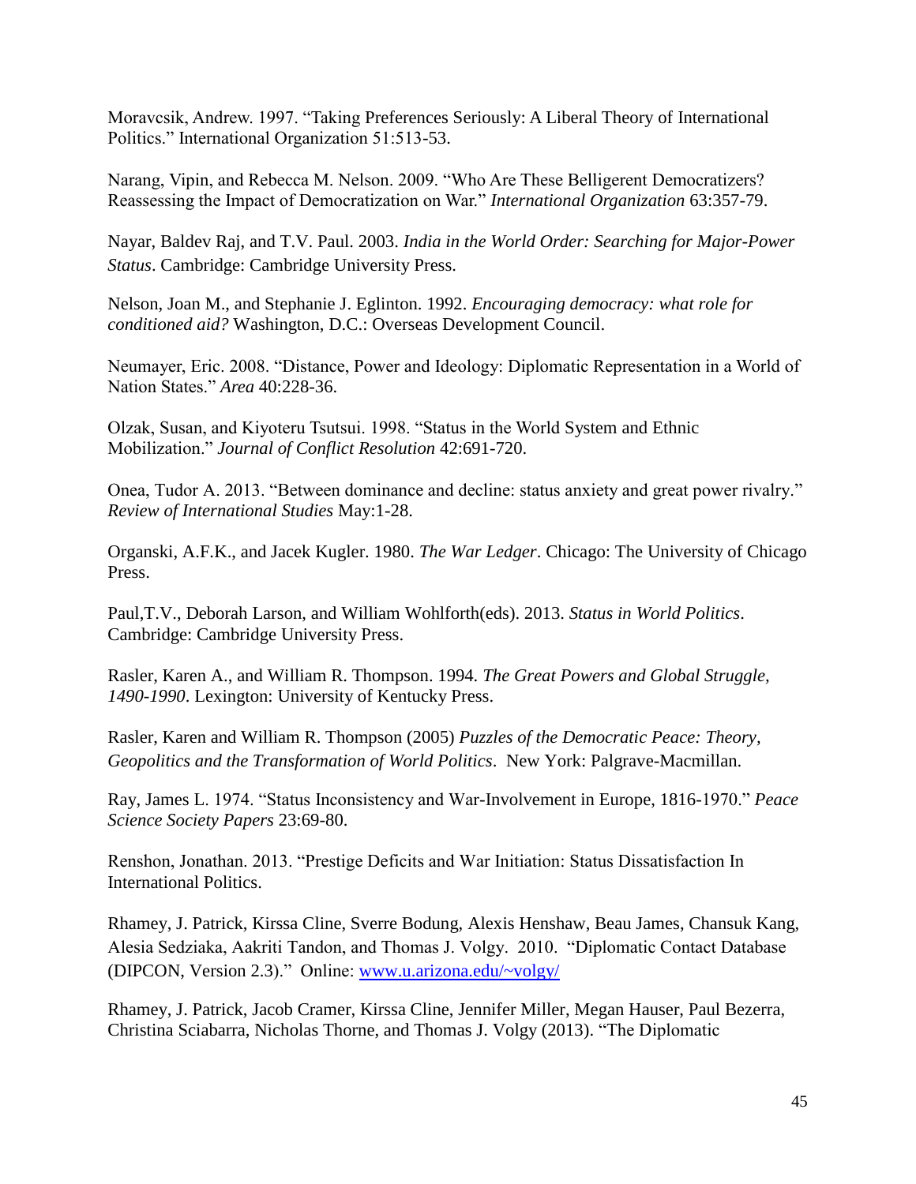Moravcsik, Andrew. 1997. "Taking Preferences Seriously: A Liberal Theory of International Politics." International Organization 51:513-53.

Narang, Vipin, and Rebecca M. Nelson. 2009. "Who Are These Belligerent Democratizers? Reassessing the Impact of Democratization on War." *International Organization* 63:357-79.

Nayar, Baldev Raj, and T.V. Paul. 2003. *India in the World Order: Searching for Major-Power Status*. Cambridge: Cambridge University Press.

Nelson, Joan M., and Stephanie J. Eglinton. 1992. *Encouraging democracy: what role for conditioned aid?* Washington, D.C.: Overseas Development Council.

Neumayer, Eric. 2008. "Distance, Power and Ideology: Diplomatic Representation in a World of Nation States." *Area* 40:228-36.

Olzak, Susan, and Kiyoteru Tsutsui. 1998. "Status in the World System and Ethnic Mobilization." *Journal of Conflict Resolution* 42:691-720.

Onea, Tudor A. 2013. "Between dominance and decline: status anxiety and great power rivalry." *Review of International Studies* May:1-28.

Organski, A.F.K., and Jacek Kugler. 1980. *The War Ledger*. Chicago: The University of Chicago Press.

Paul,T.V., Deborah Larson, and William Wohlforth(eds). 2013. *Status in World Politics*. Cambridge: Cambridge University Press.

Rasler, Karen A., and William R. Thompson. 1994. *The Great Powers and Global Struggle, 1490-1990*. Lexington: University of Kentucky Press.

Rasler, Karen and William R. Thompson (2005) *Puzzles of the Democratic Peace: Theory, Geopolitics and the Transformation of World Politics*. New York: Palgrave-Macmillan.

Ray, James L. 1974. "Status Inconsistency and War-Involvement in Europe, 1816-1970." *Peace Science Society Papers* 23:69-80.

Renshon, Jonathan. 2013. "Prestige Deficits and War Initiation: Status Dissatisfaction In International Politics.

Rhamey, J. Patrick, Kirssa Cline, Sverre Bodung, Alexis Henshaw, Beau James, Chansuk Kang, Alesia Sedziaka, Aakriti Tandon, and Thomas J. Volgy. 2010. "Diplomatic Contact Database (DIPCON, Version 2.3)." Online: [www.u.arizona.edu/~volgy/](www.u.arizona.edu/~volgy/)

Rhamey, J. Patrick, Jacob Cramer, Kirssa Cline, Jennifer Miller, Megan Hauser, Paul Bezerra, Christina Sciabarra, Nicholas Thorne, and Thomas J. Volgy (2013). "The Diplomatic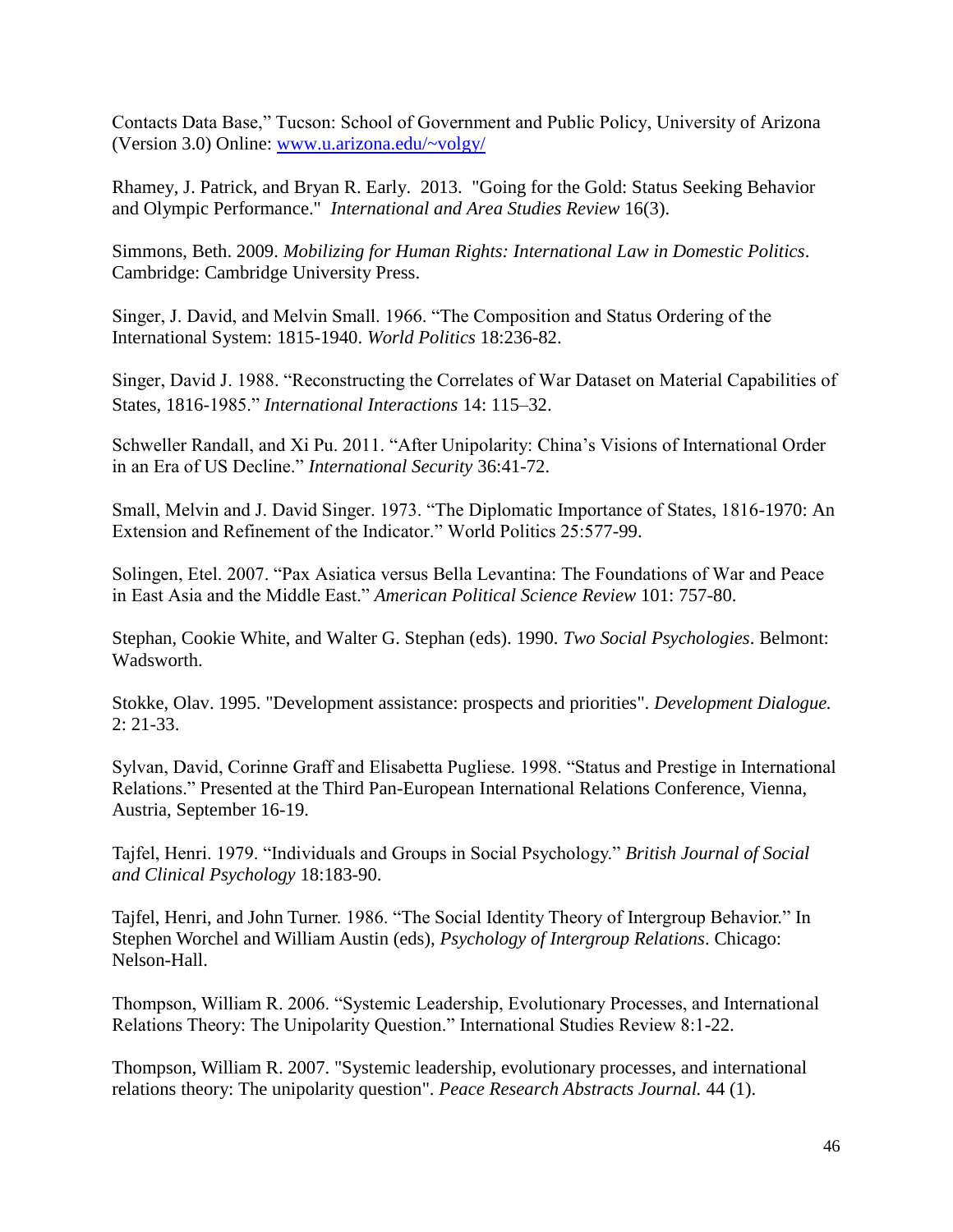Contacts Data Base," Tucson: School of Government and Public Policy, University of Arizona (Version 3.0) Online: www.u.arizona.edu/~volgy/

Rhamey, J. Patrick, and Bryan R. Early. 2013. "Going for the Gold: Status Seeking Behavior and Olympic Performance." *International and Area Studies Review* 16(3).

Simmons, Beth. 2009. *Mobilizing for Human Rights: International Law in Domestic Politics*. Cambridge: Cambridge University Press.

Singer, J. David, and Melvin Small. 1966. "The Composition and Status Ordering of the International System: 1815-1940. *World Politics* 18:236-82.

Singer, David J. 1988. "Reconstructing the Correlates of War Dataset on Material Capabilities of States, 1816-1985." *International Interactions* 14: 115–32.

Schweller Randall, and Xi Pu. 2011. "After Unipolarity: China's Visions of International Order in an Era of US Decline." *International Security* 36:41-72.

Small, Melvin and J. David Singer. 1973. "The Diplomatic Importance of States, 1816-1970: An Extension and Refinement of the Indicator." World Politics 25:577-99.

Solingen, Etel. 2007. "Pax Asiatica versus Bella Levantina: The Foundations of War and Peace in East Asia and the Middle East." *American Political Science Review* 101: 757-80.

Stephan, Cookie White, and Walter G. Stephan (eds). 1990. *Two Social Psychologies*. Belmont: Wadsworth.

Stokke, Olav. 1995. "Development assistance: prospects and priorities". *Development Dialogue.* 2: 21-33.

Sylvan, David, Corinne Graff and Elisabetta Pugliese. 1998. "Status and Prestige in International Relations." Presented at the Third Pan-European International Relations Conference, Vienna, Austria, September 16-19.

Tajfel, Henri. 1979. "Individuals and Groups in Social Psychology." *British Journal of Social and Clinical Psychology* 18:183-90.

Tajfel, Henri, and John Turner. 1986. "The Social Identity Theory of Intergroup Behavior." In Stephen Worchel and William Austin (eds), *Psychology of Intergroup Relations*. Chicago: Nelson-Hall.

Thompson, William R. 2006. "Systemic Leadership, Evolutionary Processes, and International Relations Theory: The Unipolarity Question." International Studies Review 8:1-22.

Thompson, William R. 2007. "Systemic leadership, evolutionary processes, and international relations theory: The unipolarity question". *Peace Research Abstracts Journal.* 44 (1).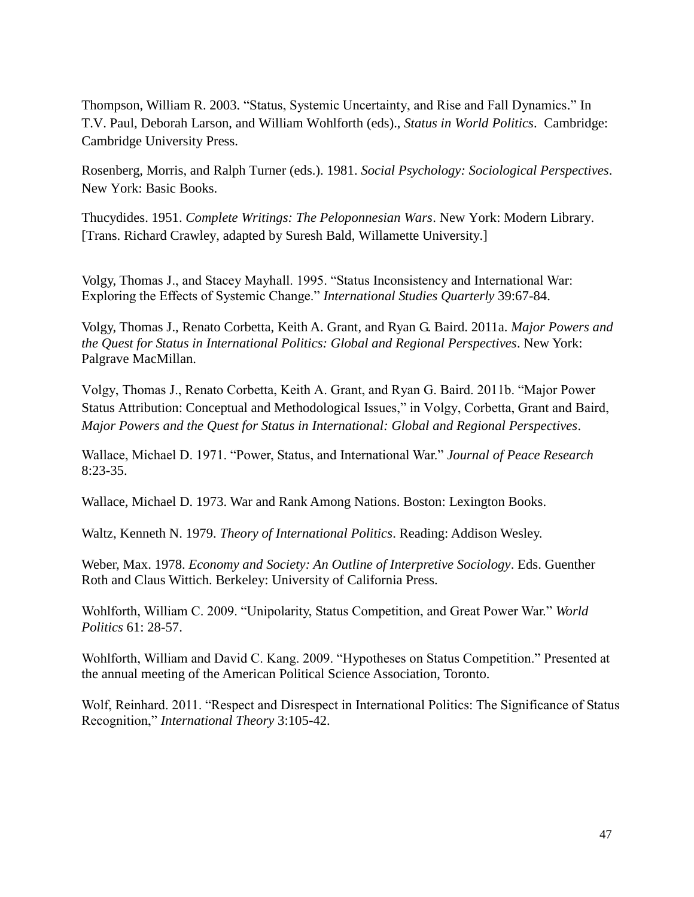Thompson, William R. 2003. “Status, Systemic Uncertainty, and Rise and Fall Dynamics.” In T.V. Paul, Deborah Larson, and William Wohlforth (eds)., *Status in World Politics*. Cambridge: Cambridge University Press.

Rosenberg, Morris, and Ralph Turner (eds.). 1981. *Social Psychology: Sociological Perspectives*. New York: Basic Books.

Thucydides. 1951. *Complete Writings: The Peloponnesian Wars*. New York: Modern Library. [Trans. Richard Crawley, adapted by Suresh Bald, Willamette University.]

Volgy, Thomas J., and Stacey Mayhall. 1995. “Status Inconsistency and International War: Exploring the Effects of Systemic Change.” *International Studies Quarterly* 39:67-84.

Volgy, Thomas J., Renato Corbetta, Keith A. Grant, and Ryan G. Baird. 2011a. *Major Powers and the Quest for Status in International Politics: Global and Regional Perspectives*. New York: Palgrave MacMillan.

Volgy, Thomas J., Renato Corbetta, Keith A. Grant, and Ryan G. Baird. 2011b. “Major Power Status Attribution: Conceptual and Methodological Issues,” in Volgy, Corbetta, Grant and Baird, *Major Powers and the Quest for Status in International: Global and Regional Perspectives*.

Wallace, Michael D. 1971. “Power, Status, and International War.” *Journal of Peace Research* 8:23-35.

Wallace, Michael D. 1973. War and Rank Among Nations. Boston: Lexington Books.

Waltz, Kenneth N. 1979. *Theory of International Politics*. Reading: Addison Wesley.

Weber, Max. 1978. *Economy and Society: An Outline of Interpretive Sociology*. Eds. Guenther Roth and Claus Wittich. Berkeley: University of California Press.

Wohlforth, William C. 2009. “Unipolarity, Status Competition, and Great Power War.” *World Politics* 61: 28-57.

Wohlforth, William and David C. Kang. 2009. “Hypotheses on Status Competition.” Presented at the annual meeting of the American Political Science Association, Toronto.

Wolf, Reinhard. 2011. “Respect and Disrespect in International Politics: The Significance of Status Recognition,” *International Theory* 3:105-42.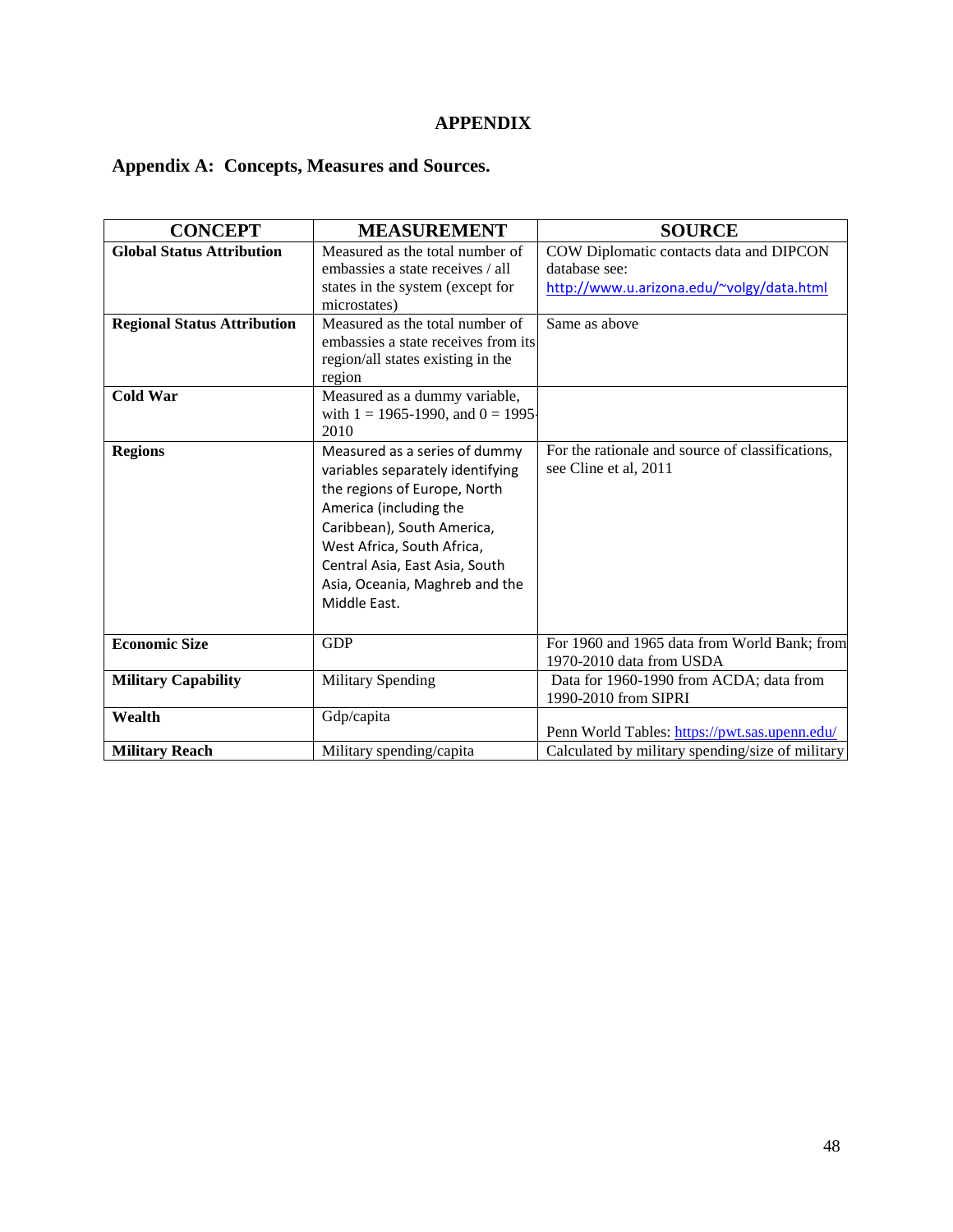# APPENDIX

## Appendix A: Concepts, Measures and Sources.

| CONCEPT | MEASUREMENT | SOURCE |
|---|---|---|
| **Global Status Attribution** | Measured as the total number of embassies a state receives / all states in the system (except for microstates) | COW Diplomatic contacts data and DIPCON database see: http://www.u.arizona.edu/~volgy/data.html |
| **Regional Status Attribution** | Measured as the total number of embassies a state receives from its region/all states existing in the region | Same as above |
| **Cold War** | Measured as a dummy variable, with 1 = 1965-1990, and 0 = 1995-2010 | |
| **Regions** | Measured as a series of dummy variables separately identifying the regions of Europe, North America (including the Caribbean), South America, West Africa, South Africa, Central Asia, East Asia, South Asia, Oceania, Maghreb and the Middle East. | For the rationale and source of classifications, see Cline et al, 2011 |
| **Economic Size** | GDP | For 1960 and 1965 data from World Bank; from 1970-2010 data from USDA |
| **Military Capability** | Military Spending | Data for 1960-1990 from ACDA; data from 1990-2010 from SIPRI |
| **Wealth** | Gdp/capita | Penn World Tables: https://pwt.sas.upenn.edu/ |
| **Military Reach** | Military spending/capita | Calculated by military spending/size of military |